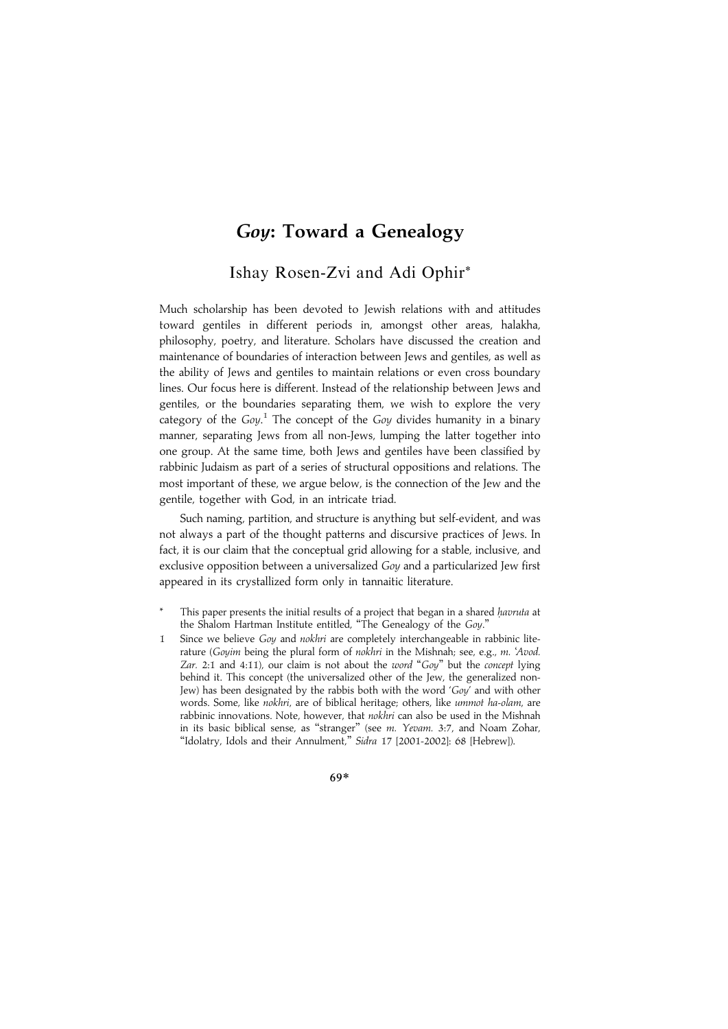# *Goy*: Toward a Genealogy

Ishay Rosen-Zvi and Adi Ophir*

Much scholarship has been devoted to Jewish relations with and attitudes toward gentiles in different periods in, amongst other areas, halakha, philosophy, poetry, and literature. Scholars have discussed the creation and maintenance of boundaries of interaction between Jews and gentiles, as well as the ability of Jews and gentiles to maintain relations or even cross boundary lines. Our focus here is different. Instead of the relationship between Jews and gentiles, or the boundaries separating them, we wish to explore the very category of the *Goy*.[1] The concept of the *Goy* divides humanity in a binary manner, separating Jews from all non-Jews, lumping the latter together into one group. At the same time, both Jews and gentiles have been classified by rabbinic Judaism as part of a series of structural oppositions and relations. The most important of these, we argue below, is the connection of the Jew and the gentile, together with God, in an intricate triad.

Such naming, partition, and structure is anything but self-evident, and was not always a part of the thought patterns and discursive practices of Jews. In fact, it is our claim that the conceptual grid allowing for a stable, inclusive, and exclusive opposition between a universalized *Goy* and a particularized Jew first appeared in its crystallized form only in tannaitic literature.

\* This paper presents the initial results of a project that began in a shared *ḥavruta* at the Shalom Hartman Institute entitled, "The Genealogy of the *Goy*."

1 Since we believe *Goy* and *nokhri* are completely interchangeable in rabbinic literature (*Goyim* being the plural form of *nokhri* in the Mishnah; see, e.g., *m. 'Avod. Zar.* 2:1 and 4:11), our claim is not about the *word* "*Goy*" but the *concept* lying behind it. This concept (the universalized other of the Jew, the generalized non-Jew) has been designated by the rabbis both with the word '*Goy*' and with other words. Some, like *nokhri*, are of biblical heritage; others, like *ummot ha-olam*, are rabbinic innovations. Note, however, that *nokhri* can also be used in the Mishnah in its basic biblical sense, as "stranger" (see *m. Yevam.* 3:7, and Noam Zohar, "Idolatry, Idols and their Annulment," *Sidra* 17 [2001-2002]: 68 [Hebrew]).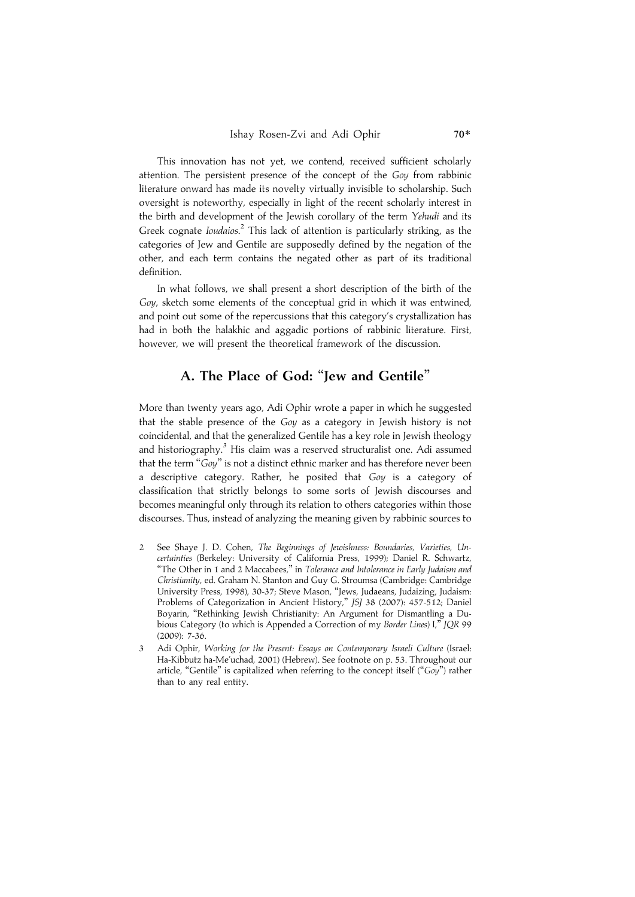This innovation has not yet, we contend, received sufficient scholarly attention. The persistent presence of the concept of the *Goy* from rabbinic literature onward has made its novelty virtually invisible to scholarship. Such oversight is noteworthy, especially in light of the recent scholarly interest in the birth and development of the Jewish corollary of the term *Yehudi* and its Greek cognate *Ioudaios*.[2] This lack of attention is particularly striking, as the categories of Jew and Gentile are supposedly defined by the negation of the other, and each term contains the negated other as part of its traditional definition.

In what follows, we shall present a short description of the birth of the *Goy*, sketch some elements of the conceptual grid in which it was entwined, and point out some of the repercussions that this category's crystallization has had in both the halakhic and aggadic portions of rabbinic literature. First, however, we will present the theoretical framework of the discussion.

## A. The Place of God: "Jew and Gentile"

More than twenty years ago, Adi Ophir wrote a paper in which he suggested that the stable presence of the *Goy* as a category in Jewish history is not coincidental, and that the generalized Gentile has a key role in Jewish theology and historiography.[3] His claim was a reserved structuralist one. Adi assumed that the term "*Goy*" is not a distinct ethnic marker and has therefore never been a descriptive category. Rather, he posited that *Goy* is a category of classification that strictly belongs to some sorts of Jewish discourses and becomes meaningful only through its relation to others categories within those discourses. Thus, instead of analyzing the meaning given by rabbinic sources to

2 See Shaye J. D. Cohen, *The Beginnings of Jewishness: Boundaries, Varieties, Uncertainties* (Berkeley: University of California Press, 1999); Daniel R. Schwartz, "The Other in 1 and 2 Maccabees," in *Tolerance and Intolerance in Early Judaism and Christianity*, ed. Graham N. Stanton and Guy G. Stroumsa (Cambridge: Cambridge University Press, 1998), 30-37; Steve Mason, "Jews, Judaeans, Judaizing, Judaism: Problems of Categorization in Ancient History," *JSJ* 38 (2007): 457-512; Daniel Boyarin, "Rethinking Jewish Christianity: An Argument for Dismantling a Dubious Category (to which is Appended a Correction of my *Border Lines*) I," *JQR* 99 (2009): 7-36.

3 Adi Ophir, *Working for the Present: Essays on Contemporary Israeli Culture* (Israel: Ha-Kibbutz ha-Me'uchad, 2001) (Hebrew). See footnote on p. 53. Throughout our article, "Gentile" is capitalized when referring to the concept itself ("*Goy*") rather than to any real entity.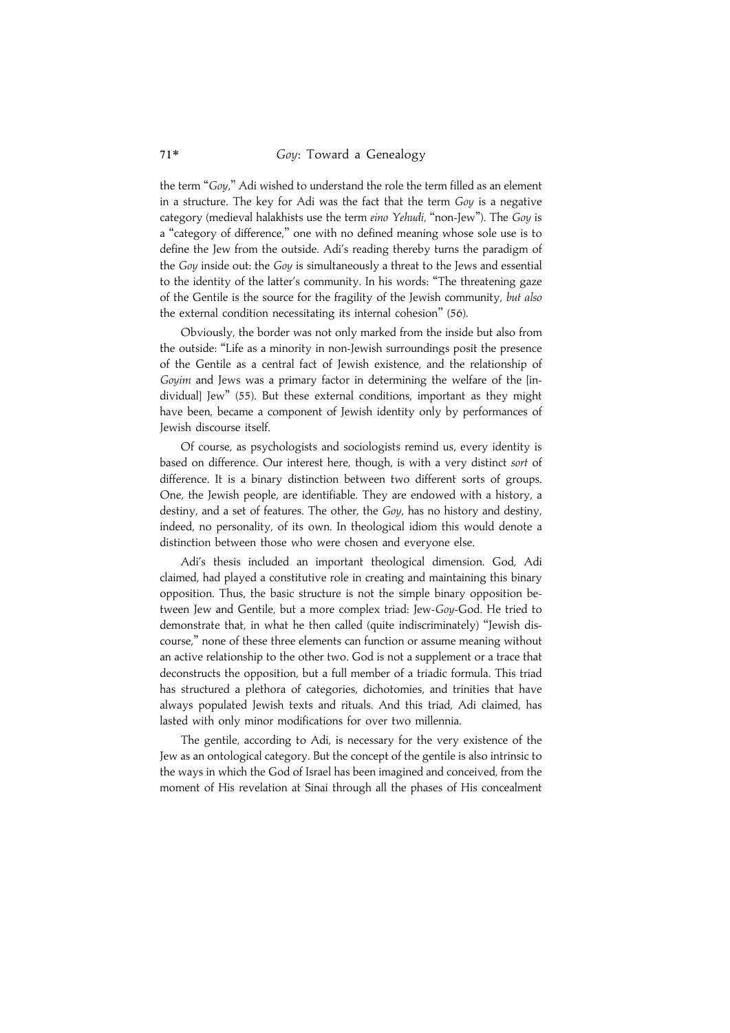the term "*Goy*," Adi wished to understand the role the term filled as an element in a structure. The key for Adi was the fact that the term *Goy* is a negative category (medieval halakhists use the term *eino Yehudi*, "non-Jew"). The *Goy* is a "category of difference," one with no defined meaning whose sole use is to define the Jew from the outside. Adi's reading thereby turns the paradigm of the *Goy* inside out: the *Goy* is simultaneously a threat to the Jews and essential to the identity of the latter's community. In his words: "The threatening gaze of the Gentile is the source for the fragility of the Jewish community, *but also* the external condition necessitating its internal cohesion" (56).

Obviously, the border was not only marked from the inside but also from the outside: "Life as a minority in non-Jewish surroundings posit the presence of the Gentile as a central fact of Jewish existence, and the relationship of *Goyim* and Jews was a primary factor in determining the welfare of the [individual] Jew" (55). But these external conditions, important as they might have been, became a component of Jewish identity only by performances of Jewish discourse itself.

Of course, as psychologists and sociologists remind us, every identity is based on difference. Our interest here, though, is with a very distinct *sort* of difference. It is a binary distinction between two different sorts of groups. One, the Jewish people, are identifiable. They are endowed with a history, a destiny, and a set of features. The other, the *Goy*, has no history and destiny, indeed, no personality, of its own. In theological idiom this would denote a distinction between those who were chosen and everyone else.

Adi's thesis included an important theological dimension. God, Adi claimed, had played a constitutive role in creating and maintaining this binary opposition. Thus, the basic structure is not the simple binary opposition between Jew and Gentile, but a more complex triad: Jew-*Goy*-God. He tried to demonstrate that, in what he then called (quite indiscriminately) "Jewish discourse," none of these three elements can function or assume meaning without an active relationship to the other two. God is not a supplement or a trace that deconstructs the opposition, but a full member of a triadic formula. This triad has structured a plethora of categories, dichotomies, and trinities that have always populated Jewish texts and rituals. And this triad, Adi claimed, has lasted with only minor modifications for over two millennia.

The gentile, according to Adi, is necessary for the very existence of the Jew as an ontological category. But the concept of the gentile is also intrinsic to the ways in which the God of Israel has been imagined and conceived, from the moment of His revelation at Sinai through all the phases of His concealment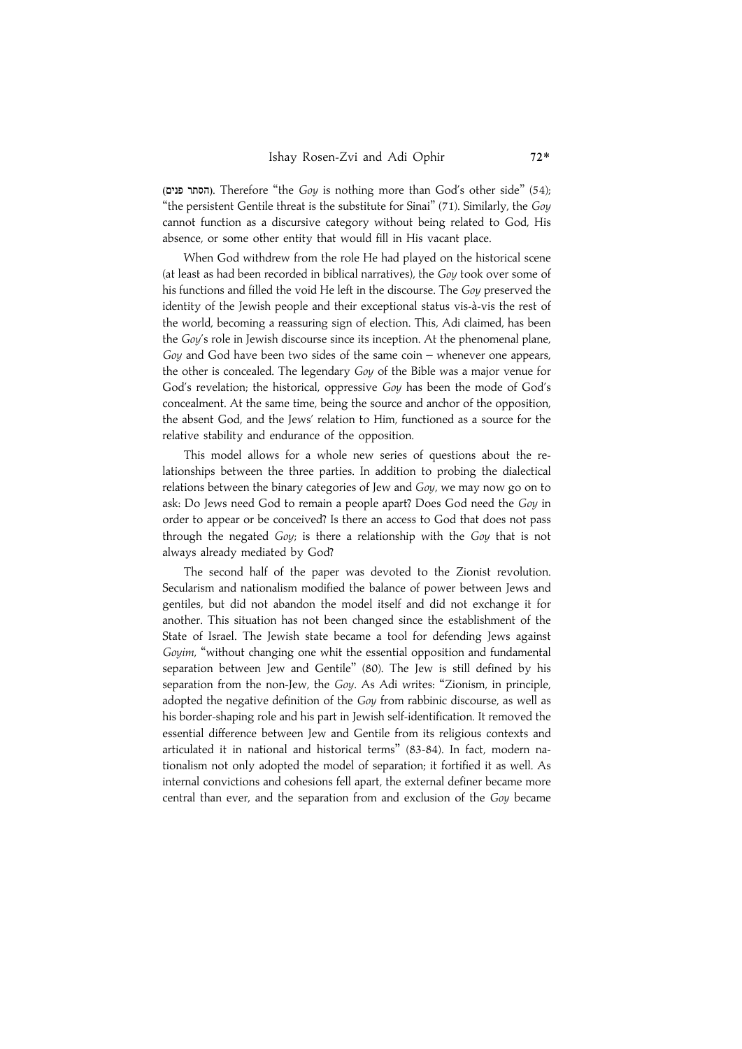(הסתר פנים). Therefore "the *Goy* is nothing more than God's other side" (54); "the persistent Gentile threat is the substitute for Sinai" (71). Similarly, the *Goy* cannot function as a discursive category without being related to God, His absence, or some other entity that would fill in His vacant place.

When God withdrew from the role He had played on the historical scene (at least as had been recorded in biblical narratives), the *Goy* took over some of his functions and filled the void He left in the discourse. The *Goy* preserved the identity of the Jewish people and their exceptional status vis-à-vis the rest of the world, becoming a reassuring sign of election. This, Adi claimed, has been the *Goy*'s role in Jewish discourse since its inception. At the phenomenal plane, *Goy* and God have been two sides of the same coin – whenever one appears, the other is concealed. The legendary *Goy* of the Bible was a major venue for God's revelation; the historical, oppressive *Goy* has been the mode of God's concealment. At the same time, being the source and anchor of the opposition, the absent God, and the Jews' relation to Him, functioned as a source for the relative stability and endurance of the opposition.

This model allows for a whole new series of questions about the relationships between the three parties. In addition to probing the dialectical relations between the binary categories of Jew and *Goy*, we may now go on to ask: Do Jews need God to remain a people apart? Does God need the *Goy* in order to appear or be conceived? Is there an access to God that does not pass through the negated *Goy*; is there a relationship with the *Goy* that is not always already mediated by God?

The second half of the paper was devoted to the Zionist revolution. Secularism and nationalism modified the balance of power between Jews and gentiles, but did not abandon the model itself and did not exchange it for another. This situation has not been changed since the establishment of the State of Israel. The Jewish state became a tool for defending Jews against *Goyim*, "without changing one whit the essential opposition and fundamental separation between Jew and Gentile" (80). The Jew is still defined by his separation from the non-Jew, the *Goy*. As Adi writes: "Zionism, in principle, adopted the negative definition of the *Goy* from rabbinic discourse, as well as his border-shaping role and his part in Jewish self-identification. It removed the essential difference between Jew and Gentile from its religious contexts and articulated it in national and historical terms" (83-84). In fact, modern nationalism not only adopted the model of separation; it fortified it as well. As internal convictions and cohesions fell apart, the external definer became more central than ever, and the separation from and exclusion of the *Goy* became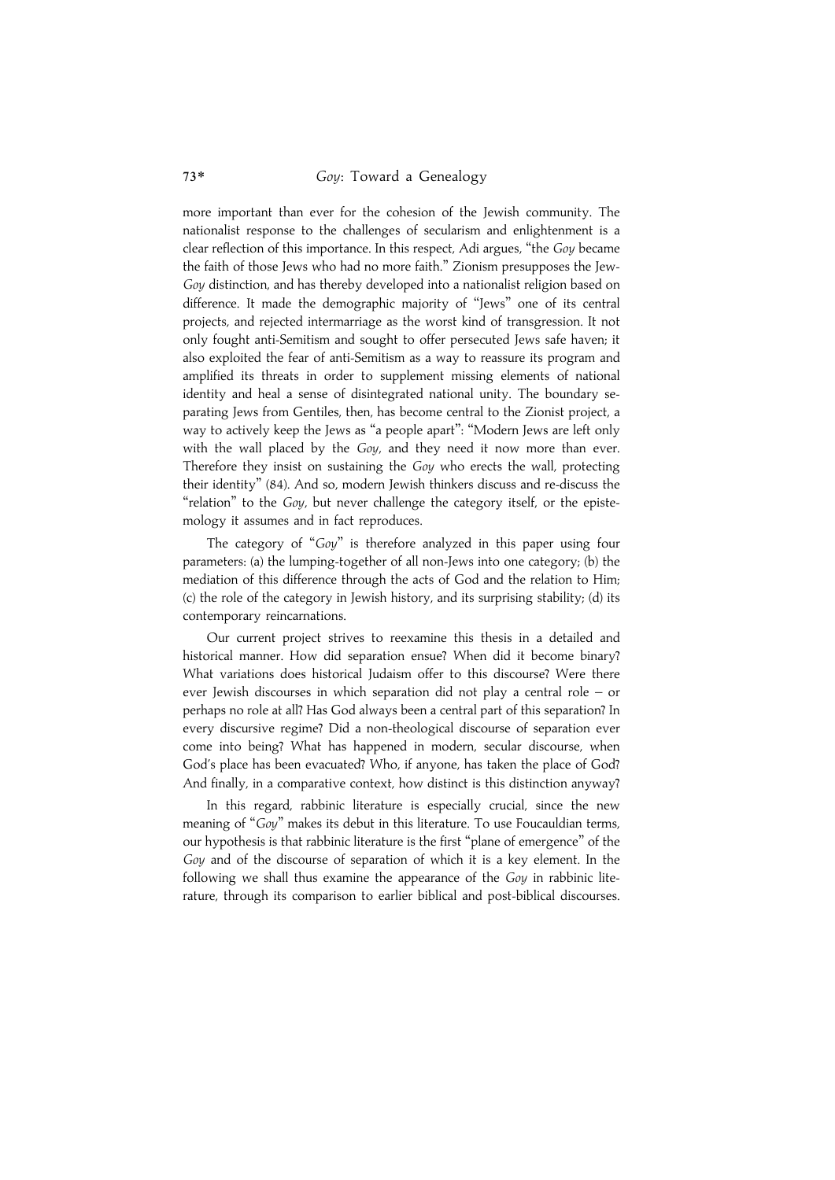more important than ever for the cohesion of the Jewish community. The nationalist response to the challenges of secularism and enlightenment is a clear reflection of this importance. In this respect, Adi argues, "the *Goy* became the faith of those Jews who had no more faith." Zionism presupposes the Jew-*Goy* distinction, and has thereby developed into a nationalist religion based on difference. It made the demographic majority of "Jews" one of its central projects, and rejected intermarriage as the worst kind of transgression. It not only fought anti-Semitism and sought to offer persecuted Jews safe haven; it also exploited the fear of anti-Semitism as a way to reassure its program and amplified its threats in order to supplement missing elements of national identity and heal a sense of disintegrated national unity. The boundary separating Jews from Gentiles, then, has become central to the Zionist project, a way to actively keep the Jews as "a people apart": "Modern Jews are left only with the wall placed by the *Goy*, and they need it now more than ever. Therefore they insist on sustaining the *Goy* who erects the wall, protecting their identity" (84). And so, modern Jewish thinkers discuss and re-discuss the "relation" to the *Goy*, but never challenge the category itself, or the epistemology it assumes and in fact reproduces.

The category of "*Goy*" is therefore analyzed in this paper using four parameters: (a) the lumping-together of all non-Jews into one category; (b) the mediation of this difference through the acts of God and the relation to Him; (c) the role of the category in Jewish history, and its surprising stability; (d) its contemporary reincarnations.

Our current project strives to reexamine this thesis in a detailed and historical manner. How did separation ensue? When did it become binary? What variations does historical Judaism offer to this discourse? Were there ever Jewish discourses in which separation did not play a central role – or perhaps no role at all? Has God always been a central part of this separation? In every discursive regime? Did a non-theological discourse of separation ever come into being? What has happened in modern, secular discourse, when God's place has been evacuated? Who, if anyone, has taken the place of God? And finally, in a comparative context, how distinct is this distinction anyway?

In this regard, rabbinic literature is especially crucial, since the new meaning of "*Goy*" makes its debut in this literature. To use Foucauldian terms, our hypothesis is that rabbinic literature is the first "plane of emergence" of the *Goy* and of the discourse of separation of which it is a key element. In the following we shall thus examine the appearance of the *Goy* in rabbinic literature, through its comparison to earlier biblical and post-biblical discourses.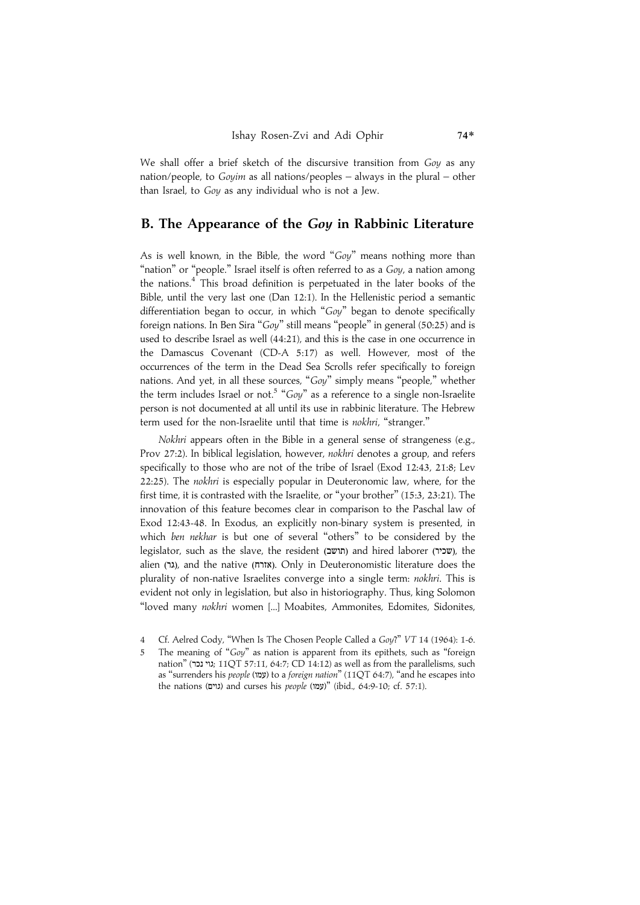We shall offer a brief sketch of the discursive transition from *Goy* as any nation/people, to *Goyim* as all nations/peoples – always in the plural – other than Israel, to *Goy* as any individual who is not a Jew.

## B. The Appearance of the *Goy* in Rabbinic Literature

As is well known, in the Bible, the word "*Goy*" means nothing more than "nation" or "people." Israel itself is often referred to as a *Goy*, a nation among the nations.[4] This broad definition is perpetuated in the later books of the Bible, until the very last one (Dan 12:1). In the Hellenistic period a semantic differentiation began to occur, in which "*Goy*" began to denote specifically foreign nations. In Ben Sira "*Goy*" still means "people" in general (50:25) and is used to describe Israel as well (44:21), and this is the case in one occurrence in the Damascus Covenant (CD-A 5:17) as well. However, most of the occurrences of the term in the Dead Sea Scrolls refer specifically to foreign nations. And yet, in all these sources, "*Goy*" simply means "people," whether the term includes Israel or not.[5] "*Goy*" as a reference to a single non-Israelite person is not documented at all until its use in rabbinic literature. The Hebrew term used for the non-Israelite until that time is *nokhri*, "stranger."

*Nokhri* appears often in the Bible in a general sense of strangeness (e.g., Prov 27:2). In biblical legislation, however, *nokhri* denotes a group, and refers specifically to those who are not of the tribe of Israel (Exod 12:43, 21:8; Lev 22:25). The *nokhri* is especially popular in Deuteronomic law, where, for the first time, it is contrasted with the Israelite, or "your brother" (15:3, 23:21). The innovation of this feature becomes clear in comparison to the Paschal law of Exod 12:43-48. In Exodus, an explicitly non-binary system is presented, in which *ben nekhar* is but one of several "others" to be considered by the legislator, such as the slave, the resident (תושב) and hired laborer (שכיר), the alien (גר), and the native (אזרח). Only in Deuteronomistic literature does the plurality of non-native Israelites converge into a single term: *nokhri*. This is evident not only in legislation, but also in historiography. Thus, king Solomon "loved many *nokhri* women [...] Moabites, Ammonites, Edomites, Sidonites,

4 Cf. Aelred Cody, "When Is The Chosen People Called a *Goy*?" *VT* 14 (1964): 1-6.

5 The meaning of "*Goy*" as nation is apparent from its epithets, such as "foreign nation" (גוי נכר; 11QT 57:11, 64:7; CD 14:12) as well as from the parallelisms, such as "surrenders his *people* (עמו) to a *foreign nation*" (11QT 64:7), "and he escapes into the nations (גוים) and curses his *people* (עמו)" (ibid., 64:9-10; cf. 57:1).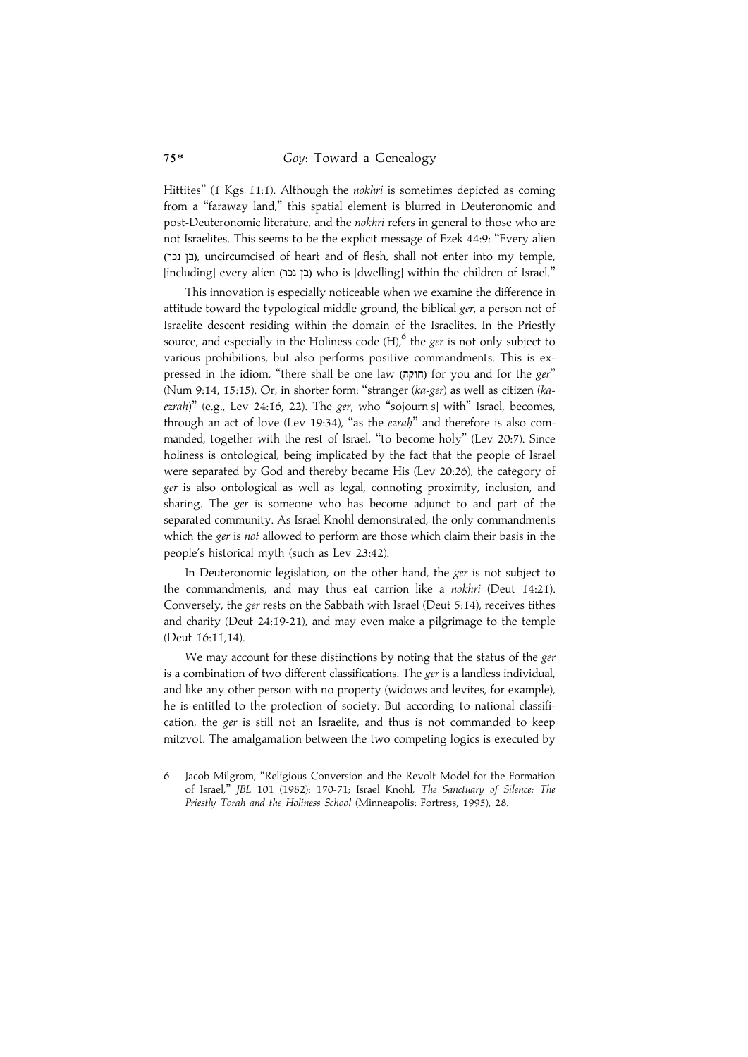Hittites" (1 Kgs 11:1). Although the *nokhri* is sometimes depicted as coming from a "faraway land," this spatial element is blurred in Deuteronomic and post-Deuteronomic literature, and the *nokhri* refers in general to those who are not Israelites. This seems to be the explicit message of Ezek 44:9: "Every alien (בן נכר), uncircumcised of heart and of flesh, shall not enter into my temple, [including] every alien (בן נכר) who is [dwelling] within the children of Israel."

This innovation is especially noticeable when we examine the difference in attitude toward the typological middle ground, the biblical *ger*, a person not of Israelite descent residing within the domain of the Israelites. In the Priestly source, and especially in the Holiness code (H),[6] the *ger* is not only subject to various prohibitions, but also performs positive commandments. This is expressed in the idiom, "there shall be one law (חוקה) for you and for the *ger*" (Num 9:14, 15:15). Or, in shorter form: "stranger (*ka-ger*) as well as citizen (*ka-ezraḥ*)" (e.g., Lev 24:16, 22). The *ger*, who "sojourn[s] with" Israel, becomes, through an act of love (Lev 19:34), "as the *ezraḥ*" and therefore is also commanded, together with the rest of Israel, "to become holy" (Lev 20:7). Since holiness is ontological, being implicated by the fact that the people of Israel were separated by God and thereby became His (Lev 20:26), the category of *ger* is also ontological as well as legal, connoting proximity, inclusion, and sharing. The *ger* is someone who has become adjunct to and part of the separated community. As Israel Knohl demonstrated, the only commandments which the *ger* is *not* allowed to perform are those which claim their basis in the people's historical myth (such as Lev 23:42).

In Deuteronomic legislation, on the other hand, the *ger* is not subject to the commandments, and may thus eat carrion like a *nokhri* (Deut 14:21). Conversely, the *ger* rests on the Sabbath with Israel (Deut 5:14), receives tithes and charity (Deut 24:19-21), and may even make a pilgrimage to the temple (Deut 16:11,14).

We may account for these distinctions by noting that the status of the *ger* is a combination of two different classifications. The *ger* is a landless individual, and like any other person with no property (widows and levites, for example), he is entitled to the protection of society. But according to national classification, the *ger* is still not an Israelite, and thus is not commanded to keep mitzvot. The amalgamation between the two competing logics is executed by

6 Jacob Milgrom, "Religious Conversion and the Revolt Model for the Formation of Israel," *JBL* 101 (1982): 170-71; Israel Knohl, *The Sanctuary of Silence: The Priestly Torah and the Holiness School* (Minneapolis: Fortress, 1995), 28.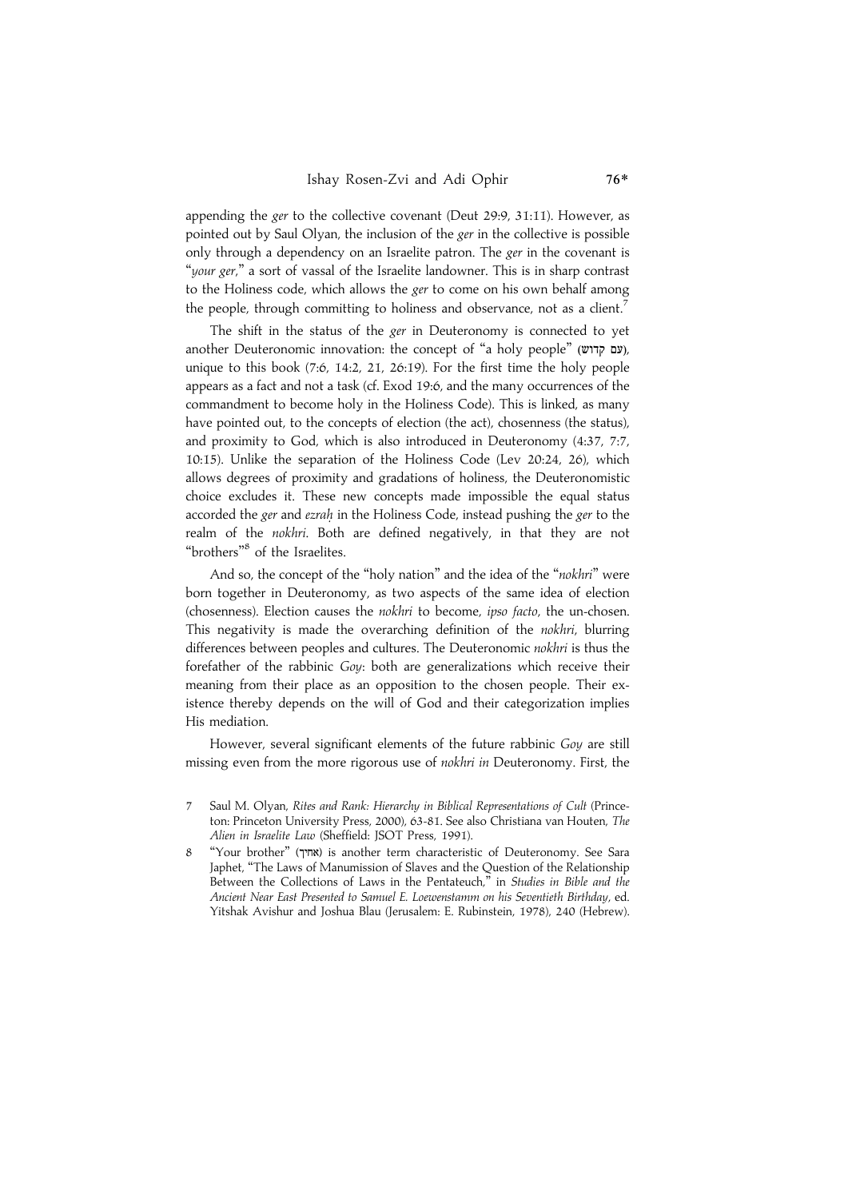appending the *ger* to the collective covenant (Deut 29:9, 31:11). However, as pointed out by Saul Olyan, the inclusion of the *ger* in the collective is possible only through a dependency on an Israelite patron. The *ger* in the covenant is "*your ger*," a sort of vassal of the Israelite landowner. This is in sharp contrast to the Holiness code, which allows the *ger* to come on his own behalf among the people, through committing to holiness and observance, not as a client.[7]

The shift in the status of the *ger* in Deuteronomy is connected to yet another Deuteronomic innovation: the concept of "a holy people" (עם קדוש), unique to this book (7:6, 14:2, 21, 26:19). For the first time the holy people appears as a fact and not a task (cf. Exod 19:6, and the many occurrences of the commandment to become holy in the Holiness Code). This is linked, as many have pointed out, to the concepts of election (the act), chosenness (the status), and proximity to God, which is also introduced in Deuteronomy (4:37, 7:7, 10:15). Unlike the separation of the Holiness Code (Lev 20:24, 26), which allows degrees of proximity and gradations of holiness, the Deuteronomistic choice excludes it. These new concepts made impossible the equal status accorded the *ger* and *ezraḥ* in the Holiness Code, instead pushing the *ger* to the realm of the *nokhri*. Both are defined negatively, in that they are not "brothers"[8] of the Israelites.

And so, the concept of the "holy nation" and the idea of the "*nokhri*" were born together in Deuteronomy, as two aspects of the same idea of election (chosenness). Election causes the *nokhri* to become, *ipso facto*, the un-chosen. This negativity is made the overarching definition of the *nokhri*, blurring differences between peoples and cultures. The Deuteronomic *nokhri* is thus the forefather of the rabbinic *Goy*: both are generalizations which receive their meaning from their place as an opposition to the chosen people. Their existence thereby depends on the will of God and their categorization implies His mediation.

However, several significant elements of the future rabbinic *Goy* are still missing even from the more rigorous use of *nokhri in* Deuteronomy. First, the

7 Saul M. Olyan, *Rites and Rank: Hierarchy in Biblical Representations of Cult* (Princeton: Princeton University Press, 2000), 63-81. See also Christiana van Houten, *The Alien in Israelite Law* (Sheffield: JSOT Press, 1991).

8 "Your brother" (אחיך) is another term characteristic of Deuteronomy. See Sara Japhet, "The Laws of Manumission of Slaves and the Question of the Relationship Between the Collections of Laws in the Pentateuch," in *Studies in Bible and the Ancient Near East Presented to Samuel E. Loewenstamm on his Seventieth Birthday*, ed. Yitshak Avishur and Joshua Blau (Jerusalem: E. Rubinstein, 1978), 240 (Hebrew).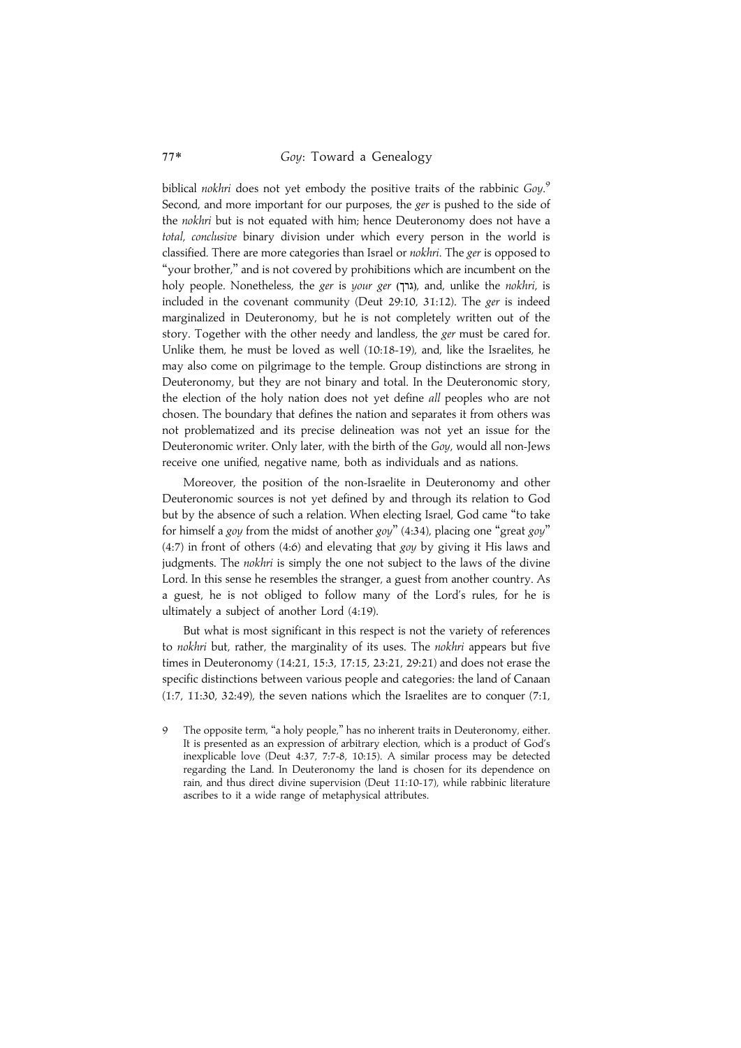biblical *nokhri* does not yet embody the positive traits of the rabbinic *Goy*.[9] Second, and more important for our purposes, the *ger* is pushed to the side of the *nokhri* but is not equated with him; hence Deuteronomy does not have a *total, conclusive* binary division under which every person in the world is classified. There are more categories than Israel or *nokhri*. The *ger* is opposed to "your brother," and is not covered by prohibitions which are incumbent on the holy people. Nonetheless, the *ger* is *your ger* (גרך), and, unlike the *nokhri*, is included in the covenant community (Deut 29:10, 31:12). The *ger* is indeed marginalized in Deuteronomy, but he is not completely written out of the story. Together with the other needy and landless, the *ger* must be cared for. Unlike them, he must be loved as well (10:18-19), and, like the Israelites, he may also come on pilgrimage to the temple. Group distinctions are strong in Deuteronomy, but they are not binary and total. In the Deuteronomic story, the election of the holy nation does not yet define *all* peoples who are not chosen. The boundary that defines the nation and separates it from others was not problematized and its precise delineation was not yet an issue for the Deuteronomic writer. Only later, with the birth of the *Goy*, would all non-Jews receive one unified, negative name, both as individuals and as nations.

Moreover, the position of the non-Israelite in Deuteronomy and other Deuteronomic sources is not yet defined by and through its relation to God but by the absence of such a relation. When electing Israel, God came "to take for himself a *goy* from the midst of another *goy*" (4:34), placing one "great *goy*" (4:7) in front of others (4:6) and elevating that *goy* by giving it His laws and judgments. The *nokhri* is simply the one not subject to the laws of the divine Lord. In this sense he resembles the stranger, a guest from another country. As a guest, he is not obliged to follow many of the Lord's rules, for he is ultimately a subject of another Lord (4:19).

But what is most significant in this respect is not the variety of references to *nokhri* but, rather, the marginality of its uses. The *nokhri* appears but five times in Deuteronomy (14:21, 15:3, 17:15, 23:21, 29:21) and does not erase the specific distinctions between various people and categories: the land of Canaan (1:7, 11:30, 32:49), the seven nations which the Israelites are to conquer (7:1,

9 The opposite term, "a holy people," has no inherent traits in Deuteronomy, either. It is presented as an expression of arbitrary election, which is a product of God's inexplicable love (Deut 4:37, 7:7-8, 10:15). A similar process may be detected regarding the Land. In Deuteronomy the land is chosen for its dependence on rain, and thus direct divine supervision (Deut 11:10-17), while rabbinic literature ascribes to it a wide range of metaphysical attributes.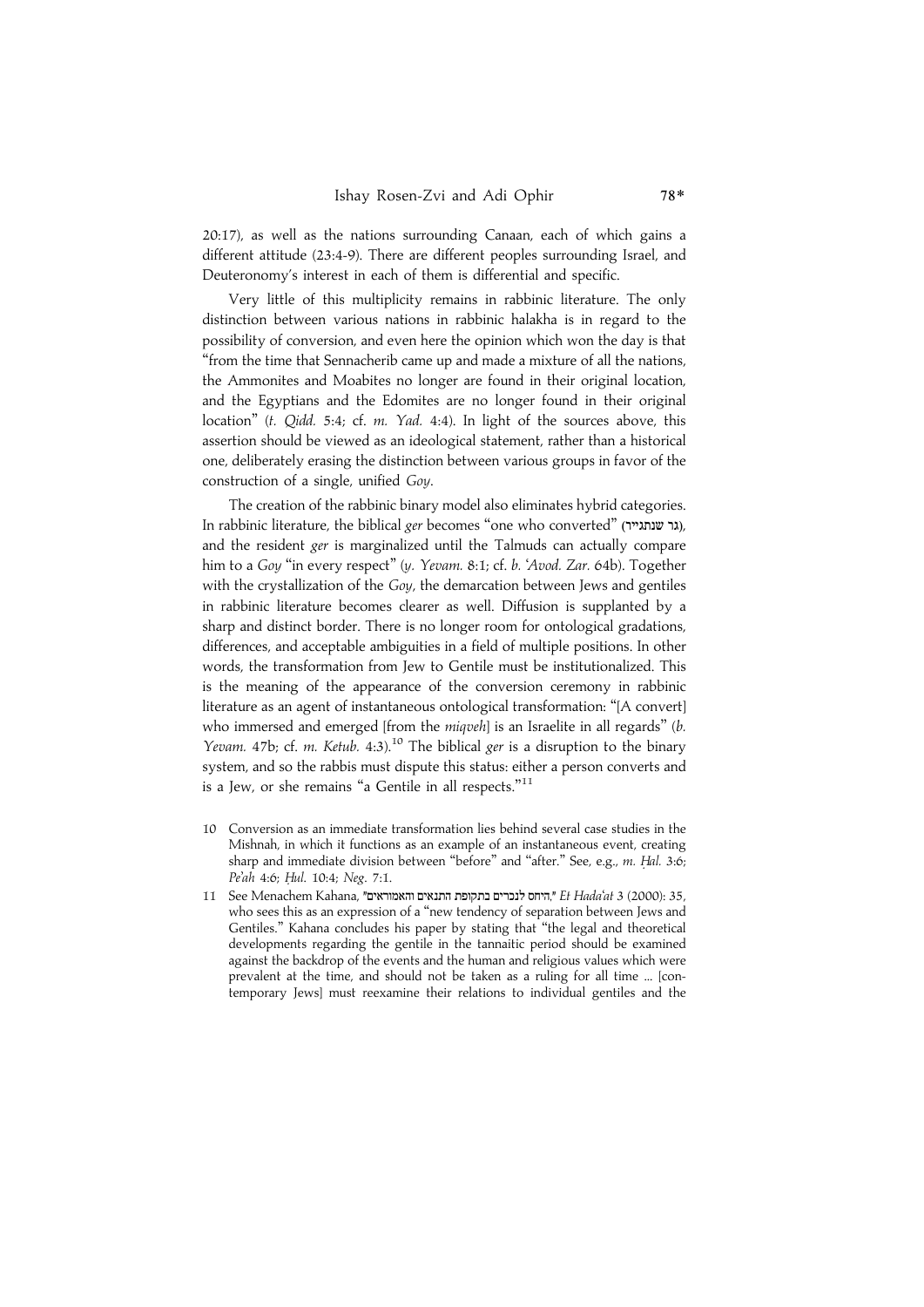20:17), as well as the nations surrounding Canaan, each of which gains a different attitude (23:4-9). There are different peoples surrounding Israel, and Deuteronomy's interest in each of them is differential and specific.

Very little of this multiplicity remains in rabbinic literature. The only distinction between various nations in rabbinic halakha is in regard to the possibility of conversion, and even here the opinion which won the day is that "from the time that Sennacherib came up and made a mixture of all the nations, the Ammonites and Moabites no longer are found in their original location, and the Egyptians and the Edomites are no longer found in their original location" (*t. Qidd.* 5:4; cf. *m. Yad.* 4:4). In light of the sources above, this assertion should be viewed as an ideological statement, rather than a historical one, deliberately erasing the distinction between various groups in favor of the construction of a single, unified *Goy*.

The creation of the rabbinic binary model also eliminates hybrid categories. In rabbinic literature, the biblical *ger* becomes "one who converted" (גר שנתגייר), and the resident *ger* is marginalized until the Talmuds can actually compare him to a *Goy* "in every respect" (*y. Yevam.* 8:1; cf. *b. 'Avod. Zar.* 64b). Together with the crystallization of the *Goy*, the demarcation between Jews and gentiles in rabbinic literature becomes clearer as well. Diffusion is supplanted by a sharp and distinct border. There is no longer room for ontological gradations, differences, and acceptable ambiguities in a field of multiple positions. In other words, the transformation from Jew to Gentile must be institutionalized. This is the meaning of the appearance of the conversion ceremony in rabbinic literature as an agent of instantaneous ontological transformation: "[A convert] who immersed and emerged [from the *miqveh*] is an Israelite in all regards" (*b. Yevam.* 47b; cf. *m. Ketub.* 4:3).[10] The biblical *ger* is a disruption to the binary system, and so the rabbis must dispute this status: either a person converts and is a Jew, or she remains "a Gentile in all respects."[11]

10 Conversion as an immediate transformation lies behind several case studies in the Mishnah, in which it functions as an example of an instantaneous event, creating sharp and immediate division between "before" and "after." See, e.g., *m. Ḥal.* 3:6; *Pe'ah* 4:6; *Ḥul.* 10:4; *Neg.* 7:1.

11 See Menachem Kahana, "היחס לנכרים בתקופת התנאים והאמוראים," *Et Hada'at* 3 (2000): 35, who sees this as an expression of a "new tendency of separation between Jews and Gentiles." Kahana concludes his paper by stating that "the legal and theoretical developments regarding the gentile in the tannaitic period should be examined against the backdrop of the events and the human and religious values which were prevalent at the time, and should not be taken as a ruling for all time ... [contemporary Jews] must reexamine their relations to individual gentiles and the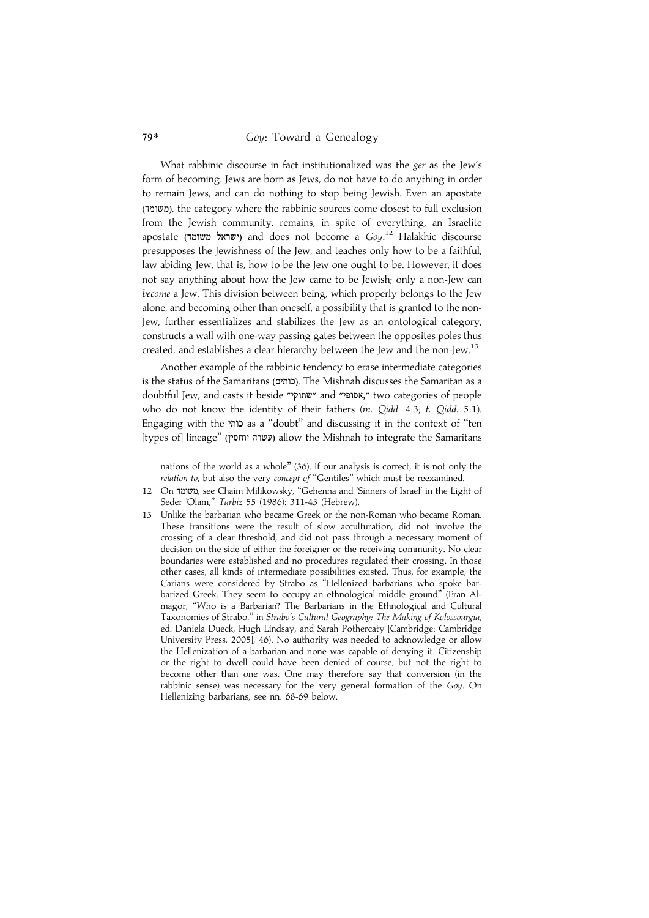What rabbinic discourse in fact institutionalized was the *ger* as the Jew's form of becoming. Jews are born as Jews, do not have to do anything in order to remain Jews, and can do nothing to stop being Jewish. Even an apostate (משומד), the category where the rabbinic sources come closest to full exclusion from the Jewish community, remains, in spite of everything, an Israelite apostate (ישראל משומד) and does not become a *Goy*.[12] Halakhic discourse presupposes the Jewishness of the Jew, and teaches only how to be a faithful, law abiding Jew, that is, how to be the Jew one ought to be. However, it does not say anything about how the Jew came to be Jewish; only a non-Jew can *become* a Jew. This division between being, which properly belongs to the Jew alone, and becoming other than oneself, a possibility that is granted to the non-Jew, further essentializes and stabilizes the Jew as an ontological category, constructs a wall with one-way passing gates between the opposites poles thus created, and establishes a clear hierarchy between the Jew and the non-Jew.[13]

Another example of the rabbinic tendency to erase intermediate categories is the status of the Samaritans (כותים). The Mishnah discusses the Samaritan as a doubtful Jew, and casts it beside "שתוקי" and "אסופי," two categories of people who do not know the identity of their fathers (*m. Qidd.* 4:3; *t. Qidd.* 5:1). Engaging with the כותי as a "doubt" and discussing it in the context of "ten [types of] lineage" (עשרה יוחסין) allow the Mishnah to integrate the Samaritans

nations of the world as a whole" (36). If our analysis is correct, it is not only the *relation to*, but also the very *concept of* "Gentiles" which must be reexamined.

12 On משומד, see Chaim Milikowsky, "Gehenna and 'Sinners of Israel' in the Light of Seder 'Olam," *Tarbiz* 55 (1986): 311-43 (Hebrew).

13 Unlike the barbarian who became Greek or the non-Roman who became Roman. These transitions were the result of slow acculturation, did not involve the crossing of a clear threshold, and did not pass through a necessary moment of decision on the side of either the foreigner or the receiving community. No clear boundaries were established and no procedures regulated their crossing. In those other cases, all kinds of intermediate possibilities existed. Thus, for example, the Carians were considered by Strabo as "Hellenized barbarians who spoke barbarized Greek. They seem to occupy an ethnological middle ground" (Eran Almagor, "Who is a Barbarian? The Barbarians in the Ethnological and Cultural Taxonomies of Strabo," in *Strabo's Cultural Geography: The Making of Kolossourgia*, ed. Daniela Dueck, Hugh Lindsay, and Sarah Pothercaty [Cambridge: Cambridge University Press, 2005], 46). No authority was needed to acknowledge or allow the Hellenization of a barbarian and none was capable of denying it. Citizenship or the right to dwell could have been denied of course, but not the right to become other than one was. One may therefore say that conversion (in the rabbinic sense) was necessary for the very general formation of the *Goy*. On Hellenizing barbarians, see nn. 68-69 below.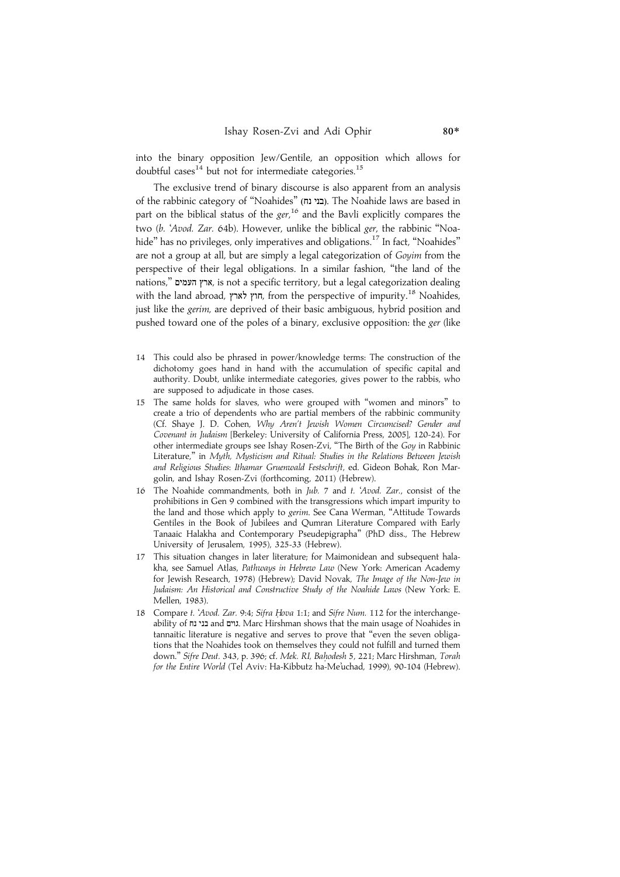into the binary opposition Jew/Gentile, an opposition which allows for doubtful cases[14] but not for intermediate categories.[15]

The exclusive trend of binary discourse is also apparent from an analysis of the rabbinic category of "Noahides" (בני נח). The Noahide laws are based in part on the biblical status of the *ger*,[16] and the Bavli explicitly compares the two (*b. ʿAvod. Zar.* 64b). However, unlike the biblical *ger*, the rabbinic "Noahide" has no privileges, only imperatives and obligations.[17] In fact, "Noahides" are not a group at all, but are simply a legal categorization of *Goyim* from the perspective of their legal obligations. In a similar fashion, "the land of the nations," ארץ העמים, is not a specific territory, but a legal categorization dealing with the land abroad, חוץ לארץ, from the perspective of impurity.[18] Noahides, just like the *gerim*, are deprived of their basic ambiguous, hybrid position and pushed toward one of the poles of a binary, exclusive opposition: the *ger* (like

14 This could also be phrased in power/knowledge terms: The construction of the dichotomy goes hand in hand with the accumulation of specific capital and authority. Doubt, unlike intermediate categories, gives power to the rabbis, who are supposed to adjudicate in those cases.

15 The same holds for slaves, who were grouped with "women and minors" to create a trio of dependents who are partial members of the rabbinic community (Cf. Shaye J. D. Cohen, *Why Aren't Jewish Women Circumcised? Gender and Covenant in Judaism* [Berkeley: University of California Press, 2005], 120-24). For other intermediate groups see Ishay Rosen-Zvi, "The Birth of the *Goy* in Rabbinic Literature," in *Myth, Mysticism and Ritual: Studies in the Relations Between Jewish and Religious Studies*: *Ithamar Gruenwald Festschrift*, ed. Gideon Bohak, Ron Margolin, and Ishay Rosen-Zvi (forthcoming, 2011) (Hebrew).

16 The Noahide commandments, both in *Jub.* 7 and *t. ʿAvod. Zar.*, consist of the prohibitions in Gen 9 combined with the transgressions which impart impurity to the land and those which apply to *gerim*. See Cana Werman, "Attitude Towards Gentiles in the Book of Jubilees and Qumran Literature Compared with Early Tanaaic Halakha and Contemporary Pseudepigrapha" (PhD diss., The Hebrew University of Jerusalem, 1995), 325-33 (Hebrew).

17 This situation changes in later literature; for Maimonidean and subsequent halakha, see Samuel Atlas, *Pathways in Hebrew Law* (New York: American Academy for Jewish Research, 1978) (Hebrew); David Novak, *The Image of the Non-Jew in Judaism: An Historical and Constructive Study of the Noahide Laws* (New York: E. Mellen, 1983).

18 Compare *t. ʿAvod. Zar.* 9:4; *Sifra Ḥova* 1:1; and *Sifre Num.* 112 for the interchangeability of בני נח and גוים. Marc Hirshman shows that the main usage of Noahides in tannaitic literature is negative and serves to prove that "even the seven obligations that the Noahides took on themselves they could not fulfill and turned them down." *Sifre Deut.* 343, p. 396; cf. *Mek. RI, Baḥodesh* 5, 221; Marc Hirshman, *Torah for the Entire World* (Tel Aviv: Ha-Kibbutz ha-Me'uchad, 1999), 90-104 (Hebrew).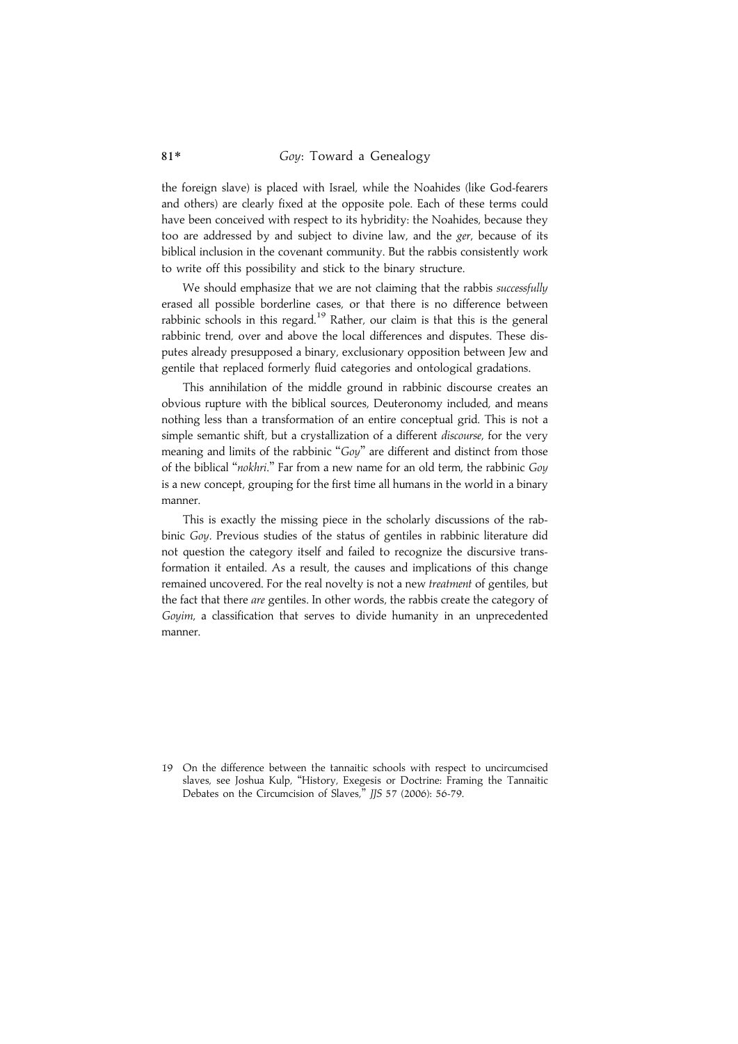the foreign slave) is placed with Israel, while the Noahides (like God-fearers and others) are clearly fixed at the opposite pole. Each of these terms could have been conceived with respect to its hybridity: the Noahides, because they too are addressed by and subject to divine law, and the *ger*, because of its biblical inclusion in the covenant community. But the rabbis consistently work to write off this possibility and stick to the binary structure.

We should emphasize that we are not claiming that the rabbis *successfully* erased all possible borderline cases, or that there is no difference between rabbinic schools in this regard.[19] Rather, our claim is that this is the general rabbinic trend, over and above the local differences and disputes. These disputes already presupposed a binary, exclusionary opposition between Jew and gentile that replaced formerly fluid categories and ontological gradations.

This annihilation of the middle ground in rabbinic discourse creates an obvious rupture with the biblical sources, Deuteronomy included, and means nothing less than a transformation of an entire conceptual grid. This is not a simple semantic shift, but a crystallization of a different *discourse*, for the very meaning and limits of the rabbinic "*Goy*" are different and distinct from those of the biblical "*nokhri*." Far from a new name for an old term, the rabbinic *Goy* is a new concept, grouping for the first time all humans in the world in a binary manner.

This is exactly the missing piece in the scholarly discussions of the rabbinic *Goy*. Previous studies of the status of gentiles in rabbinic literature did not question the category itself and failed to recognize the discursive transformation it entailed. As a result, the causes and implications of this change remained uncovered. For the real novelty is not a new *treatment* of gentiles, but the fact that there *are* gentiles. In other words, the rabbis create the category of *Goyim*, a classification that serves to divide humanity in an unprecedented manner.

19 On the difference between the tannaitic schools with respect to uncircumcised slaves, see Joshua Kulp, "History, Exegesis or Doctrine: Framing the Tannaitic Debates on the Circumcision of Slaves," *JJS* 57 (2006): 56-79.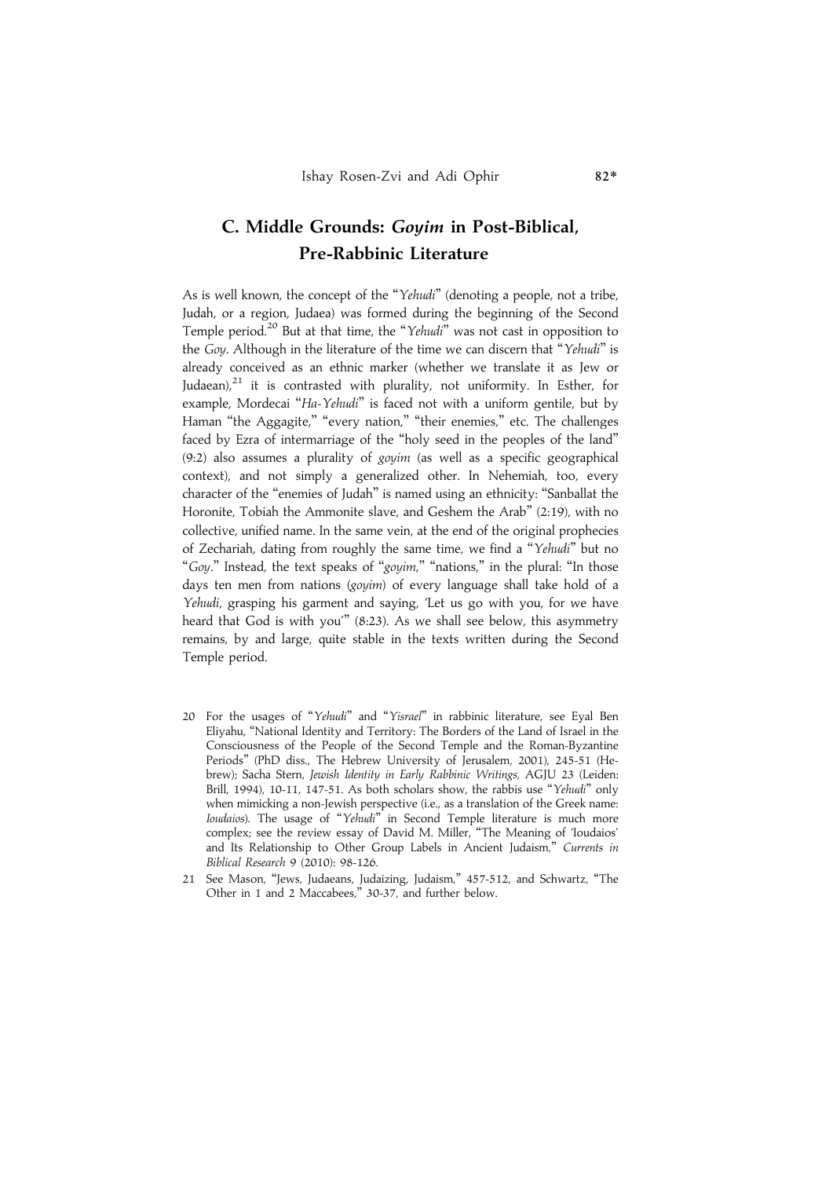## C. Middle Grounds: *Goyim* in Post-Biblical, Pre-Rabbinic Literature

As is well known, the concept of the "*Yehudi*" (denoting a people, not a tribe, Judah, or a region, Judaea) was formed during the beginning of the Second Temple period.[20] But at that time, the "*Yehudi*" was not cast in opposition to the *Goy*. Although in the literature of the time we can discern that "*Yehudi*" is already conceived as an ethnic marker (whether we translate it as Jew or Judaean),[21] it is contrasted with plurality, not uniformity. In Esther, for example, Mordecai "*Ha-Yehudi*" is faced not with a uniform gentile, but by Haman "the Aggagite," "every nation," "their enemies," etc. The challenges faced by Ezra of intermarriage of the "holy seed in the peoples of the land" (9:2) also assumes a plurality of *goyim* (as well as a specific geographical context), and not simply a generalized other. In Nehemiah, too, every character of the "enemies of Judah" is named using an ethnicity: "Sanballat the Horonite, Tobiah the Ammonite slave, and Geshem the Arab" (2:19), with no collective, unified name. In the same vein, at the end of the original prophecies of Zechariah, dating from roughly the same time, we find a "*Yehudi*" but no "*Goy*." Instead, the text speaks of "*goyim*," "nations," in the plural: "In those days ten men from nations (*goyim*) of every language shall take hold of a *Yehudi*, grasping his garment and saying, 'Let us go with you, for we have heard that God is with you'" (8:23). As we shall see below, this asymmetry remains, by and large, quite stable in the texts written during the Second Temple period.

20 For the usages of "*Yehudi*" and "*Yisrael*" in rabbinic literature, see Eyal Ben Eliyahu, "National Identity and Territory: The Borders of the Land of Israel in the Consciousness of the People of the Second Temple and the Roman-Byzantine Periods" (PhD diss., The Hebrew University of Jerusalem, 2001), 245-51 (Hebrew); Sacha Stern, *Jewish Identity in Early Rabbinic Writings*, AGJU 23 (Leiden: Brill, 1994), 10-11, 147-51. As both scholars show, the rabbis use "*Yehudi*" only when mimicking a non-Jewish perspective (i.e., as a translation of the Greek name: *Ioudaios*). The usage of "*Yehudi*" in Second Temple literature is much more complex; see the review essay of David M. Miller, "The Meaning of 'Ioudaios' and Its Relationship to Other Group Labels in Ancient Judaism," *Currents in Biblical Research* 9 (2010): 98-126.

21 See Mason, "Jews, Judaeans, Judaizing, Judaism," 457-512, and Schwartz, "The Other in 1 and 2 Maccabees," 30-37, and further below.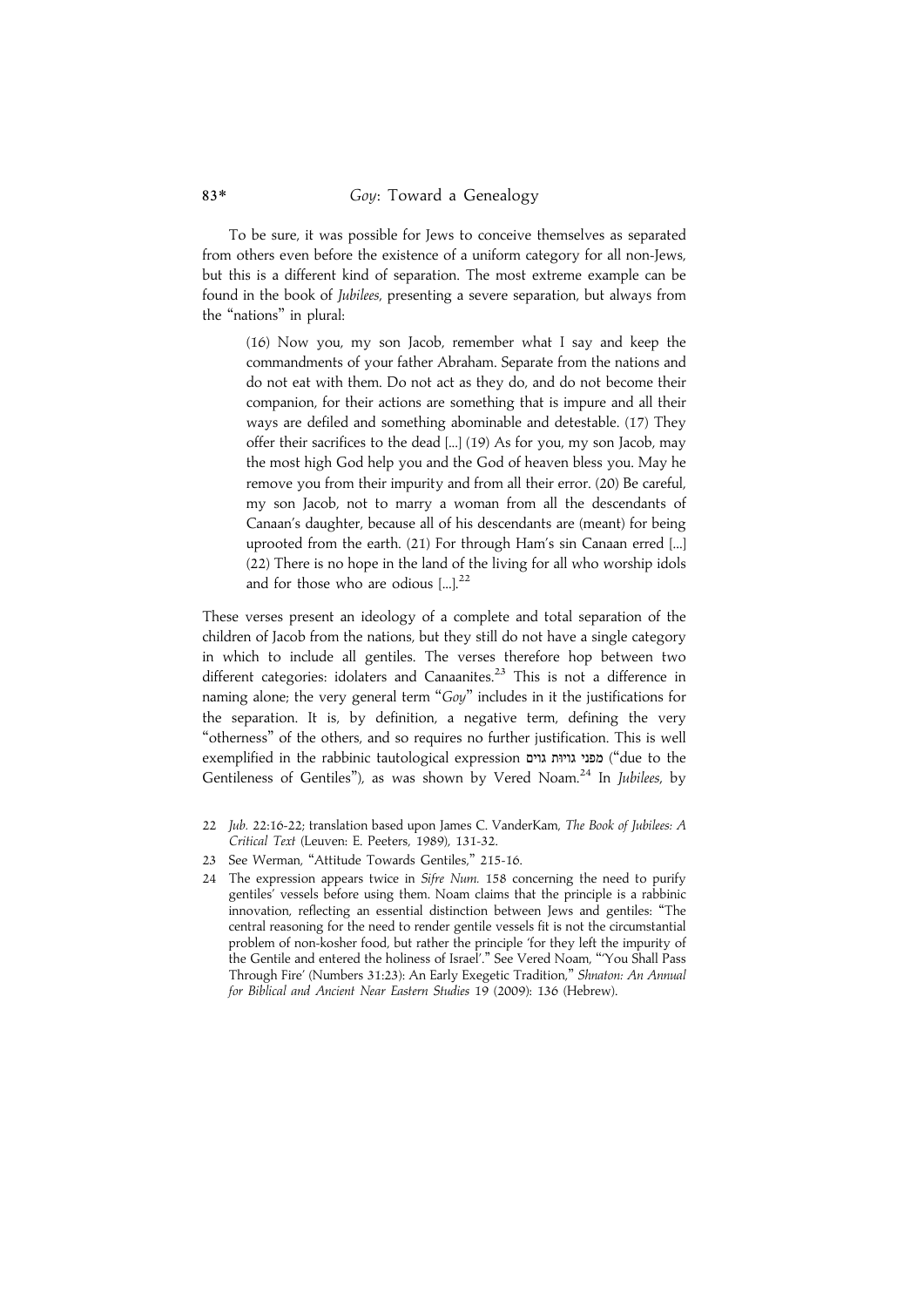To be sure, it was possible for Jews to conceive themselves as separated from others even before the existence of a uniform category for all non-Jews, but this is a different kind of separation. The most extreme example can be found in the book of *Jubilees*, presenting a severe separation, but always from the "nations" in plural:

> (16) Now you, my son Jacob, remember what I say and keep the commandments of your father Abraham. Separate from the nations and do not eat with them. Do not act as they do, and do not become their companion, for their actions are something that is impure and all their ways are defiled and something abominable and detestable. (17) They offer their sacrifices to the dead [...] (19) As for you, my son Jacob, may the most high God help you and the God of heaven bless you. May he remove you from their impurity and from all their error. (20) Be careful, my son Jacob, not to marry a woman from all the descendants of Canaan's daughter, because all of his descendants are (meant) for being uprooted from the earth. (21) For through Ham's sin Canaan erred [...] (22) There is no hope in the land of the living for all who worship idols and for those who are odious [...].[22]

These verses present an ideology of a complete and total separation of the children of Jacob from the nations, but they still do not have a single category in which to include all gentiles. The verses therefore hop between two different categories: idolaters and Canaanites.[23] This is not a difference in naming alone; the very general term "*Goy*" includes in it the justifications for the separation. It is, by definition, a negative term, defining the very "otherness" of the others, and so requires no further justification. This is well exemplified in the rabbinic tautological expression מפני גויות גוים ("due to the Gentileness of Gentiles"), as was shown by Vered Noam.[24] In *Jubilees*, by

22 *Jub.* 22:16-22; translation based upon James C. VanderKam, *The Book of Jubilees: A Critical Text* (Leuven: E. Peeters, 1989), 131-32.

23 See Werman, "Attitude Towards Gentiles," 215-16.

24 The expression appears twice in *Sifre Num.* 158 concerning the need to purify gentiles' vessels before using them. Noam claims that the principle is a rabbinic innovation, reflecting an essential distinction between Jews and gentiles: "The central reasoning for the need to render gentile vessels fit is not the circumstantial problem of non-kosher food, but rather the principle 'for they left the impurity of the Gentile and entered the holiness of Israel'." See Vered Noam, "'You Shall Pass Through Fire' (Numbers 31:23): An Early Exegetic Tradition," *Shnaton: An Annual for Biblical and Ancient Near Eastern Studies* 19 (2009): 136 (Hebrew).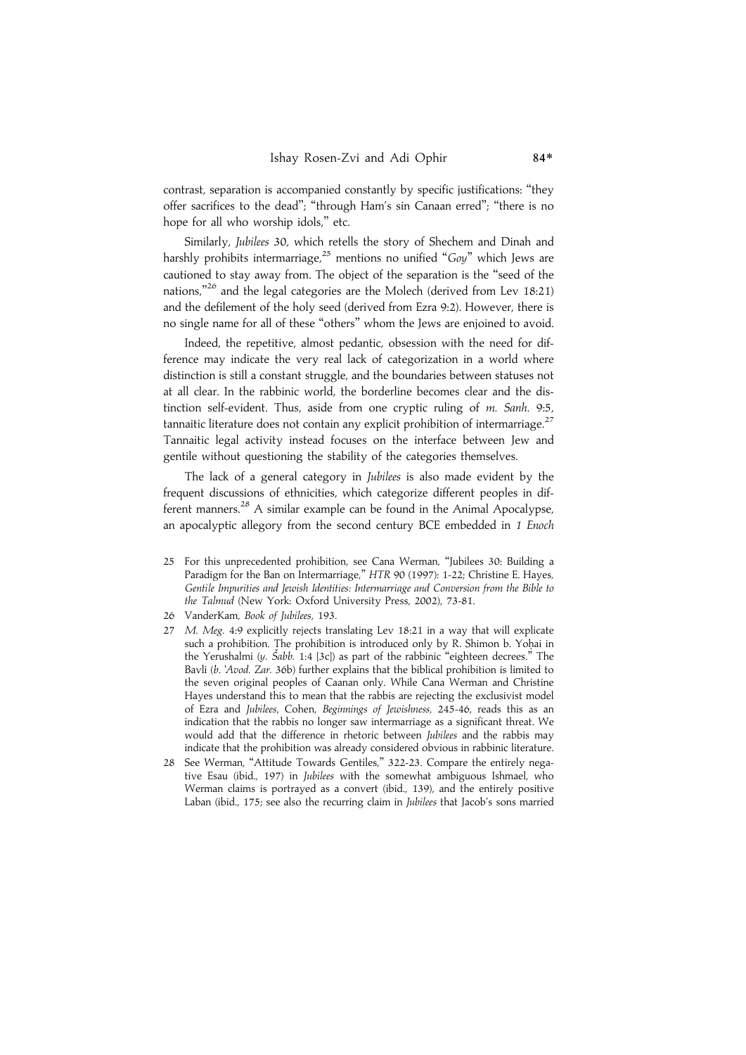contrast, separation is accompanied constantly by specific justifications: "they offer sacrifices to the dead"; "through Ham's sin Canaan erred"; "there is no hope for all who worship idols," etc.

Similarly, *Jubilees* 30, which retells the story of Shechem and Dinah and harshly prohibits intermarriage,[25] mentions no unified "*Goy*" which Jews are cautioned to stay away from. The object of the separation is the "seed of the nations,"[26] and the legal categories are the Molech (derived from Lev 18:21) and the defilement of the holy seed (derived from Ezra 9:2). However, there is no single name for all of these "others" whom the Jews are enjoined to avoid.

Indeed, the repetitive, almost pedantic, obsession with the need for difference may indicate the very real lack of categorization in a world where distinction is still a constant struggle, and the boundaries between statuses not at all clear. In the rabbinic world, the borderline becomes clear and the distinction self-evident. Thus, aside from one cryptic ruling of *m. Sanh.* 9:5, tannaitic literature does not contain any explicit prohibition of intermarriage.[27] Tannaitic legal activity instead focuses on the interface between Jew and gentile without questioning the stability of the categories themselves.

The lack of a general category in *Jubilees* is also made evident by the frequent discussions of ethnicities, which categorize different peoples in different manners.[28] A similar example can be found in the Animal Apocalypse, an apocalyptic allegory from the second century BCE embedded in *1 Enoch*

25 For this unprecedented prohibition, see Cana Werman, "Jubilees 30: Building a Paradigm for the Ban on Intermarriage," *HTR* 90 (1997): 1-22; Christine E. Hayes, *Gentile Impurities and Jewish Identities: Intermarriage and Conversion from the Bible to the Talmud* (New York: Oxford University Press, 2002), 73-81.

26 VanderKam, *Book of Jubilees*, 193.

27 *M. Meg.* 4:9 explicitly rejects translating Lev 18:21 in a way that will explicate such a prohibition. The prohibition is introduced only by R. Shimon b. Yoḥai in the Yerushalmi (*y. Šabb.* 1:4 [3c]) as part of the rabbinic "eighteen decrees." The Bavli (*b. ʿAvod. Zar.* 36b) further explains that the biblical prohibition is limited to the seven original peoples of Caanan only. While Cana Werman and Christine Hayes understand this to mean that the rabbis are rejecting the exclusivist model of Ezra and *Jubilees*, Cohen, *Beginnings of Jewishness*, 245-46, reads this as an indication that the rabbis no longer saw intermarriage as a significant threat. We would add that the difference in rhetoric between *Jubilees* and the rabbis may indicate that the prohibition was already considered obvious in rabbinic literature.

28 See Werman, "Attitude Towards Gentiles," 322-23. Compare the entirely negative Esau (ibid., 197) in *Jubilees* with the somewhat ambiguous Ishmael, who Werman claims is portrayed as a convert (ibid., 139), and the entirely positive Laban (ibid., 175; see also the recurring claim in *Jubilees* that Jacob's sons married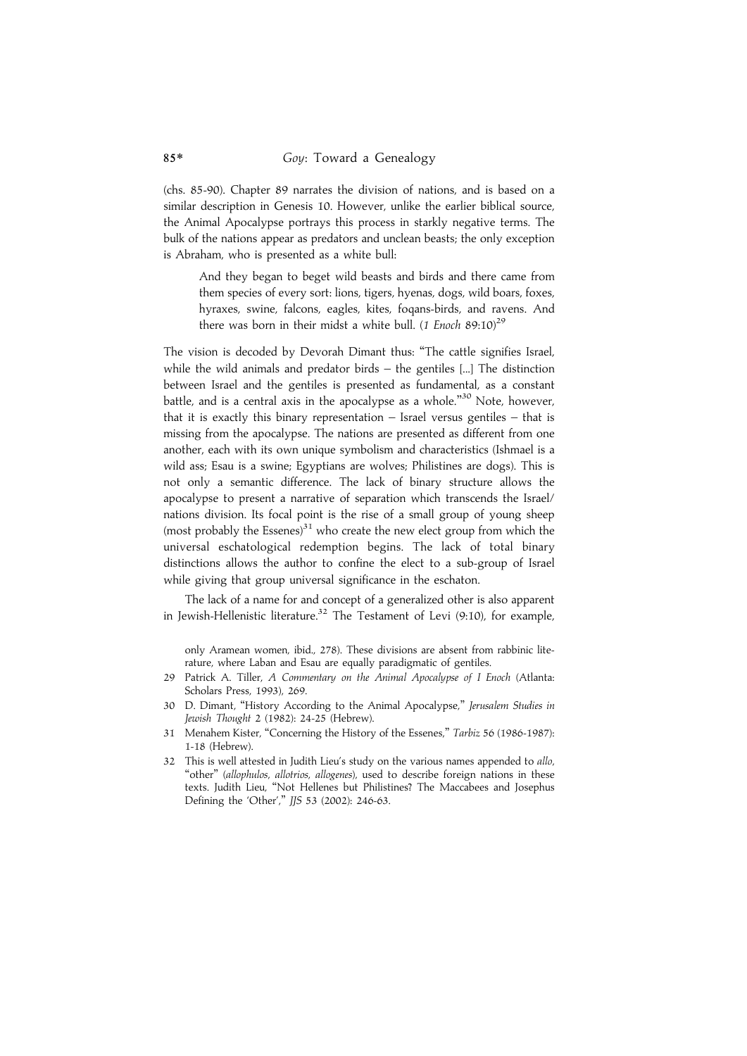(chs. 85-90). Chapter 89 narrates the division of nations, and is based on a similar description in Genesis 10. However, unlike the earlier biblical source, the Animal Apocalypse portrays this process in starkly negative terms. The bulk of the nations appear as predators and unclean beasts; the only exception is Abraham, who is presented as a white bull:

> And they began to beget wild beasts and birds and there came from them species of every sort: lions, tigers, hyenas, dogs, wild boars, foxes, hyraxes, swine, falcons, eagles, kites, foqans-birds, and ravens. And there was born in their midst a white bull. (*1 Enoch* 89:10)[29]

The vision is decoded by Devorah Dimant thus: "The cattle signifies Israel, while the wild animals and predator birds – the gentiles [...] The distinction between Israel and the gentiles is presented as fundamental, as a constant battle, and is a central axis in the apocalypse as a whole."[30] Note, however, that it is exactly this binary representation – Israel versus gentiles – that is missing from the apocalypse. The nations are presented as different from one another, each with its own unique symbolism and characteristics (Ishmael is a wild ass; Esau is a swine; Egyptians are wolves; Philistines are dogs). This is not only a semantic difference. The lack of binary structure allows the apocalypse to present a narrative of separation which transcends the Israel/nations division. Its focal point is the rise of a small group of young sheep (most probably the Essenes)[31] who create the new elect group from which the universal eschatological redemption begins. The lack of total binary distinctions allows the author to confine the elect to a sub-group of Israel while giving that group universal significance in the eschaton.

The lack of a name for and concept of a generalized other is also apparent in Jewish-Hellenistic literature.[32] The Testament of Levi (9:10), for example,

---

only Aramean women, ibid., 278). These divisions are absent from rabbinic literature, where Laban and Esau are equally paradigmatic of gentiles.

29 Patrick A. Tiller, *A Commentary on the Animal Apocalypse of I Enoch* (Atlanta: Scholars Press, 1993), 269.

30 D. Dimant, "History According to the Animal Apocalypse," *Jerusalem Studies in Jewish Thought* 2 (1982): 24-25 (Hebrew).

31 Menahem Kister, "Concerning the History of the Essenes," *Tarbiz* 56 (1986-1987): 1-18 (Hebrew).

32 This is well attested in Judith Lieu's study on the various names appended to *allo*, "other" (*allophulos*, *allotrios*, *allogenes*), used to describe foreign nations in these texts. Judith Lieu, "Not Hellenes but Philistines? The Maccabees and Josephus Defining the 'Other'," *JJS* 53 (2002): 246-63.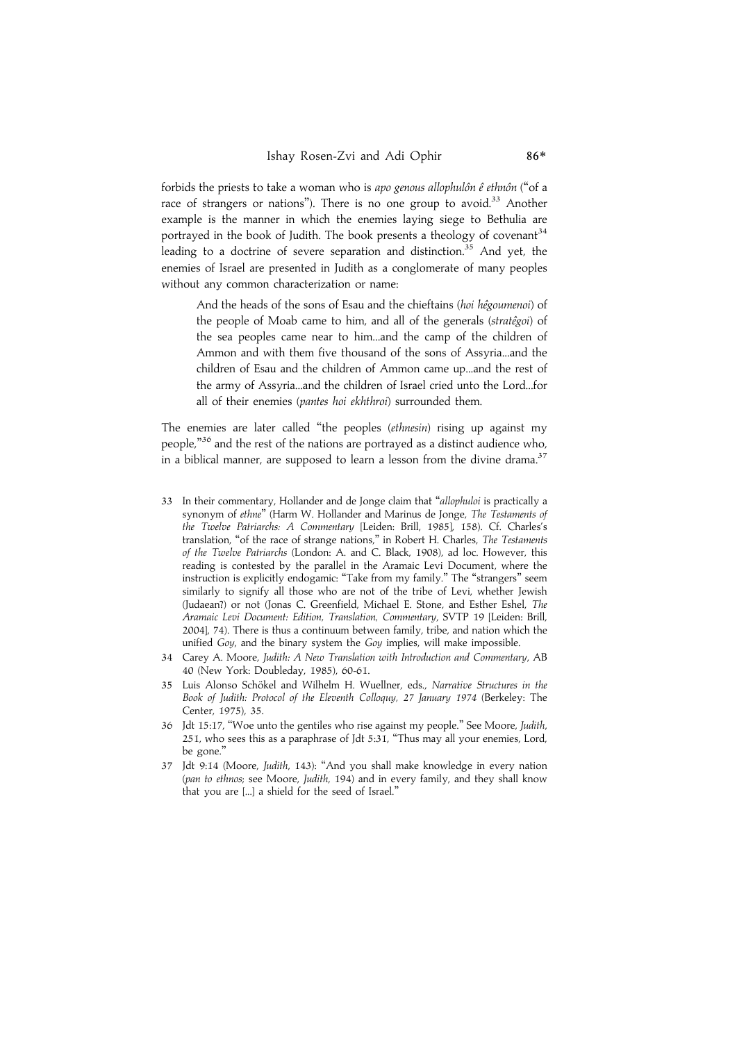forbids the priests to take a woman who is *apo genous allophulôn ê ethnôn* ("of a race of strangers or nations"). There is no one group to avoid.[33] Another example is the manner in which the enemies laying siege to Bethulia are portrayed in the book of Judith. The book presents a theology of covenant[34] leading to a doctrine of severe separation and distinction.[35] And yet, the enemies of Israel are presented in Judith as a conglomerate of many peoples without any common characterization or name:

> And the heads of the sons of Esau and the chieftains (*hoi hêgoumenoi*) of the people of Moab came to him, and all of the generals (*stratêgoi*) of the sea peoples came near to him...and the camp of the children of Ammon and with them five thousand of the sons of Assyria...and the children of Esau and the children of Ammon came up...and the rest of the army of Assyria...and the children of Israel cried unto the Lord...for all of their enemies (*pantes hoi ekhthroi*) surrounded them.

The enemies are later called "the peoples (*ethnesin*) rising up against my people,"[36] and the rest of the nations are portrayed as a distinct audience who, in a biblical manner, are supposed to learn a lesson from the divine drama.[37]

33 In their commentary, Hollander and de Jonge claim that "*allophuloi* is practically a synonym of *ethne*" (Harm W. Hollander and Marinus de Jonge, *The Testaments of the Twelve Patriarchs: A Commentary* [Leiden: Brill, 1985], 158). Cf. Charles's translation, "of the race of strange nations," in Robert H. Charles, *The Testaments of the Twelve Patriarchs* (London: A. and C. Black, 1908), ad loc. However, this reading is contested by the parallel in the Aramaic Levi Document, where the instruction is explicitly endogamic: "Take from my family." The "strangers" seem similarly to signify all those who are not of the tribe of Levi, whether Jewish (Judaean?) or not (Jonas C. Greenfield, Michael E. Stone, and Esther Eshel, *The Aramaic Levi Document: Edition, Translation, Commentary*, SVTP 19 [Leiden: Brill, 2004], 74). There is thus a continuum between family, tribe, and nation which the unified *Goy*, and the binary system the *Goy* implies, will make impossible.

34 Carey A. Moore, *Judith: A New Translation with Introduction and Commentary*, AB 40 (New York: Doubleday, 1985), 60-61.

35 Luis Alonso Schökel and Wilhelm H. Wuellner, eds., *Narrative Structures in the Book of Judith: Protocol of the Eleventh Colloquy, 27 January 1974* (Berkeley: The Center, 1975), 35.

36 Jdt 15:17, "Woe unto the gentiles who rise against my people." See Moore, *Judith*, 251, who sees this as a paraphrase of Jdt 5:31, "Thus may all your enemies, Lord, be gone."

37 Jdt 9:14 (Moore, *Judith*, 143): "And you shall make knowledge in every nation (*pan to ethnos*; see Moore, *Judith*, 194) and in every family, and they shall know that you are [...] a shield for the seed of Israel."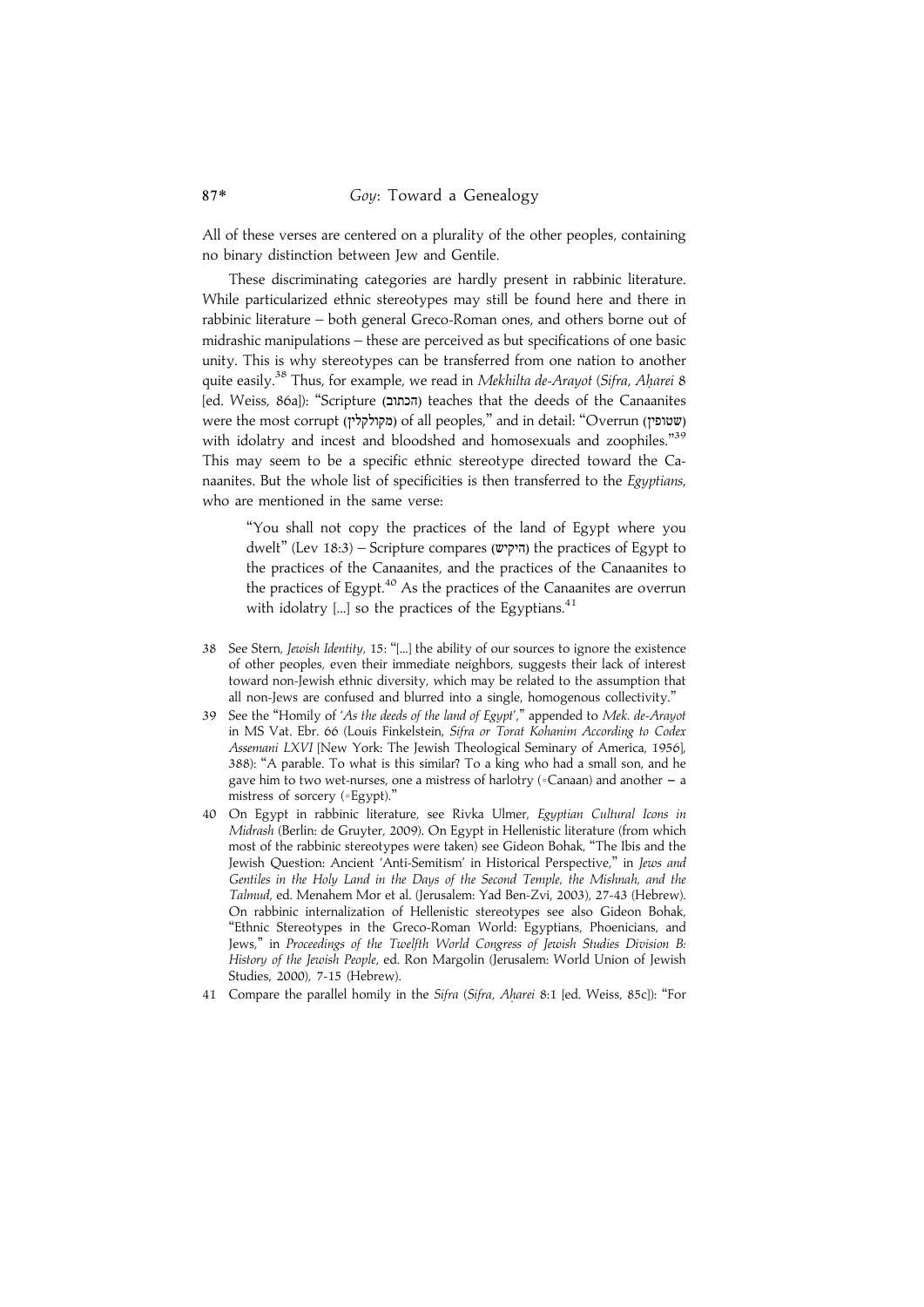All of these verses are centered on a plurality of the other peoples, containing no binary distinction between Jew and Gentile.

These discriminating categories are hardly present in rabbinic literature. While particularized ethnic stereotypes may still be found here and there in rabbinic literature – both general Greco-Roman ones, and others borne out of midrashic manipulations – these are perceived as but specifications of one basic unity. This is why stereotypes can be transferred from one nation to another quite easily.[38] Thus, for example, we read in *Mekhilta de-Arayot* (*Sifra, Aḥarei* 8 [ed. Weiss, 86a]): "Scripture (הכתוב) teaches that the deeds of the Canaanites were the most corrupt (מקולקלין) of all peoples," and in detail: "Overrun (שטופין) with idolatry and incest and bloodshed and homosexuals and zoophiles."[39] This may seem to be a specific ethnic stereotype directed toward the Canaanites. But the whole list of specificities is then transferred to the *Egyptians*, who are mentioned in the same verse:

> "You shall not copy the practices of the land of Egypt where you dwelt" (Lev 18:3) – Scripture compares (היקיש) the practices of Egypt to the practices of the Canaanites, and the practices of the Canaanites to the practices of Egypt.[40] As the practices of the Canaanites are overrun with idolatry [...] so the practices of the Egyptians.[41]

38 See Stern, *Jewish Identity*, 15: "[...] the ability of our sources to ignore the existence of other peoples, even their immediate neighbors, suggests their lack of interest toward non-Jewish ethnic diversity, which may be related to the assumption that all non-Jews are confused and blurred into a single, homogenous collectivity."

39 See the "Homily of '*As the deeds of the land of Egypt*'," appended to *Mek. de-Arayot* in MS Vat. Ebr. 66 (Louis Finkelstein, *Sifra or Torat Kohanim According to Codex Assemani LXVI* [New York: The Jewish Theological Seminary of America, 1956], 388): "A parable. To what is this similar? To a king who had a small son, and he gave him to two wet-nurses, one a mistress of harlotry (=Canaan) and another – a mistress of sorcery (=Egypt)."

40 On Egypt in rabbinic literature, see Rivka Ulmer, *Egyptian Cultural Icons in Midrash* (Berlin: de Gruyter, 2009). On Egypt in Hellenistic literature (from which most of the rabbinic stereotypes were taken) see Gideon Bohak, "The Ibis and the Jewish Question: Ancient 'Anti-Semitism' in Historical Perspective," in *Jews and Gentiles in the Holy Land in the Days of the Second Temple, the Mishnah, and the Talmud*, ed. Menahem Mor et al. (Jerusalem: Yad Ben-Zvi, 2003), 27-43 (Hebrew). On rabbinic internalization of Hellenistic stereotypes see also Gideon Bohak, "Ethnic Stereotypes in the Greco-Roman World: Egyptians, Phoenicians, and Jews," in *Proceedings of the Twelfth World Congress of Jewish Studies Division B: History of the Jewish People*, ed. Ron Margolin (Jerusalem: World Union of Jewish Studies, 2000), 7-15 (Hebrew).

41 Compare the parallel homily in the *Sifra* (*Sifra, Aḥarei* 8:1 [ed. Weiss, 85c]): "For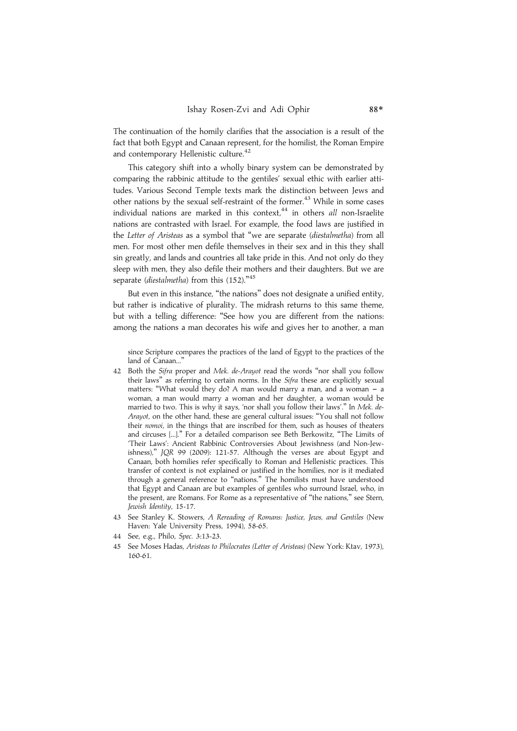The continuation of the homily clarifies that the association is a result of the fact that both Egypt and Canaan represent, for the homilist, the Roman Empire and contemporary Hellenistic culture.[42]

This category shift into a wholly binary system can be demonstrated by comparing the rabbinic attitude to the gentiles' sexual ethic with earlier attitudes. Various Second Temple texts mark the distinction between Jews and other nations by the sexual self-restraint of the former.[43] While in some cases individual nations are marked in this context,[44] in others *all* non-Israelite nations are contrasted with Israel. For example, the food laws are justified in the *Letter of Aristeas* as a symbol that "we are separate (*diestalmetha*) from all men. For most other men defile themselves in their sex and in this they shall sin greatly, and lands and countries all take pride in this. And not only do they sleep with men, they also defile their mothers and their daughters. But we are separate (*diestalmetha*) from this (152)."[45]

But even in this instance, "the nations" does not designate a unified entity, but rather is indicative of plurality. The midrash returns to this same theme, but with a telling difference: "See how you are different from the nations: among the nations a man decorates his wife and gives her to another, a man

since Scripture compares the practices of the land of Egypt to the practices of the land of Canaan..."

42 Both the *Sifra* proper and *Mek. de-Arayot* read the words "nor shall you follow their laws" as referring to certain norms. In the *Sifra* these are explicitly sexual matters: "What would they do? A man would marry a man, and a woman – a woman, a man would marry a woman and her daughter, a woman would be married to two. This is why it says, 'nor shall you follow their laws'." In *Mek. de-Arayot*, on the other hand, these are general cultural issues: "You shall not follow their *nomoi*, in the things that are inscribed for them, such as houses of theaters and circuses [...]." For a detailed comparison see Beth Berkowitz, "The Limits of 'Their Laws': Ancient Rabbinic Controversies About Jewishness (and Non-Jewishness)," *JQR* 99 (2009): 121-57. Although the verses are about Egypt and Canaan, both homilies refer specifically to Roman and Hellenistic practices. This transfer of context is not explained or justified in the homilies, nor is it mediated through a general reference to "nations." The homilists must have understood that Egypt and Canaan are but examples of gentiles who surround Israel, who, in the present, are Romans. For Rome as a representative of "the nations," see Stern, *Jewish Identity*, 15-17.

43 See Stanley K. Stowers, *A Rereading of Romans: Justice, Jews, and Gentiles* (New Haven: Yale University Press, 1994), 58-65.

44 See, e.g., Philo, *Spec.* 3:13-23.

45 See Moses Hadas, *Aristeas to Philocrates (Letter of Aristeas)* (New York: Ktav, 1973), 160-61.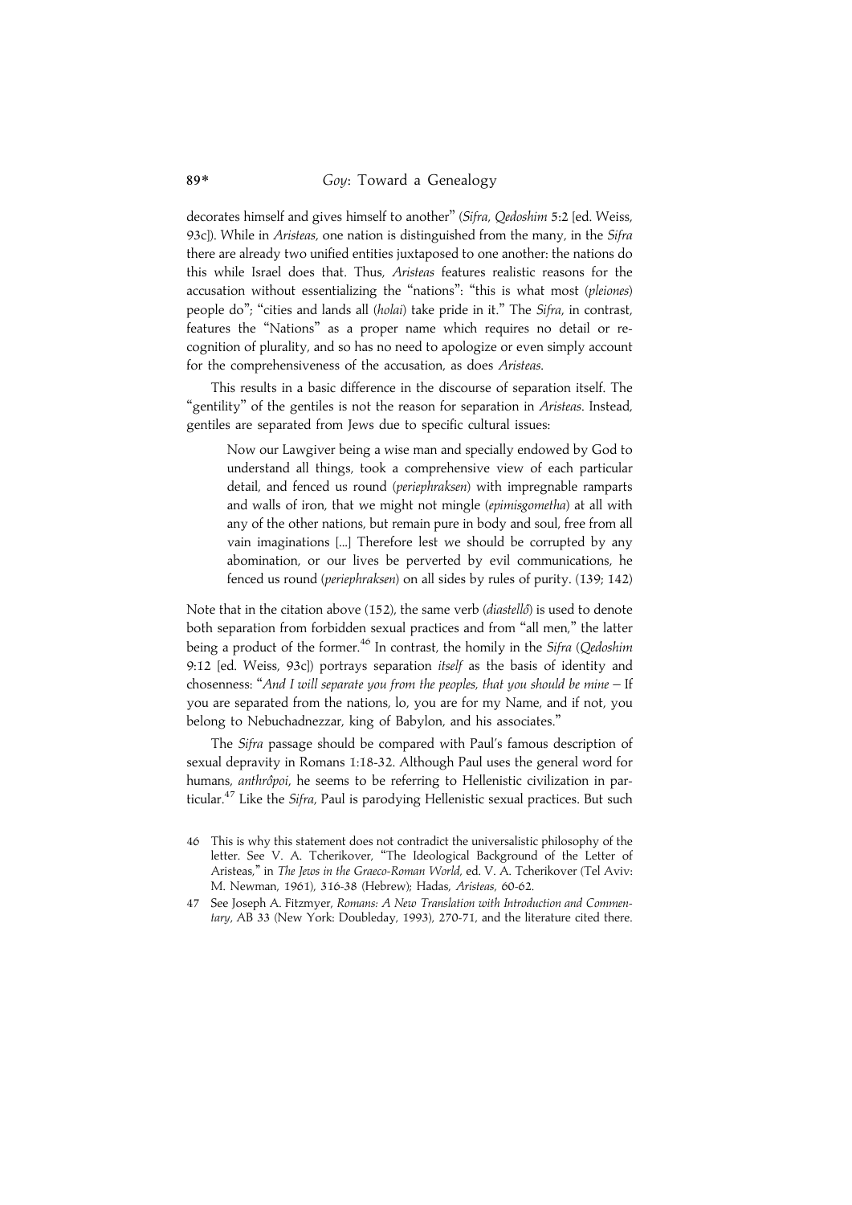decorates himself and gives himself to another" (*Sifra*, *Qedoshim* 5:2 [ed. Weiss, 93c]). While in *Aristeas*, one nation is distinguished from the many, in the *Sifra* there are already two unified entities juxtaposed to one another: the nations do this while Israel does that. Thus, *Aristeas* features realistic reasons for the accusation without essentializing the "nations": "this is what most (*pleiones*) people do"; "cities and lands all (*holai*) take pride in it." The *Sifra*, in contrast, features the "Nations" as a proper name which requires no detail or recognition of plurality, and so has no need to apologize or even simply account for the comprehensiveness of the accusation, as does *Aristeas*.

This results in a basic difference in the discourse of separation itself. The "gentility" of the gentiles is not the reason for separation in *Aristeas*. Instead, gentiles are separated from Jews due to specific cultural issues:

> Now our Lawgiver being a wise man and specially endowed by God to understand all things, took a comprehensive view of each particular detail, and fenced us round (*periephraksen*) with impregnable ramparts and walls of iron, that we might not mingle (*epimisgometha*) at all with any of the other nations, but remain pure in body and soul, free from all vain imaginations [...] Therefore lest we should be corrupted by any abomination, or our lives be perverted by evil communications, he fenced us round (*periephraksen*) on all sides by rules of purity. (139; 142)

Note that in the citation above (152), the same verb (*diastellô*) is used to denote both separation from forbidden sexual practices and from "all men," the latter being a product of the former.[46] In contrast, the homily in the *Sifra* (*Qedoshim* 9:12 [ed. Weiss, 93c]) portrays separation *itself* as the basis of identity and chosenness: "*And I will separate you from the peoples, that you should be mine* – If you are separated from the nations, lo, you are for my Name, and if not, you belong to Nebuchadnezzar, king of Babylon, and his associates."

The *Sifra* passage should be compared with Paul's famous description of sexual depravity in Romans 1:18-32. Although Paul uses the general word for humans, *anthrôpoi*, he seems to be referring to Hellenistic civilization in particular.[47] Like the *Sifra*, Paul is parodying Hellenistic sexual practices. But such

46 This is why this statement does not contradict the universalistic philosophy of the letter. See V. A. Tcherikover, "The Ideological Background of the Letter of Aristeas," in *The Jews in the Graeco-Roman World*, ed. V. A. Tcherikover (Tel Aviv: M. Newman, 1961), 316-38 (Hebrew); Hadas, *Aristeas*, 60-62.

47 See Joseph A. Fitzmyer, *Romans: A New Translation with Introduction and Commentary*, AB 33 (New York: Doubleday, 1993), 270-71, and the literature cited there.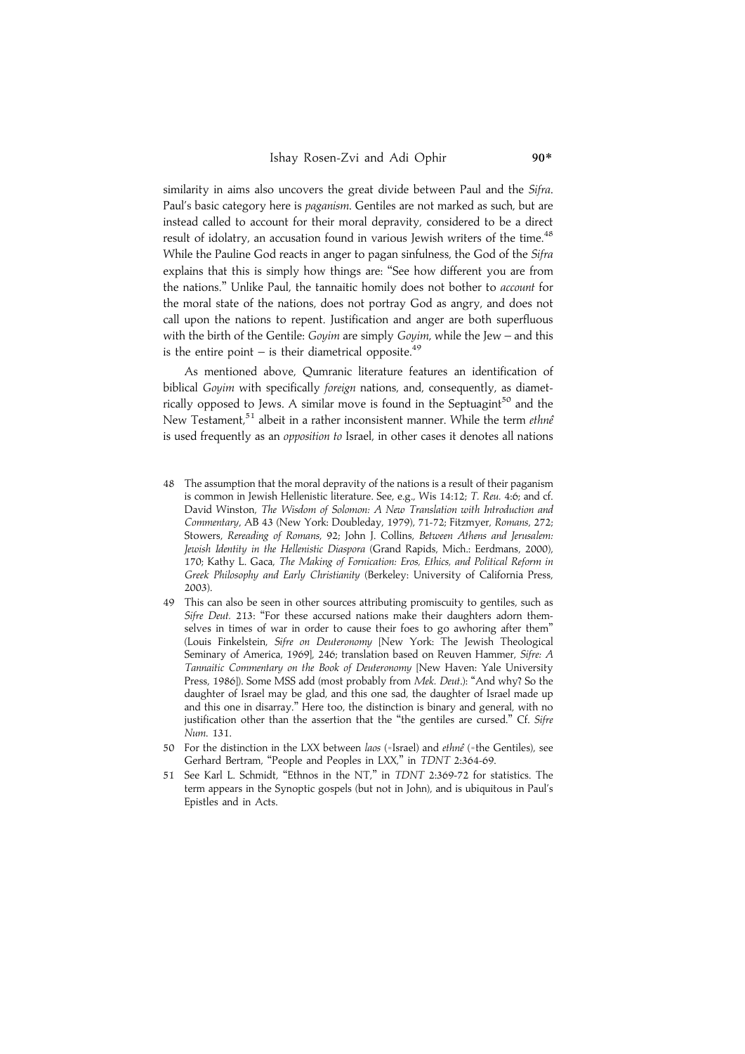similarity in aims also uncovers the great divide between Paul and the *Sifra*. Paul's basic category here is *paganism*. Gentiles are not marked as such, but are instead called to account for their moral depravity, considered to be a direct result of idolatry, an accusation found in various Jewish writers of the time.[48] While the Pauline God reacts in anger to pagan sinfulness, the God of the *Sifra* explains that this is simply how things are: "See how different you are from the nations." Unlike Paul, the tannaitic homily does not bother to *account* for the moral state of the nations, does not portray God as angry, and does not call upon the nations to repent. Justification and anger are both superfluous with the birth of the Gentile: *Goyim* are simply *Goyim*, while the Jew – and this is the entire point – is their diametrical opposite.[49]

As mentioned above, Qumranic literature features an identification of biblical *Goyim* with specifically *foreign* nations, and, consequently, as diametrically opposed to Jews. A similar move is found in the Septuagint[50] and the New Testament,[51] albeit in a rather inconsistent manner. While the term *ethnê* is used frequently as an *opposition to* Israel, in other cases it denotes all nations

48 The assumption that the moral depravity of the nations is a result of their paganism is common in Jewish Hellenistic literature. See, e.g., Wis 14:12; *T. Reu.* 4:6; and cf. David Winston, *The Wisdom of Solomon: A New Translation with Introduction and Commentary*, AB 43 (New York: Doubleday, 1979), 71-72; Fitzmyer, *Romans*, 272; Stowers, *Rereading of Romans*, 92; John J. Collins, *Between Athens and Jerusalem: Jewish Identity in the Hellenistic Diaspora* (Grand Rapids, Mich.: Eerdmans, 2000), 170; Kathy L. Gaca, *The Making of Fornication: Eros, Ethics, and Political Reform in Greek Philosophy and Early Christianity* (Berkeley: University of California Press, 2003).

49 This can also be seen in other sources attributing promiscuity to gentiles, such as *Sifre Deut.* 213: "For these accursed nations make their daughters adorn themselves in times of war in order to cause their foes to go awhoring after them" (Louis Finkelstein, *Sifre on Deuteronomy* [New York: The Jewish Theological Seminary of America, 1969], 246; translation based on Reuven Hammer, *Sifre: A Tannaitic Commentary on the Book of Deuteronomy* [New Haven: Yale University Press, 1986]). Some MSS add (most probably from *Mek. Deut.*): "And why? So the daughter of Israel may be glad, and this one sad, the daughter of Israel made up and this one in disarray." Here too, the distinction is binary and general, with no justification other than the assertion that the "the gentiles are cursed." Cf. *Sifre Num.* 131.

50 For the distinction in the LXX between *laos* (=Israel) and *ethnê* (=the Gentiles), see Gerhard Bertram, "People and Peoples in LXX," in *TDNT* 2:364-69.

51 See Karl L. Schmidt, "Ethnos in the NT," in *TDNT* 2:369-72 for statistics. The term appears in the Synoptic gospels (but not in John), and is ubiquitous in Paul's Epistles and in Acts.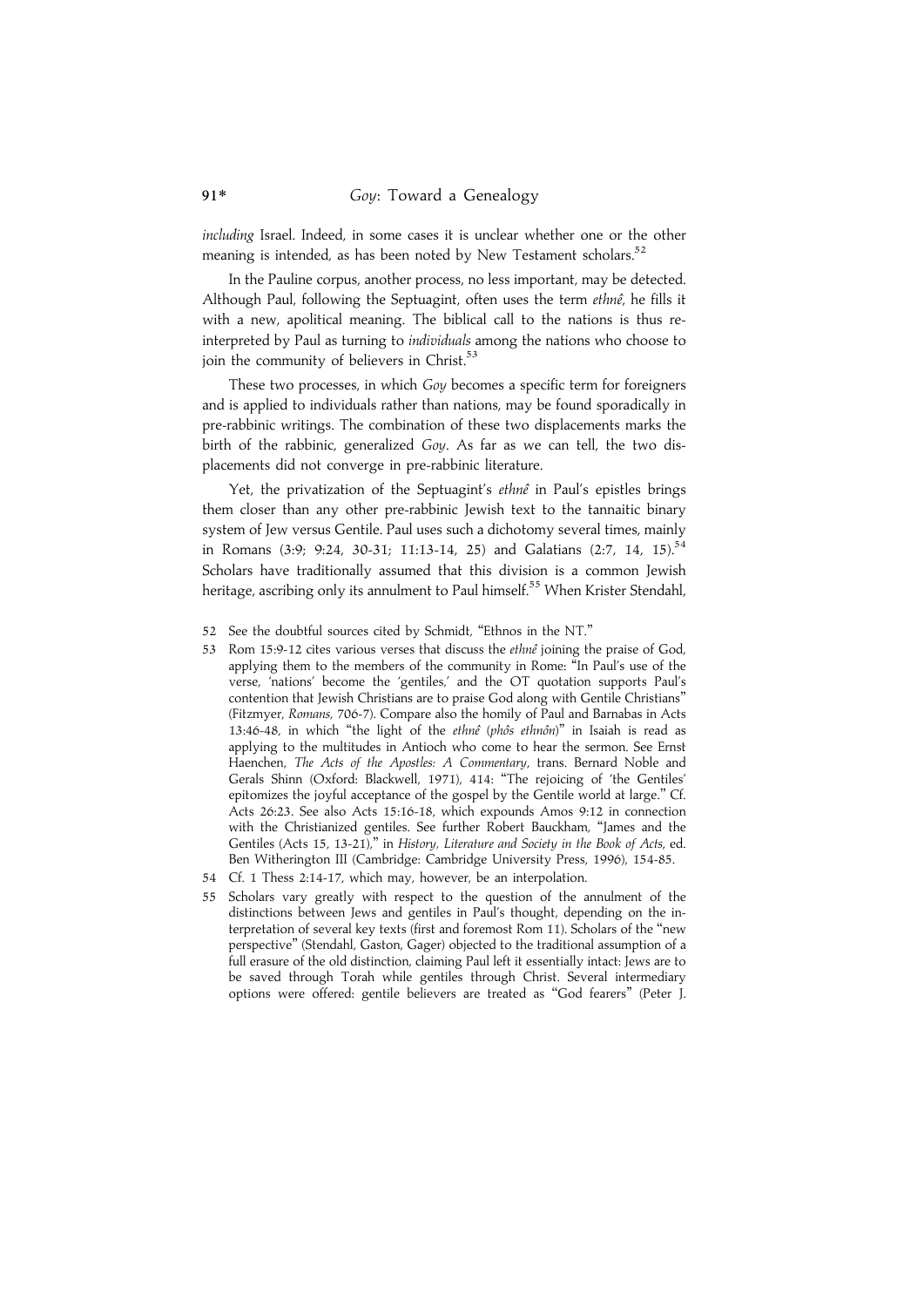*including* Israel. Indeed, in some cases it is unclear whether one or the other meaning is intended, as has been noted by New Testament scholars.[52]

In the Pauline corpus, another process, no less important, may be detected. Although Paul, following the Septuagint, often uses the term *ethnê*, he fills it with a new, apolitical meaning. The biblical call to the nations is thus reinterpreted by Paul as turning to *individuals* among the nations who choose to join the community of believers in Christ.[53]

These two processes, in which *Goy* becomes a specific term for foreigners and is applied to individuals rather than nations, may be found sporadically in pre-rabbinic writings. The combination of these two displacements marks the birth of the rabbinic, generalized *Goy*. As far as we can tell, the two displacements did not converge in pre-rabbinic literature.

Yet, the privatization of the Septuagint's *ethnê* in Paul's epistles brings them closer than any other pre-rabbinic Jewish text to the tannaitic binary system of Jew versus Gentile. Paul uses such a dichotomy several times, mainly in Romans (3:9; 9:24, 30-31; 11:13-14, 25) and Galatians (2:7, 14, 15).[54] Scholars have traditionally assumed that this division is a common Jewish heritage, ascribing only its annulment to Paul himself.[55] When Krister Stendahl,

52 See the doubtful sources cited by Schmidt, "Ethnos in the NT."

53 Rom 15:9-12 cites various verses that discuss the *ethnê* joining the praise of God, applying them to the members of the community in Rome: "In Paul's use of the verse, 'nations' become the 'gentiles,' and the OT quotation supports Paul's contention that Jewish Christians are to praise God along with Gentile Christians" (Fitzmyer, *Romans*, 706-7). Compare also the homily of Paul and Barnabas in Acts 13:46-48, in which "the light of the *ethnê* (*phôs ethnôn*)" in Isaiah is read as applying to the multitudes in Antioch who come to hear the sermon. See Ernst Haenchen, *The Acts of the Apostles: A Commentary*, trans. Bernard Noble and Gerals Shinn (Oxford: Blackwell, 1971), 414: "The rejoicing of 'the Gentiles' epitomizes the joyful acceptance of the gospel by the Gentile world at large." Cf. Acts 26:23. See also Acts 15:16-18, which expounds Amos 9:12 in connection with the Christianized gentiles. See further Robert Bauckham, "James and the Gentiles (Acts 15, 13-21)," in *History, Literature and Society in the Book of Acts*, ed. Ben Witherington III (Cambridge: Cambridge University Press, 1996), 154-85.

54 Cf. 1 Thess 2:14-17, which may, however, be an interpolation.

55 Scholars vary greatly with respect to the question of the annulment of the distinctions between Jews and gentiles in Paul's thought, depending on the interpretation of several key texts (first and foremost Rom 11). Scholars of the "new perspective" (Stendahl, Gaston, Gager) objected to the traditional assumption of a full erasure of the old distinction, claiming Paul left it essentially intact: Jews are to be saved through Torah while gentiles through Christ. Several intermediary options were offered: gentile believers are treated as "God fearers" (Peter J.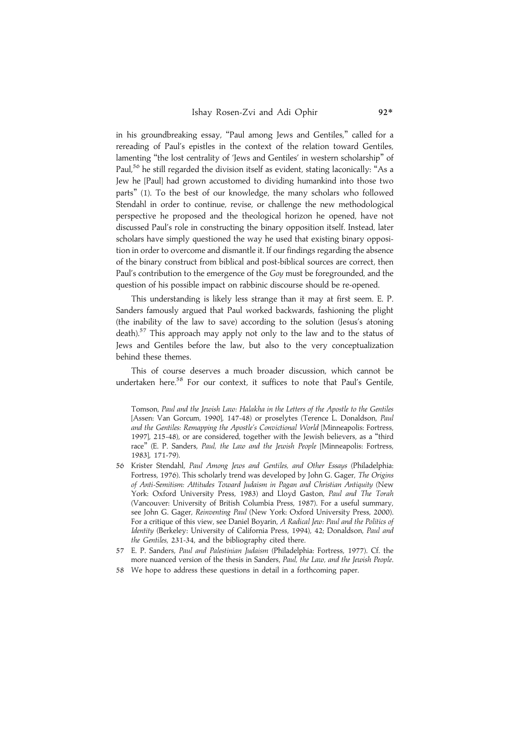in his groundbreaking essay, "Paul among Jews and Gentiles," called for a rereading of Paul's epistles in the context of the relation toward Gentiles, lamenting "the lost centrality of 'Jews and Gentiles' in western scholarship" of Paul,[56] he still regarded the division itself as evident, stating laconically: "As a Jew he [Paul] had grown accustomed to dividing humankind into those two parts" (1). To the best of our knowledge, the many scholars who followed Stendahl in order to continue, revise, or challenge the new methodological perspective he proposed and the theological horizon he opened, have not discussed Paul's role in constructing the binary opposition itself. Instead, later scholars have simply questioned the way he used that existing binary opposition in order to overcome and dismantle it. If our findings regarding the absence of the binary construct from biblical and post-biblical sources are correct, then Paul's contribution to the emergence of the *Goy* must be foregrounded, and the question of his possible impact on rabbinic discourse should be re-opened.

This understanding is likely less strange than it may at first seem. E. P. Sanders famously argued that Paul worked backwards, fashioning the plight (the inability of the law to save) according to the solution (Jesus's atoning death).[57] This approach may apply not only to the law and to the status of Jews and Gentiles before the law, but also to the very conceptualization behind these themes.

This of course deserves a much broader discussion, which cannot be undertaken here.[58] For our context, it suffices to note that Paul's Gentile,

Tomson, *Paul and the Jewish Law: Halakha in the Letters of the Apostle to the Gentiles* [Assen: Van Gorcum, 1990], 147-48) or proselytes (Terence L. Donaldson, *Paul and the Gentiles: Remapping the Apostle's Convictional World* [Minneapolis: Fortress, 1997], 215-48), or are considered, together with the Jewish believers, as a "third race" (E. P. Sanders, *Paul, the Law and the Jewish People* [Minneapolis: Fortress, 1983], 171-79).

56 Krister Stendahl, *Paul Among Jews and Gentiles, and Other Essays* (Philadelphia: Fortress, 1976). This scholarly trend was developed by John G. Gager, *The Origins of Anti-Semitism: Attitudes Toward Judaism in Pagan and Christian Antiquity* (New York: Oxford University Press, 1983) and Lloyd Gaston, *Paul and The Torah* (Vancouver: University of British Columbia Press, 1987). For a useful summary, see John G. Gager, *Reinventing Paul* (New York: Oxford University Press, 2000). For a critique of this view, see Daniel Boyarin, *A Radical Jew: Paul and the Politics of Identity* (Berkeley: University of California Press, 1994), 42; Donaldson, *Paul and the Gentiles*, 231-34, and the bibliography cited there.

57 E. P. Sanders, *Paul and Palestinian Judaism* (Philadelphia: Fortress, 1977). Cf. the more nuanced version of the thesis in Sanders, *Paul, the Law, and the Jewish People*.

58 We hope to address these questions in detail in a forthcoming paper.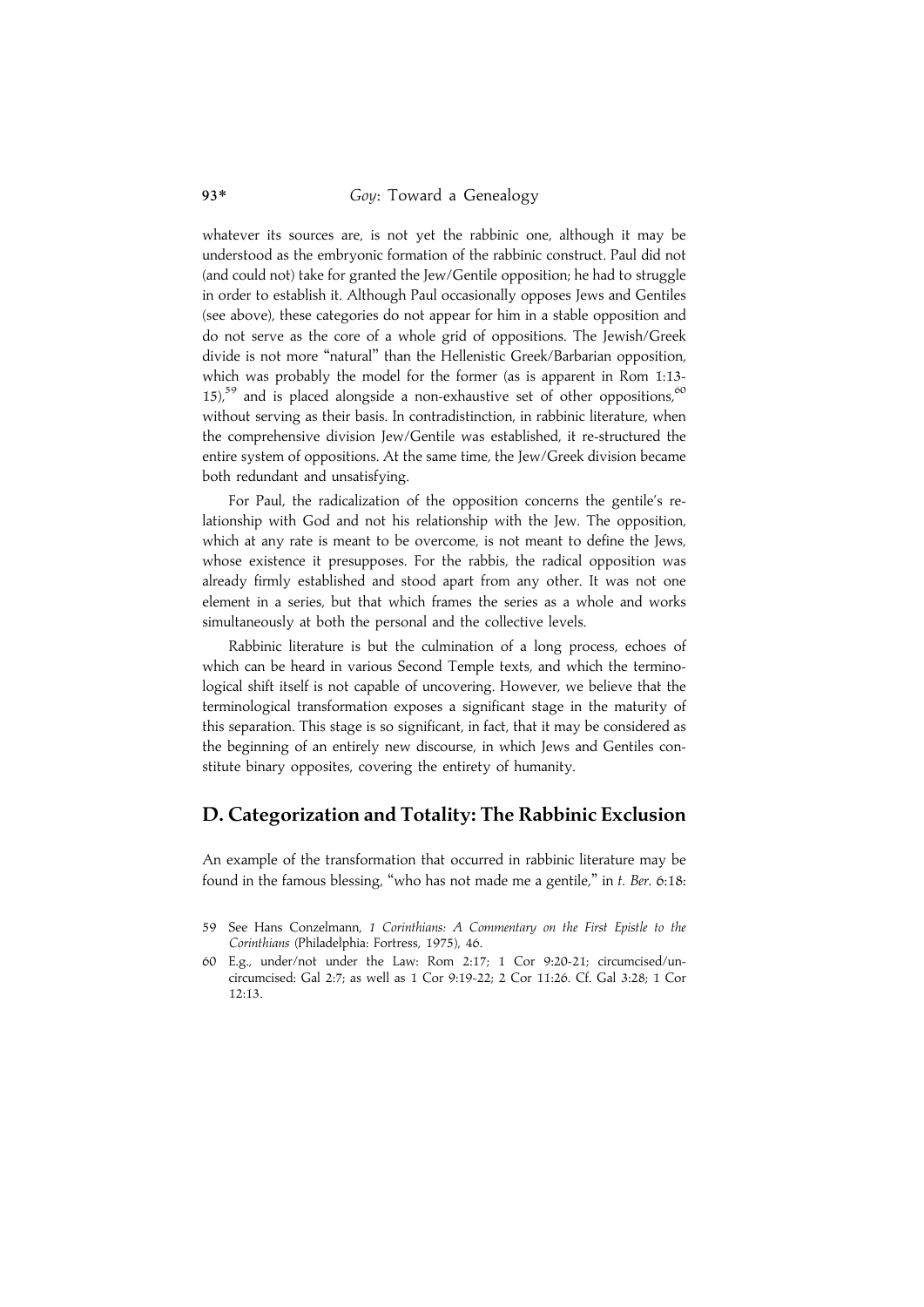whatever its sources are, is not yet the rabbinic one, although it may be understood as the embryonic formation of the rabbinic construct. Paul did not (and could not) take for granted the Jew/Gentile opposition; he had to struggle in order to establish it. Although Paul occasionally opposes Jews and Gentiles (see above), these categories do not appear for him in a stable opposition and do not serve as the core of a whole grid of oppositions. The Jewish/Greek divide is not more "natural" than the Hellenistic Greek/Barbarian opposition, which was probably the model for the former (as is apparent in Rom 1:13-15),[59] and is placed alongside a non-exhaustive set of other oppositions,[60] without serving as their basis. In contradistinction, in rabbinic literature, when the comprehensive division Jew/Gentile was established, it re-structured the entire system of oppositions. At the same time, the Jew/Greek division became both redundant and unsatisfying.

For Paul, the radicalization of the opposition concerns the gentile's relationship with God and not his relationship with the Jew. The opposition, which at any rate is meant to be overcome, is not meant to define the Jews, whose existence it presupposes. For the rabbis, the radical opposition was already firmly established and stood apart from any other. It was not one element in a series, but that which frames the series as a whole and works simultaneously at both the personal and the collective levels.

Rabbinic literature is but the culmination of a long process, echoes of which can be heard in various Second Temple texts, and which the terminological shift itself is not capable of uncovering. However, we believe that the terminological transformation exposes a significant stage in the maturity of this separation. This stage is so significant, in fact, that it may be considered as the beginning of an entirely new discourse, in which Jews and Gentiles constitute binary opposites, covering the entirety of humanity.

## D. Categorization and Totality: The Rabbinic Exclusion

An example of the transformation that occurred in rabbinic literature may be found in the famous blessing, "who has not made me a gentile," in *t. Ber.* 6:18:

59 See Hans Conzelmann, *1 Corinthians: A Commentary on the First Epistle to the Corinthians* (Philadelphia: Fortress, 1975), 46.

60 E.g., under/not under the Law: Rom 2:17; 1 Cor 9:20-21; circumcised/uncircumcised: Gal 2:7; as well as 1 Cor 9:19-22; 2 Cor 11:26. Cf. Gal 3:28; 1 Cor 12:13.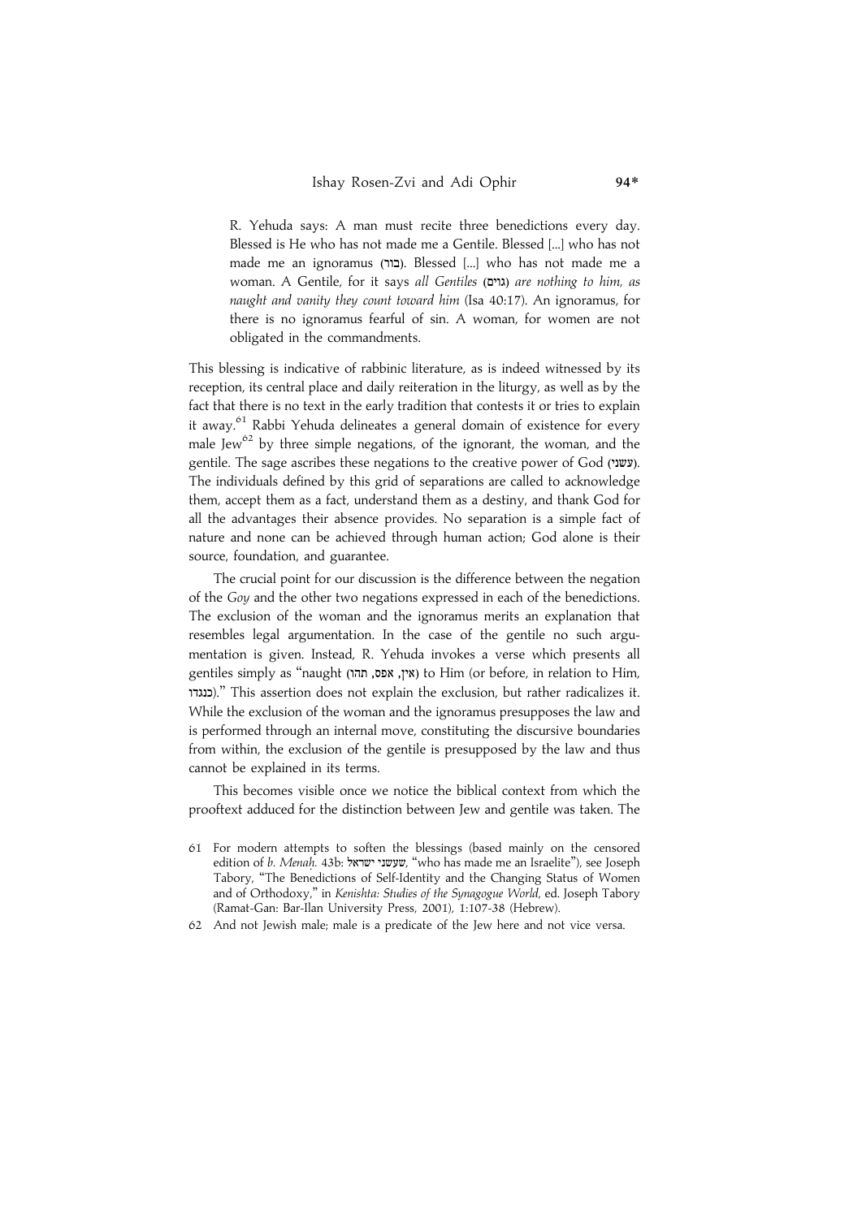> R. Yehuda says: A man must recite three benedictions every day. Blessed is He who has not made me a Gentile. Blessed [...] who has not made me an ignoramus (בור). Blessed [...] who has not made me a woman. A Gentile, for it says *all Gentiles* (גוים) *are nothing to him, as naught and vanity they count toward him* (Isa 40:17). An ignoramus, for there is no ignoramus fearful of sin. A woman, for women are not obligated in the commandments.

This blessing is indicative of rabbinic literature, as is indeed witnessed by its reception, its central place and daily reiteration in the liturgy, as well as by the fact that there is no text in the early tradition that contests it or tries to explain it away.[61] Rabbi Yehuda delineates a general domain of existence for every male Jew[62] by three simple negations, of the ignorant, the woman, and the gentile. The sage ascribes these negations to the creative power of God (עשני). The individuals defined by this grid of separations are called to acknowledge them, accept them as a fact, understand them as a destiny, and thank God for all the advantages their absence provides. No separation is a simple fact of nature and none can be achieved through human action; God alone is their source, foundation, and guarantee.

The crucial point for our discussion is the difference between the negation of the *Goy* and the other two negations expressed in each of the benedictions. The exclusion of the woman and the ignoramus merits an explanation that resembles legal argumentation. In the case of the gentile no such argumentation is given. Instead, R. Yehuda invokes a verse which presents all gentiles simply as "naught (אין, אפס, תהו) to Him (or before, in relation to Him, כנגדו)." This assertion does not explain the exclusion, but rather radicalizes it. While the exclusion of the woman and the ignoramus presupposes the law and is performed through an internal move, constituting the discursive boundaries from within, the exclusion of the gentile is presupposed by the law and thus cannot be explained in its terms.

This becomes visible once we notice the biblical context from which the prooftext adduced for the distinction between Jew and gentile was taken. The

61 For modern attempts to soften the blessings (based mainly on the censored edition of *b. Menaḥ.* 43b: שעשני ישראל, "who has made me an Israelite"), see Joseph Tabory, "The Benedictions of Self-Identity and the Changing Status of Women and of Orthodoxy," in *Kenishta: Studies of the Synagogue World*, ed. Joseph Tabory (Ramat-Gan: Bar-Ilan University Press, 2001), 1:107-38 (Hebrew).

62 And not Jewish male; male is a predicate of the Jew here and not vice versa.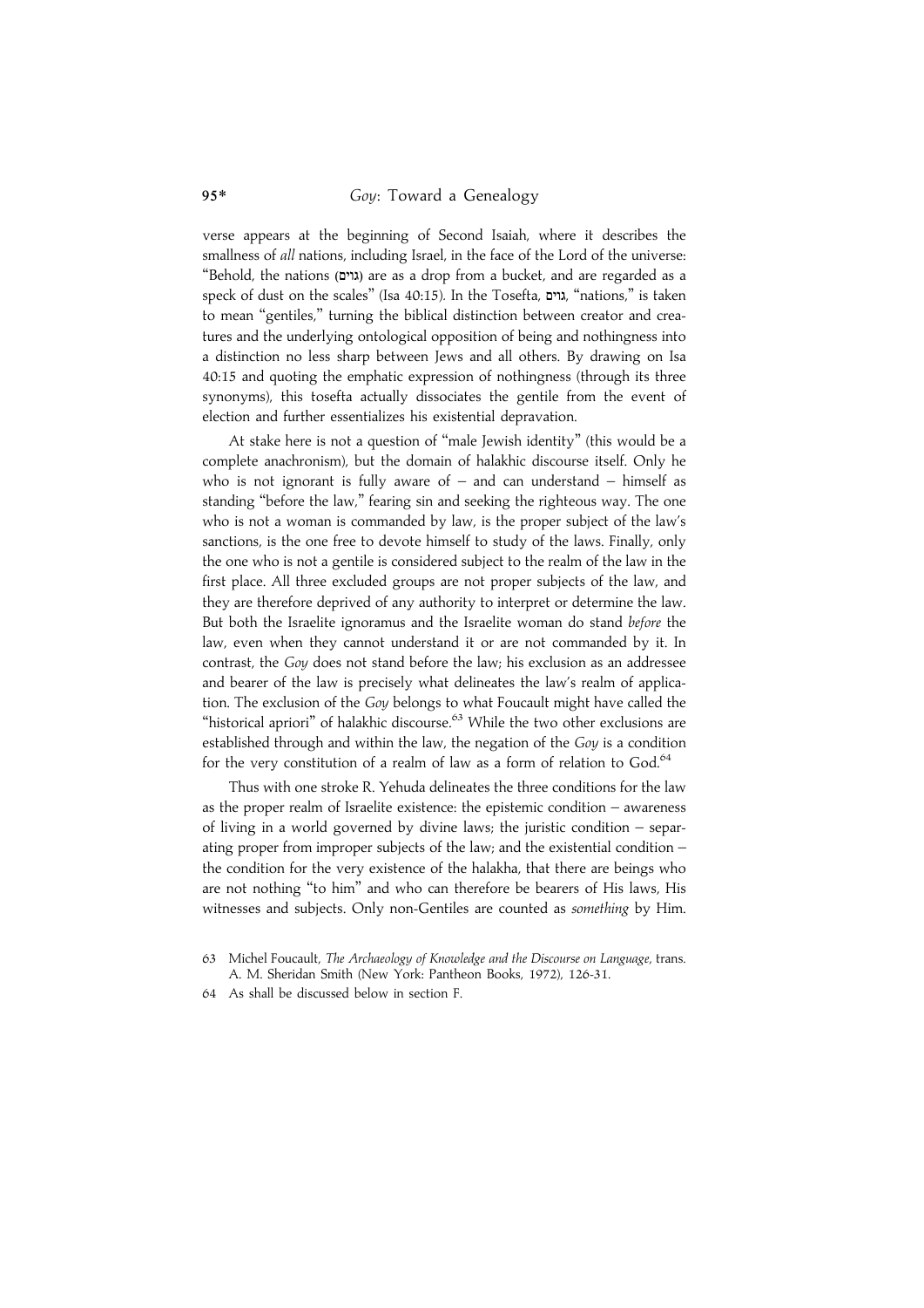verse appears at the beginning of Second Isaiah, where it describes the smallness of *all* nations, including Israel, in the face of the Lord of the universe: "Behold, the nations (גוים) are as a drop from a bucket, and are regarded as a speck of dust on the scales" (Isa 40:15). In the Tosefta, גוים, "nations," is taken to mean "gentiles," turning the biblical distinction between creator and creatures and the underlying ontological opposition of being and nothingness into a distinction no less sharp between Jews and all others. By drawing on Isa 40:15 and quoting the emphatic expression of nothingness (through its three synonyms), this tosefta actually dissociates the gentile from the event of election and further essentializes his existential depravation.

At stake here is not a question of "male Jewish identity" (this would be a complete anachronism), but the domain of halakhic discourse itself. Only he who is not ignorant is fully aware of – and can understand – himself as standing "before the law," fearing sin and seeking the righteous way. The one who is not a woman is commanded by law, is the proper subject of the law's sanctions, is the one free to devote himself to study of the laws. Finally, only the one who is not a gentile is considered subject to the realm of the law in the first place. All three excluded groups are not proper subjects of the law, and they are therefore deprived of any authority to interpret or determine the law. But both the Israelite ignoramus and the Israelite woman do stand *before* the law, even when they cannot understand it or are not commanded by it. In contrast, the *Goy* does not stand before the law; his exclusion as an addressee and bearer of the law is precisely what delineates the law's realm of application. The exclusion of the *Goy* belongs to what Foucault might have called the "historical apriori" of halakhic discourse.[63] While the two other exclusions are established through and within the law, the negation of the *Goy* is a condition for the very constitution of a realm of law as a form of relation to God.[64]

Thus with one stroke R. Yehuda delineates the three conditions for the law as the proper realm of Israelite existence: the epistemic condition – awareness of living in a world governed by divine laws; the juristic condition – separating proper from improper subjects of the law; and the existential condition – the condition for the very existence of the halakha, that there are beings who are not nothing "to him" and who can therefore be bearers of His laws, His witnesses and subjects. Only non-Gentiles are counted as *something* by Him.

63 Michel Foucault, *The Archaeology of Knowledge and the Discourse on Language*, trans. A. M. Sheridan Smith (New York: Pantheon Books, 1972), 126-31.

64 As shall be discussed below in section F.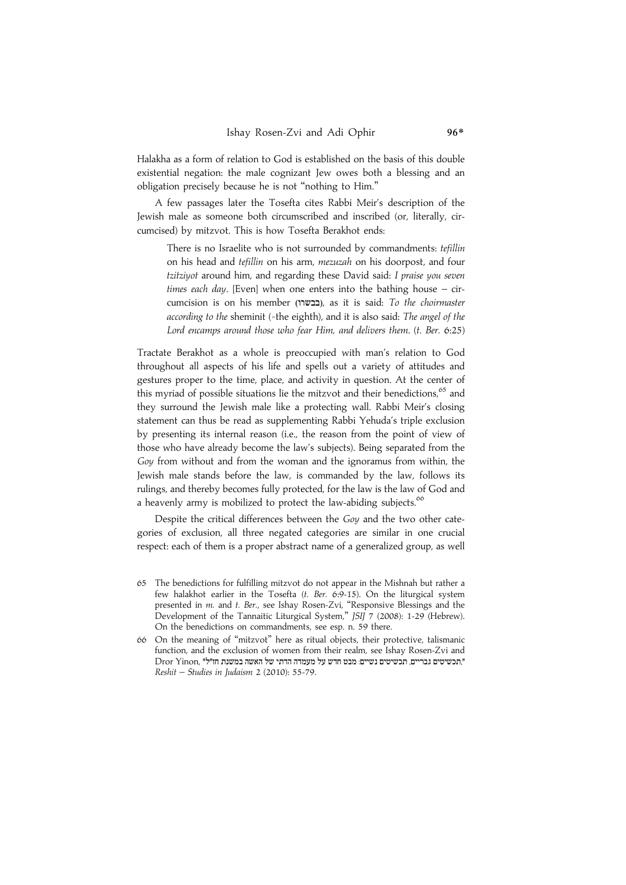Halakha as a form of relation to God is established on the basis of this double existential negation: the male cognizant Jew owes both a blessing and an obligation precisely because he is not "nothing to Him."

A few passages later the Tosefta cites Rabbi Meir's description of the Jewish male as someone both circumscribed and inscribed (or, literally, circumcised) by mitzvot. This is how Tosefta Berakhot ends:

> There is no Israelite who is not surrounded by commandments: *tefillin* on his head and *tefillin* on his arm, *mezuzah* on his doorpost, and four *tzitziyot* around him, and regarding these David said: *I praise you seven times each day*. [Even] when one enters into the bathing house – circumcision is on his member (בבשרו), as it is said: *To the choirmaster according to the* sheminit (=the eighth), and it is also said: *The angel of the Lord encamps around those who fear Him, and delivers them*. (*t. Ber.* 6:25)

Tractate Berakhot as a whole is preoccupied with man's relation to God throughout all aspects of his life and spells out a variety of attitudes and gestures proper to the time, place, and activity in question. At the center of this myriad of possible situations lie the mitzvot and their benedictions,[65] and they surround the Jewish male like a protecting wall. Rabbi Meir's closing statement can thus be read as supplementing Rabbi Yehuda's triple exclusion by presenting its internal reason (i.e., the reason from the point of view of those who have already become the law's subjects). Being separated from the *Goy* from without and from the woman and the ignoramus from within, the Jewish male stands before the law, is commanded by the law, follows its rulings, and thereby becomes fully protected, for the law is the law of God and a heavenly army is mobilized to protect the law-abiding subjects.[66]

Despite the critical differences between the *Goy* and the two other categories of exclusion, all three negated categories are similar in one crucial respect: each of them is a proper abstract name of a generalized group, as well

---

65 The benedictions for fulfilling mitzvot do not appear in the Mishnah but rather a few halakhot earlier in the Tosefta (*t. Ber.* 6:9-15). On the liturgical system presented in *m.* and *t. Ber.*, see Ishay Rosen-Zvi, "Responsive Blessings and the Development of the Tannaitic Liturgical System," *JSIJ* 7 (2008): 1-29 (Hebrew). On the benedictions on commandments, see esp. n. 59 there.

66 On the meaning of "mitzvot" here as ritual objects, their protective, talismanic function, and the exclusion of women from their realm, see Ishay Rosen-Zvi and Dror Yinon, "תכשיטים גבריים, תכשיטים נשיים: מבט חדש על מעמדה הדתי של האשה במשנת חז"ל," *Reshit – Studies in Judaism* 2 (2010): 55-79.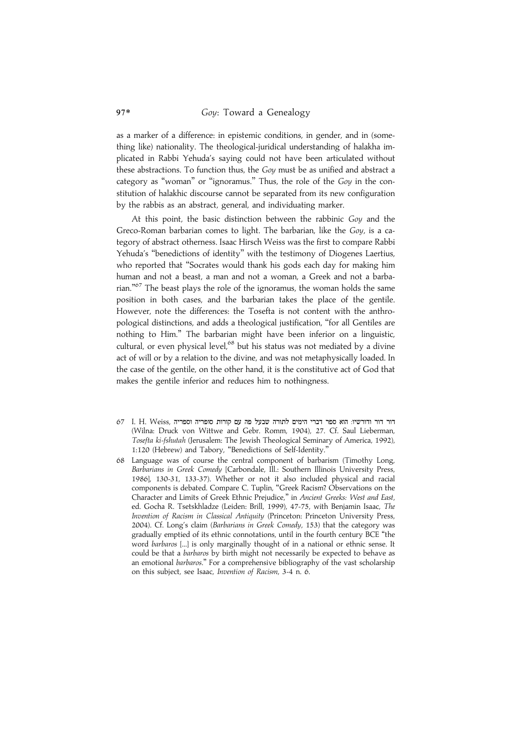as a marker of a difference: in epistemic conditions, in gender, and in (something like) nationality. The theological-juridical understanding of halakha implicated in Rabbi Yehuda's saying could not have been articulated without these abstractions. To function thus, the *Goy* must be as unified and abstract a category as "woman" or "ignoramus." Thus, the role of the *Goy* in the constitution of halakhic discourse cannot be separated from its new configuration by the rabbis as an abstract, general, and individuating marker.

At this point, the basic distinction between the rabbinic *Goy* and the Greco-Roman barbarian comes to light. The barbarian, like the *Goy*, is a category of abstract otherness. Isaac Hirsch Weiss was the first to compare Rabbi Yehuda's "benedictions of identity" with the testimony of Diogenes Laertius, who reported that "Socrates would thank his gods each day for making him human and not a beast, a man and not a woman, a Greek and not a barbarian."[67] The beast plays the role of the ignoramus, the woman holds the same position in both cases, and the barbarian takes the place of the gentile. However, note the differences: the Tosefta is not content with the anthropological distinctions, and adds a theological justification, "for all Gentiles are nothing to Him." The barbarian might have been inferior on a linguistic, cultural, or even physical level,[68] but his status was not mediated by a divine act of will or by a relation to the divine, and was not metaphysically loaded. In the case of the gentile, on the other hand, it is the constitutive act of God that makes the gentile inferior and reduces him to nothingness.

67 I. H. Weiss, דור דור ודורשיו: הוא ספר דברי הימים לתורה שבעל פה עם קורות סופריה וספריה (Wilna: Druck von Wittwe and Gebr. Romm, 1904), 27. Cf. Saul Lieberman, *Tosefta ki-fshutah* (Jerusalem: The Jewish Theological Seminary of America, 1992), 1:120 (Hebrew) and Tabory, "Benedictions of Self-Identity."

68 Language was of course the central component of barbarism (Timothy Long, *Barbarians in Greek Comedy* [Carbondale, Ill.: Southern Illinois University Press, 1986], 130-31, 133-37). Whether or not it also included physical and racial components is debated. Compare C. Tuplin, "Greek Racism? Observations on the Character and Limits of Greek Ethnic Prejudice," in *Ancient Greeks: West and East*, ed. Gocha R. Tsetskhladze (Leiden: Brill, 1999), 47-75, with Benjamin Isaac, *The Invention of Racism in Classical Antiquity* (Princeton: Princeton University Press, 2004). Cf. Long's claim (*Barbarians in Greek Comedy*, 153) that the category was gradually emptied of its ethnic connotations, until in the fourth century BCE "the word *barbaros* [...] is only marginally thought of in a national or ethnic sense. It could be that a *barbaros* by birth might not necessarily be expected to behave as an emotional *barbaros*." For a comprehensive bibliography of the vast scholarship on this subject, see Isaac, *Invention of Racism*, 3-4 n. 6.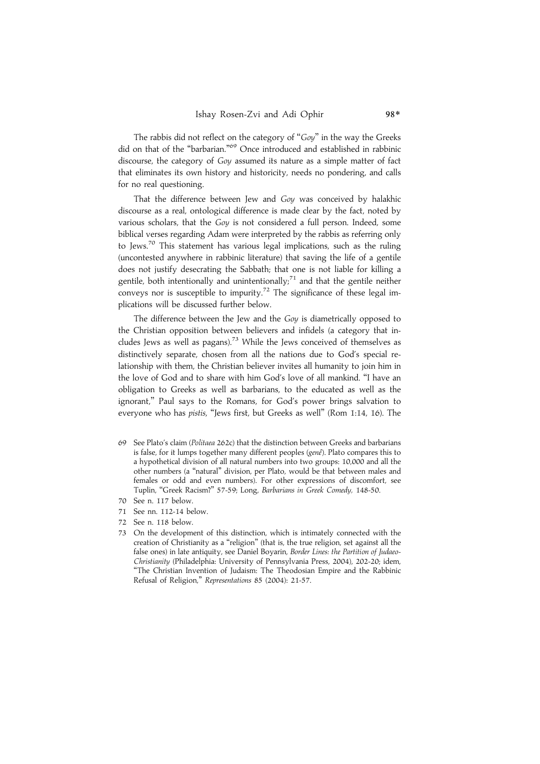The rabbis did not reflect on the category of "*Goy*" in the way the Greeks did on that of the "barbarian."[69] Once introduced and established in rabbinic discourse, the category of *Goy* assumed its nature as a simple matter of fact that eliminates its own history and historicity, needs no pondering, and calls for no real questioning.

That the difference between Jew and *Goy* was conceived by halakhic discourse as a real, ontological difference is made clear by the fact, noted by various scholars, that the *Goy* is not considered a full person. Indeed, some biblical verses regarding Adam were interpreted by the rabbis as referring only to Jews.[70] This statement has various legal implications, such as the ruling (uncontested anywhere in rabbinic literature) that saving the life of a gentile does not justify desecrating the Sabbath; that one is not liable for killing a gentile, both intentionally and unintentionally;[71] and that the gentile neither conveys nor is susceptible to impurity.[72] The significance of these legal implications will be discussed further below.

The difference between the Jew and the *Goy* is diametrically opposed to the Christian opposition between believers and infidels (a category that includes Jews as well as pagans).[73] While the Jews conceived of themselves as distinctively separate, chosen from all the nations due to God's special relationship with them, the Christian believer invites all humanity to join him in the love of God and to share with him God's love of all mankind. "I have an obligation to Greeks as well as barbarians, to the educated as well as the ignorant," Paul says to the Romans, for God's power brings salvation to everyone who has *pistis*, "Jews first, but Greeks as well" (Rom 1:14, 16). The

69 See Plato's claim (*Politaea* 262c) that the distinction between Greeks and barbarians is false, for it lumps together many different peoples (*genê*). Plato compares this to a hypothetical division of all natural numbers into two groups: 10,000 and all the other numbers (a "natural" division, per Plato, would be that between males and females or odd and even numbers). For other expressions of discomfort, see Tuplin, "Greek Racism?" 57-59; Long, *Barbarians in Greek Comedy*, 148-50.

70 See n. 117 below.

71 See nn. 112-14 below.

72 See n. 118 below.

73 On the development of this distinction, which is intimately connected with the creation of Christianity as a "religion" (that is, the true religion, set against all the false ones) in late antiquity, see Daniel Boyarin, *Border Lines: the Partition of Judaeo-Christianity* (Philadelphia: University of Pennsylvania Press, 2004), 202-20; idem, "The Christian Invention of Judaism: The Theodosian Empire and the Rabbinic Refusal of Religion," *Representations* 85 (2004): 21-57.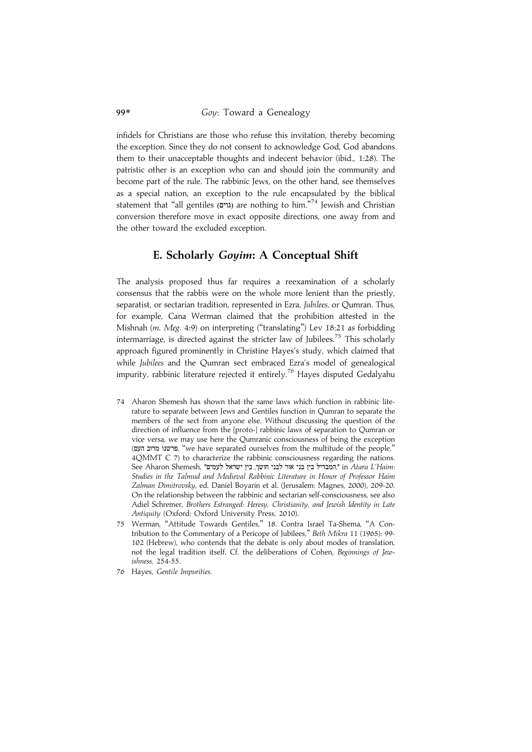infidels for Christians are those who refuse this invitation, thereby becoming the exception. Since they do not consent to acknowledge God, God abandons them to their unacceptable thoughts and indecent behavior (ibid., 1:28). The patristic other is an exception who can and should join the community and become part of the rule. The rabbinic Jews, on the other hand, see themselves as a special nation, an exception to the rule encapsulated by the biblical statement that "all gentiles (גוים) are nothing to him."[74] Jewish and Christian conversion therefore move in exact opposite directions, one away from and the other toward the excluded exception.

## E. Scholarly *Goyim*: A Conceptual Shift

The analysis proposed thus far requires a reexamination of a scholarly consensus that the rabbis were on the whole more lenient than the priestly, separatist, or sectarian tradition, represented in Ezra, *Jubilees*, or Qumran. Thus, for example, Cana Werman claimed that the prohibition attested in the Mishnah (*m. Meg.* 4:9) on interpreting ("translating") Lev 18:21 as forbidding intermarriage, is directed against the stricter law of Jubilees.[75] This scholarly approach figured prominently in Christine Hayes's study, which claimed that while *Jubilees* and the Qumran sect embraced Ezra's model of genealogical impurity, rabbinic literature rejected it entirely.[76] Hayes disputed Gedalyahu

74 Aharon Shemesh has shown that the same laws which function in rabbinic literature to separate between Jews and Gentiles function in Qumran to separate the members of the sect from anyone else. Without discussing the question of the direction of influence from the [proto-] rabbinic laws of separation to Qumran or vice versa, we may use here the Qumranic consciousness of being the exception (פרשנו מרוב העם, "we have separated ourselves from the multitude of the people," 4QMMT C 7) to characterize the rabbinic consciousness regarding the nations. See Aharon Shemesh, "המבדיל בין בני אור לבני חושך, בין ישראל לעמים," in *Atara L'Haim: Studies in the Talmud and Medieval Rabbinic Literature in Honor of Professor Haim Zalman Dimitrovsky*, ed. Daniel Boyarin et al. (Jerusalem: Magnes, 2000), 209-20. On the relationship between the rabbinic and sectarian self-consciousness, see also Adiel Schremer, *Brothers Estranged: Heresy, Christianity, and Jewish Identity in Late Antiquity* (Oxford: Oxford University Press, 2010).

75 Werman, "Attitude Towards Gentiles," 18. Contra Israel Ta-Shema, "A Contribution to the Commentary of a Pericope of Jubilees," *Beth Mikra* 11 (1965): 99-102 (Hebrew), who contends that the debate is only about modes of translation, not the legal tradition itself. Cf. the deliberations of Cohen, *Beginnings of Jewishness,* 254-55.

76 Hayes, *Gentile Impurities*.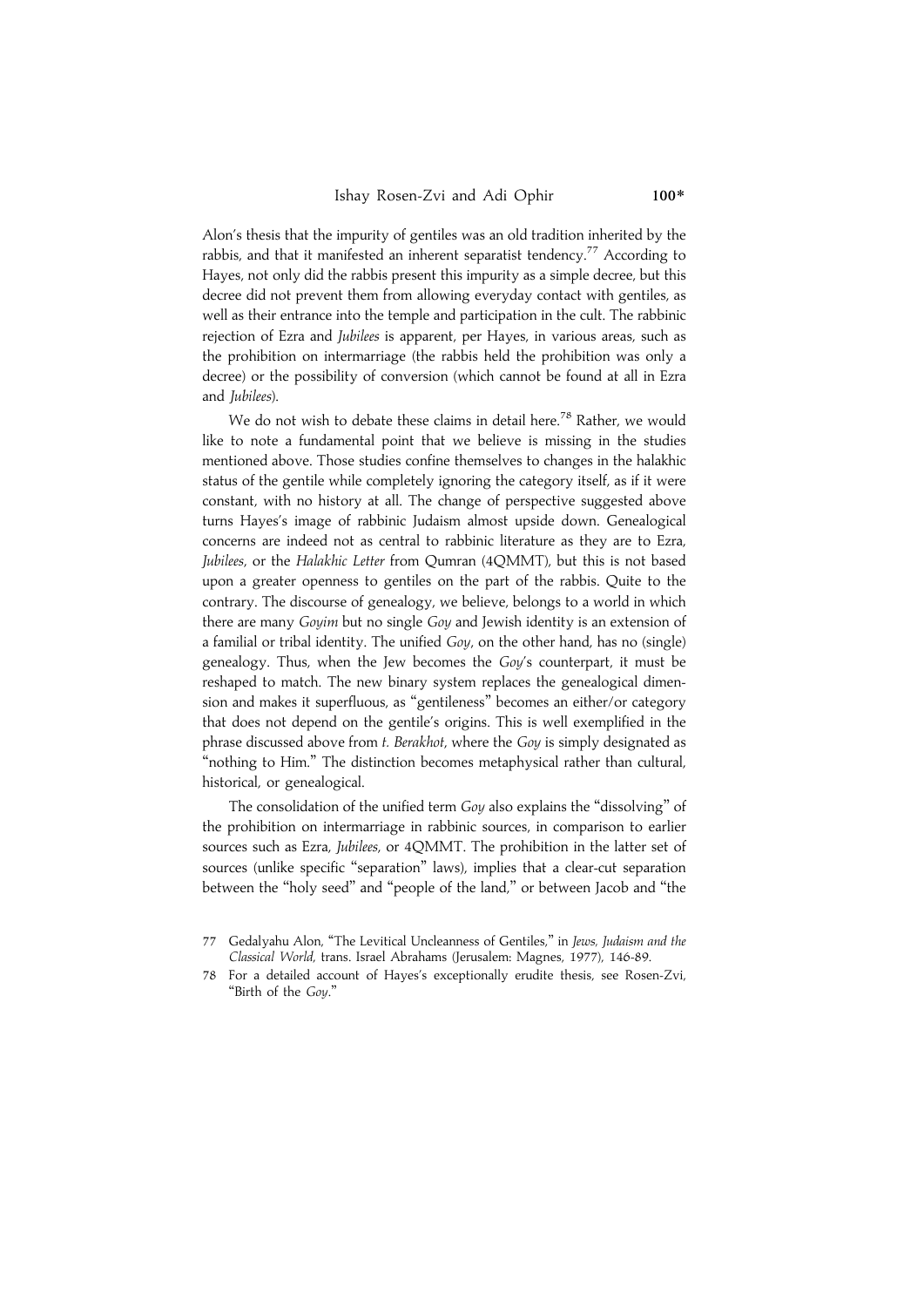Alon's thesis that the impurity of gentiles was an old tradition inherited by the rabbis, and that it manifested an inherent separatist tendency.[77] According to Hayes, not only did the rabbis present this impurity as a simple decree, but this decree did not prevent them from allowing everyday contact with gentiles, as well as their entrance into the temple and participation in the cult. The rabbinic rejection of Ezra and *Jubilees* is apparent, per Hayes, in various areas, such as the prohibition on intermarriage (the rabbis held the prohibition was only a decree) or the possibility of conversion (which cannot be found at all in Ezra and *Jubilees*).

We do not wish to debate these claims in detail here.[78] Rather, we would like to note a fundamental point that we believe is missing in the studies mentioned above. Those studies confine themselves to changes in the halakhic status of the gentile while completely ignoring the category itself, as if it were constant, with no history at all. The change of perspective suggested above turns Hayes's image of rabbinic Judaism almost upside down. Genealogical concerns are indeed not as central to rabbinic literature as they are to Ezra, *Jubilees*, or the *Halakhic Letter* from Qumran (4QMMT), but this is not based upon a greater openness to gentiles on the part of the rabbis. Quite to the contrary. The discourse of genealogy, we believe, belongs to a world in which there are many *Goyim* but no single *Goy* and Jewish identity is an extension of a familial or tribal identity. The unified *Goy*, on the other hand, has no (single) genealogy. Thus, when the Jew becomes the *Goy*'s counterpart, it must be reshaped to match. The new binary system replaces the genealogical dimension and makes it superfluous, as "gentileness" becomes an either/or category that does not depend on the gentile's origins. This is well exemplified in the phrase discussed above from *t. Berakhot*, where the *Goy* is simply designated as "nothing to Him." The distinction becomes metaphysical rather than cultural, historical, or genealogical.

The consolidation of the unified term *Goy* also explains the "dissolving" of the prohibition on intermarriage in rabbinic sources, in comparison to earlier sources such as Ezra, *Jubilees*, or 4QMMT. The prohibition in the latter set of sources (unlike specific "separation" laws), implies that a clear-cut separation between the "holy seed" and "people of the land," or between Jacob and "the

77 Gedalyahu Alon, "The Levitical Uncleanness of Gentiles," in *Jews, Judaism and the Classical World*, trans. Israel Abrahams (Jerusalem: Magnes, 1977), 146-89.

78 For a detailed account of Hayes's exceptionally erudite thesis, see Rosen-Zvi, "Birth of the *Goy*."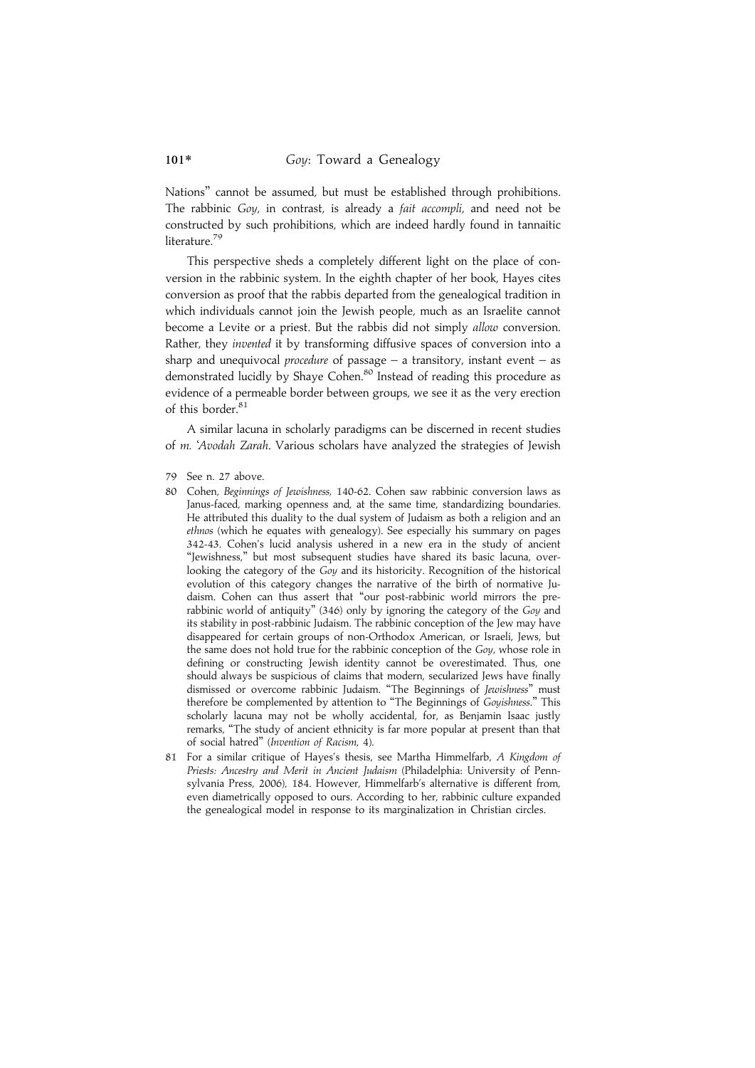Nations" cannot be assumed, but must be established through prohibitions. The rabbinic *Goy*, in contrast, is already a *fait accompli*, and need not be constructed by such prohibitions, which are indeed hardly found in tannaitic literature.[79]

This perspective sheds a completely different light on the place of conversion in the rabbinic system. In the eighth chapter of her book, Hayes cites conversion as proof that the rabbis departed from the genealogical tradition in which individuals cannot join the Jewish people, much as an Israelite cannot become a Levite or a priest. But the rabbis did not simply *allow* conversion. Rather, they *invented* it by transforming diffusive spaces of conversion into a sharp and unequivocal *procedure* of passage – a transitory, instant event – as demonstrated lucidly by Shaye Cohen.[80] Instead of reading this procedure as evidence of a permeable border between groups, we see it as the very erection of this border.[81]

A similar lacuna in scholarly paradigms can be discerned in recent studies of *m. ʿAvodah Zarah*. Various scholars have analyzed the strategies of Jewish

79 See n. 27 above.

80 Cohen, *Beginnings of Jewishness,* 140-62. Cohen saw rabbinic conversion laws as Janus-faced, marking openness and, at the same time, standardizing boundaries. He attributed this duality to the dual system of Judaism as both a religion and an *ethnos* (which he equates with genealogy). See especially his summary on pages 342-43. Cohen's lucid analysis ushered in a new era in the study of ancient "Jewishness," but most subsequent studies have shared its basic lacuna, overlooking the category of the *Goy* and its historicity. Recognition of the historical evolution of this category changes the narrative of the birth of normative Judaism. Cohen can thus assert that "our post-rabbinic world mirrors the pre-rabbinic world of antiquity" (346) only by ignoring the category of the *Goy* and its stability in post-rabbinic Judaism. The rabbinic conception of the Jew may have disappeared for certain groups of non-Orthodox American, or Israeli, Jews, but the same does not hold true for the rabbinic conception of the *Goy*, whose role in defining or constructing Jewish identity cannot be overestimated. Thus, one should always be suspicious of claims that modern, secularized Jews have finally dismissed or overcome rabbinic Judaism. "The Beginnings of *Jewishness*" must therefore be complemented by attention to "The Beginnings of *Goyishness*." This scholarly lacuna may not be wholly accidental, for, as Benjamin Isaac justly remarks, "The study of ancient ethnicity is far more popular at present than that of social hatred" (*Invention of Racism,* 4).

81 For a similar critique of Hayes's thesis, see Martha Himmelfarb, *A Kingdom of Priests: Ancestry and Merit in Ancient Judaism* (Philadelphia: University of Pennsylvania Press, 2006), 184. However, Himmelfarb's alternative is different from, even diametrically opposed to ours. According to her, rabbinic culture expanded the genealogical model in response to its marginalization in Christian circles.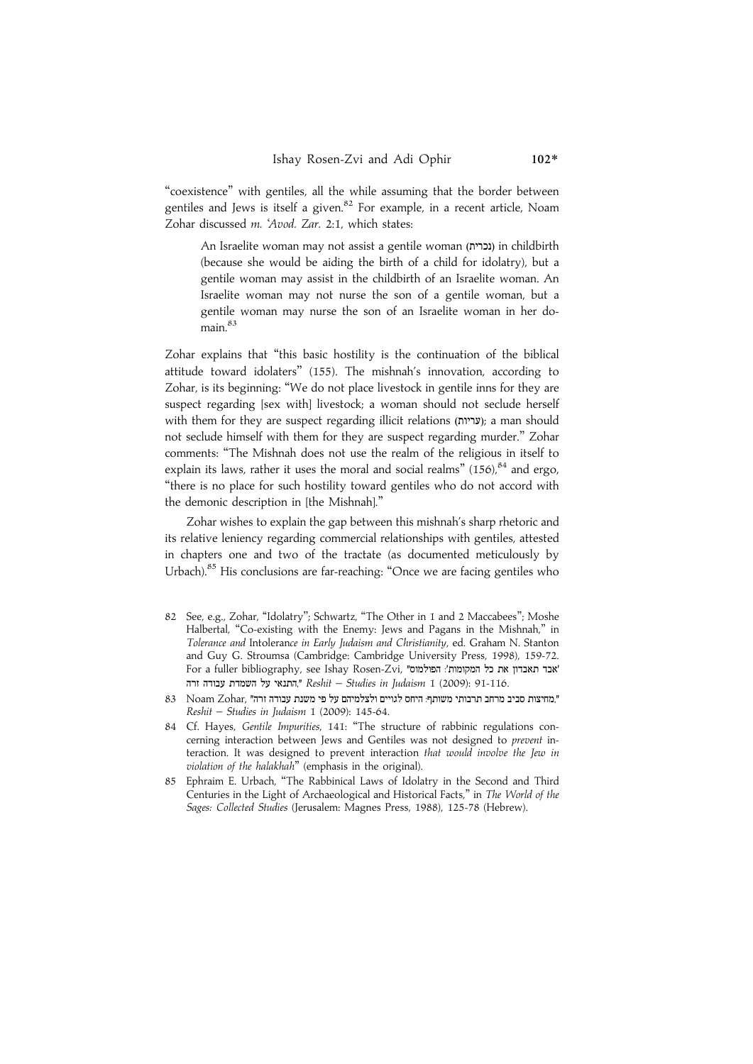"coexistence" with gentiles, all the while assuming that the border between gentiles and Jews is itself a given.[82] For example, in a recent article, Noam Zohar discussed *m. ʿAvod. Zar.* 2:1, which states:

> An Israelite woman may not assist a gentile woman (נכרית) in childbirth (because she would be aiding the birth of a child for idolatry), but a gentile woman may assist in the childbirth of an Israelite woman. An Israelite woman may not nurse the son of a gentile woman, but a gentile woman may nurse the son of an Israelite woman in her domain.[83]

Zohar explains that "this basic hostility is the continuation of the biblical attitude toward idolaters" (155). The mishnah's innovation, according to Zohar, is its beginning: "We do not place livestock in gentile inns for they are suspect regarding [sex with] livestock; a woman should not seclude herself with them for they are suspect regarding illicit relations (עריות); a man should not seclude himself with them for they are suspect regarding murder." Zohar comments: "The Mishnah does not use the realm of the religious in itself to explain its laws, rather it uses the moral and social realms" (156),[84] and ergo, "there is no place for such hostility toward gentiles who do not accord with the demonic description in [the Mishnah]."

Zohar wishes to explain the gap between this mishnah's sharp rhetoric and its relative leniency regarding commercial relationships with gentiles, attested in chapters one and two of the tractate (as documented meticulously by Urbach).[85] His conclusions are far-reaching: "Once we are facing gentiles who

82 See, e.g., Zohar, "Idolatry"; Schwartz, "The Other in 1 and 2 Maccabees"; Moshe Halbertal, "Co-existing with the Enemy: Jews and Pagans in the Mishnah," in *Tolerance and* Intoleran*ce in Early Judaism and Christianity*, ed. Graham N. Stanton and Guy G. Stroumsa (Cambridge: Cambridge University Press, 1998), 159-72. For a fuller bibliography, see Ishay Rosen-Zvi, "'אבד תאבדון את כל המקומות': הפולמוס התנאי על השמדת עבודה זרה," *Reshit – Studies in Judaism* 1 (2009): 91-116.

83 Noam Zohar, "מחיצות סביב מרחב תרבותי משותף: היחס לגויים ולצלמיהם על פי משנת עבודה זרה," *Reshit – Studies in Judaism* 1 (2009): 145-64.

84 Cf. Hayes, *Gentile Impurities*, 141: "The structure of rabbinic regulations concerning interaction between Jews and Gentiles was not designed to *prevent* interaction. It was designed to prevent interaction *that would involve the Jew in violation of the halakhah*" (emphasis in the original).

85 Ephraim E. Urbach, "The Rabbinical Laws of Idolatry in the Second and Third Centuries in the Light of Archaeological and Historical Facts," in *The World of the Sages: Collected Studies* (Jerusalem: Magnes Press, 1988), 125-78 (Hebrew).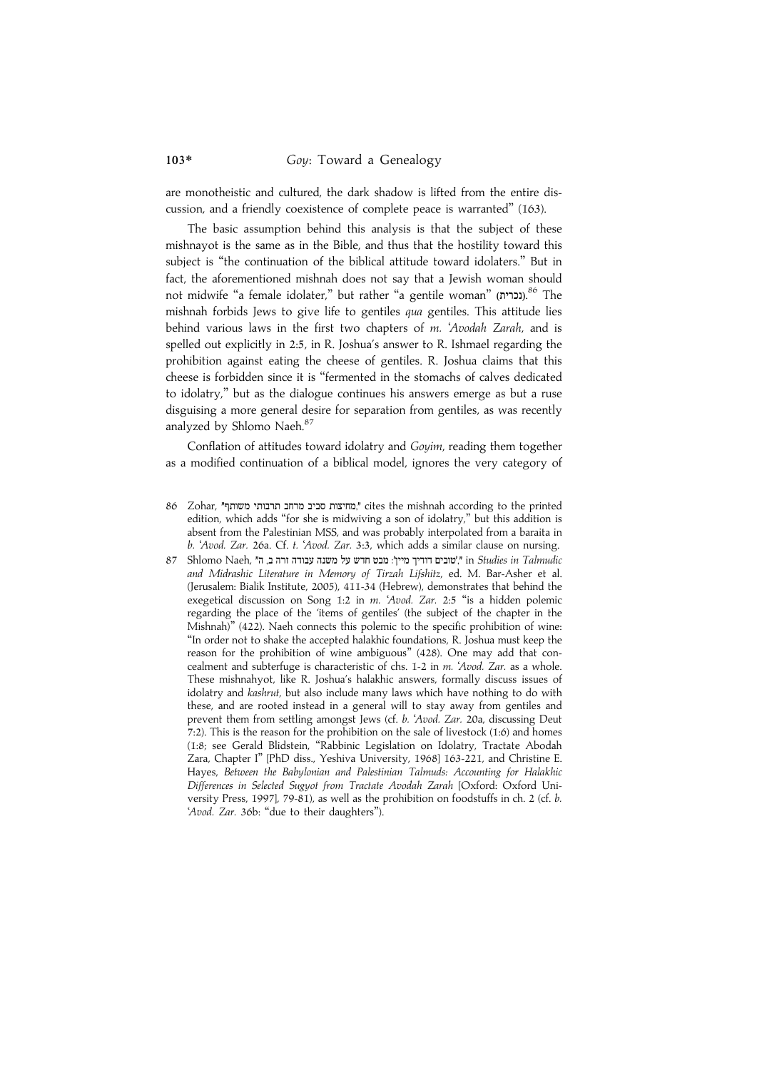are monotheistic and cultured, the dark shadow is lifted from the entire discussion, and a friendly coexistence of complete peace is warranted" (163).

The basic assumption behind this analysis is that the subject of these mishnayot is the same as in the Bible, and thus that the hostility toward this subject is "the continuation of the biblical attitude toward idolaters." But in fact, the aforementioned mishnah does not say that a Jewish woman should not midwife "a female idolater," but rather "a gentile woman" (נכרית).[86] The mishnah forbids Jews to give life to gentiles *qua* gentiles. This attitude lies behind various laws in the first two chapters of *m. 'Avodah Zarah*, and is spelled out explicitly in 2:5, in R. Joshua's answer to R. Ishmael regarding the prohibition against eating the cheese of gentiles. R. Joshua claims that this cheese is forbidden since it is "fermented in the stomachs of calves dedicated to idolatry," but as the dialogue continues his answers emerge as but a ruse disguising a more general desire for separation from gentiles, as was recently analyzed by Shlomo Naeh.[87]

Conflation of attitudes toward idolatry and *Goyim*, reading them together as a modified continuation of a biblical model, ignores the very category of

86 Zohar, "מחיצות סביב מרחב תרבותי משותף," cites the mishnah according to the printed edition, which adds "for she is midwiving a son of idolatry," but this addition is absent from the Palestinian MSS, and was probably interpolated from a baraita in *b. 'Avod. Zar.* 26a. Cf. *t. 'Avod. Zar.* 3:3, which adds a similar clause on nursing.

87 Shlomo Naeh, "'טובים דודיך מיין': מבט חדש על משנה עבודה זרה ב, ה" in *Studies in Talmudic and Midrashic Literature in Memory of Tirzah Lifshitz*, ed. M. Bar-Asher et al. (Jerusalem: Bialik Institute, 2005), 411-34 (Hebrew), demonstrates that behind the exegetical discussion on Song 1:2 in *m. 'Avod. Zar.* 2:5 "is a hidden polemic regarding the place of the 'items of gentiles' (the subject of the chapter in the Mishnah)" (422). Naeh connects this polemic to the specific prohibition of wine: "In order not to shake the accepted halakhic foundations, R. Joshua must keep the reason for the prohibition of wine ambiguous" (428). One may add that concealment and subterfuge is characteristic of chs. 1-2 in *m. 'Avod. Zar.* as a whole. These mishnahyot, like R. Joshua's halakhic answers, formally discuss issues of idolatry and *kashrut*, but also include many laws which have nothing to do with these, and are rooted instead in a general will to stay away from gentiles and prevent them from settling amongst Jews (cf. *b. 'Avod. Zar.* 20a, discussing Deut 7:2). This is the reason for the prohibition on the sale of livestock (1:6) and homes (1:8; see Gerald Blidstein, "Rabbinic Legislation on Idolatry, Tractate Abodah Zara, Chapter I" [PhD diss., Yeshiva University, 1968] 163-221, and Christine E. Hayes, *Between the Babylonian and Palestinian Talmuds: Accounting for Halakhic Differences in Selected Sugyot from Tractate Avodah Zarah* [Oxford: Oxford University Press, 1997], 79-81), as well as the prohibition on foodstuffs in ch. 2 (cf. *b. 'Avod. Zar.* 36b: "due to their daughters").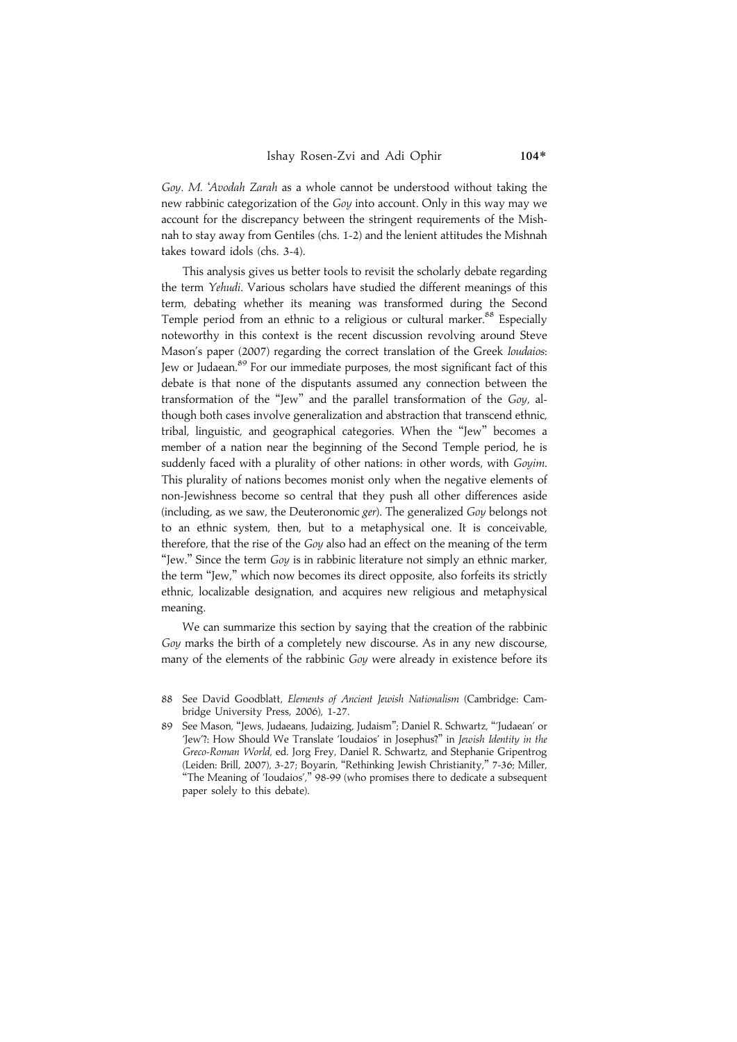*Goy*. *M. ʿAvodah Zarah* as a whole cannot be understood without taking the new rabbinic categorization of the *Goy* into account. Only in this way may we account for the discrepancy between the stringent requirements of the Mishnah to stay away from Gentiles (chs. 1-2) and the lenient attitudes the Mishnah takes toward idols (chs. 3-4).

This analysis gives us better tools to revisit the scholarly debate regarding the term *Yehudi*. Various scholars have studied the different meanings of this term, debating whether its meaning was transformed during the Second Temple period from an ethnic to a religious or cultural marker.[88] Especially noteworthy in this context is the recent discussion revolving around Steve Mason's paper (2007) regarding the correct translation of the Greek *Ioudaios*: Jew or Judaean.[89] For our immediate purposes, the most significant fact of this debate is that none of the disputants assumed any connection between the transformation of the "Jew" and the parallel transformation of the *Goy*, although both cases involve generalization and abstraction that transcend ethnic, tribal, linguistic, and geographical categories. When the "Jew" becomes a member of a nation near the beginning of the Second Temple period, he is suddenly faced with a plurality of other nations: in other words, with *Goyim*. This plurality of nations becomes monist only when the negative elements of non-Jewishness become so central that they push all other differences aside (including, as we saw, the Deuteronomic *ger*). The generalized *Goy* belongs not to an ethnic system, then, but to a metaphysical one. It is conceivable, therefore, that the rise of the *Goy* also had an effect on the meaning of the term "Jew." Since the term *Goy* is in rabbinic literature not simply an ethnic marker, the term "Jew," which now becomes its direct opposite, also forfeits its strictly ethnic, localizable designation, and acquires new religious and metaphysical meaning.

We can summarize this section by saying that the creation of the rabbinic *Goy* marks the birth of a completely new discourse. As in any new discourse, many of the elements of the rabbinic *Goy* were already in existence before its

---

88 See David Goodblatt, *Elements of Ancient Jewish Nationalism* (Cambridge: Cambridge University Press, 2006), 1-27.

89 See Mason, "Jews, Judaeans, Judaizing, Judaism"; Daniel R. Schwartz, "'Judaean' or 'Jew'?: How Should We Translate 'Ioudaios' in Josephus?" in *Jewish Identity in the Greco-Roman World*, ed. Jorg Frey, Daniel R. Schwartz, and Stephanie Gripentrog (Leiden: Brill, 2007), 3-27; Boyarin, "Rethinking Jewish Christianity," 7-36; Miller, "The Meaning of 'Ioudaios'," 98-99 (who promises there to dedicate a subsequent paper solely to this debate).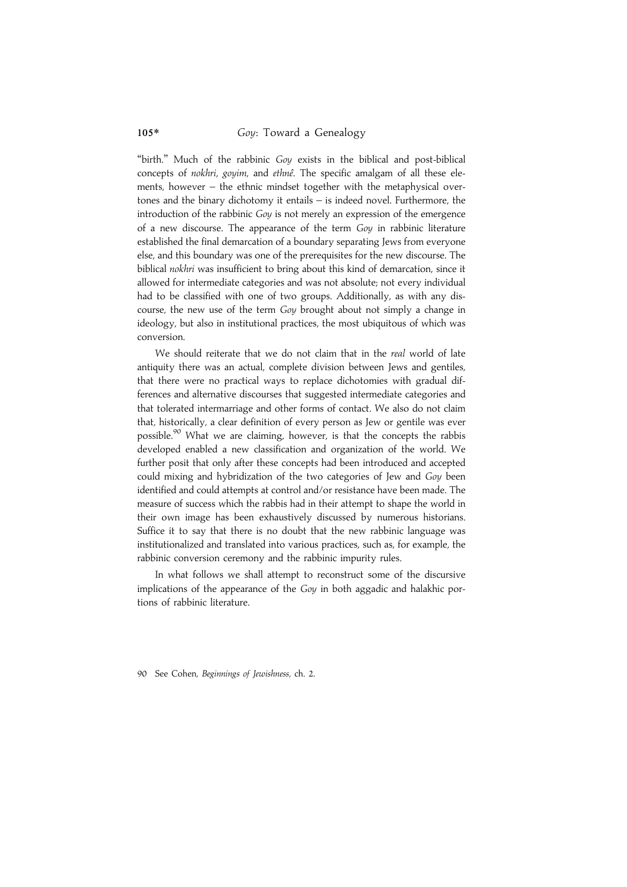"birth." Much of the rabbinic *Goy* exists in the biblical and post-biblical concepts of *nokhri*, *goyim*, and *ethnê*. The specific amalgam of all these elements, however – the ethnic mindset together with the metaphysical overtones and the binary dichotomy it entails – is indeed novel. Furthermore, the introduction of the rabbinic *Goy* is not merely an expression of the emergence of a new discourse. The appearance of the term *Goy* in rabbinic literature established the final demarcation of a boundary separating Jews from everyone else, and this boundary was one of the prerequisites for the new discourse. The biblical *nokhri* was insufficient to bring about this kind of demarcation, since it allowed for intermediate categories and was not absolute; not every individual had to be classified with one of two groups. Additionally, as with any discourse, the new use of the term *Goy* brought about not simply a change in ideology, but also in institutional practices, the most ubiquitous of which was conversion.

We should reiterate that we do not claim that in the *real* world of late antiquity there was an actual, complete division between Jews and gentiles, that there were no practical ways to replace dichotomies with gradual differences and alternative discourses that suggested intermediate categories and that tolerated intermarriage and other forms of contact. We also do not claim that, historically, a clear definition of every person as Jew or gentile was ever possible.[90] What we are claiming, however, is that the concepts the rabbis developed enabled a new classification and organization of the world. We further posit that only after these concepts had been introduced and accepted could mixing and hybridization of the two categories of Jew and *Goy* been identified and could attempts at control and/or resistance have been made. The measure of success which the rabbis had in their attempt to shape the world in their own image has been exhaustively discussed by numerous historians. Suffice it to say that there is no doubt that the new rabbinic language was institutionalized and translated into various practices, such as, for example, the rabbinic conversion ceremony and the rabbinic impurity rules.

In what follows we shall attempt to reconstruct some of the discursive implications of the appearance of the *Goy* in both aggadic and halakhic portions of rabbinic literature.

90 See Cohen, *Beginnings of Jewishness*, ch. 2.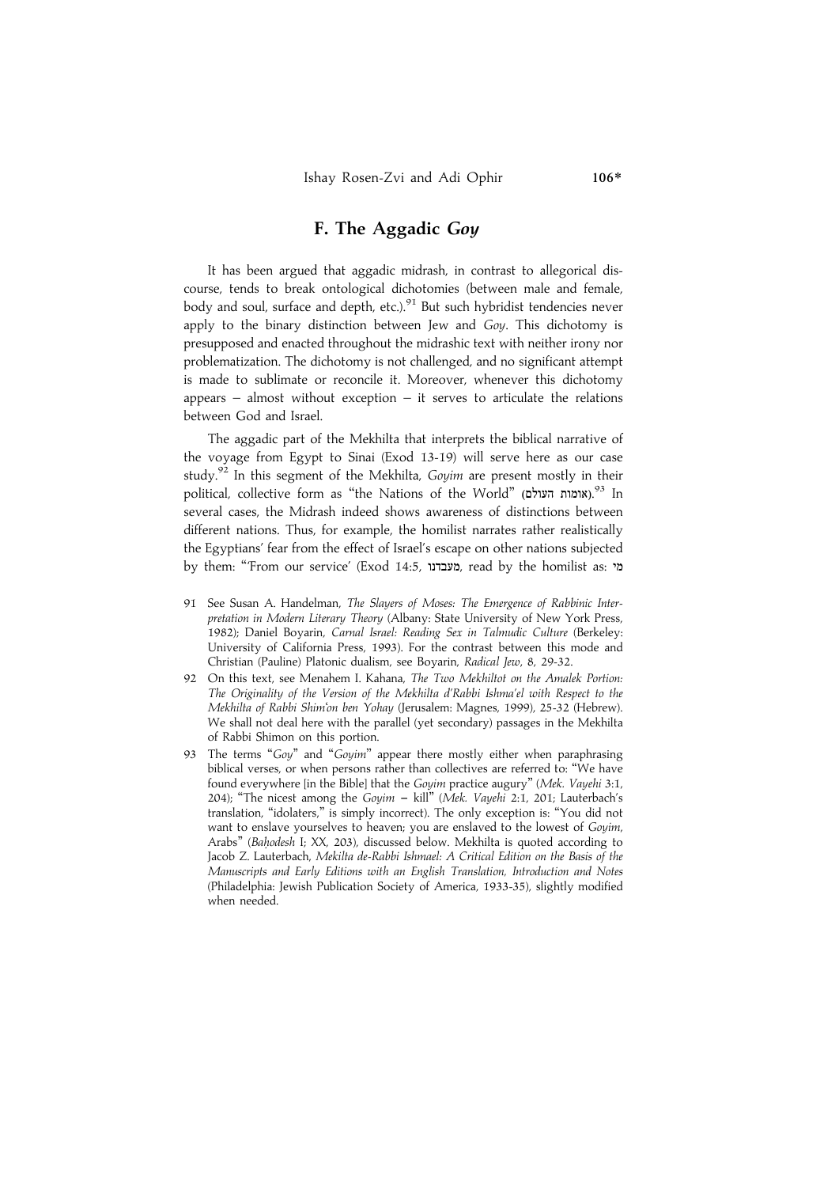## F. The Aggadic *Goy*

It has been argued that aggadic midrash, in contrast to allegorical discourse, tends to break ontological dichotomies (between male and female, body and soul, surface and depth, etc.).[91] But such hybridist tendencies never apply to the binary distinction between Jew and *Goy*. This dichotomy is presupposed and enacted throughout the midrashic text with neither irony nor problematization. The dichotomy is not challenged, and no significant attempt is made to sublimate or reconcile it. Moreover, whenever this dichotomy appears – almost without exception – it serves to articulate the relations between God and Israel.

The aggadic part of the Mekhilta that interprets the biblical narrative of the voyage from Egypt to Sinai (Exod 13-19) will serve here as our case study.[92] In this segment of the Mekhilta, *Goyim* are present mostly in their political, collective form as "the Nations of the World" (אומות העולם).[93] In several cases, the Midrash indeed shows awareness of distinctions between different nations. Thus, for example, the homilist narrates rather realistically the Egyptians' fear from the effect of Israel's escape on other nations subjected by them: "'From our service' (Exod 14:5, מעבדנו, read by the homilist as: מי

91 See Susan A. Handelman, *The Slayers of Moses: The Emergence of Rabbinic Interpretation in Modern Literary Theory* (Albany: State University of New York Press, 1982); Daniel Boyarin, *Carnal Israel: Reading Sex in Talmudic Culture* (Berkeley: University of California Press, 1993). For the contrast between this mode and Christian (Pauline) Platonic dualism, see Boyarin, *Radical Jew*, 8, 29-32.

92 On this text, see Menahem I. Kahana, *The Two Mekhiltot on the Amalek Portion: The Originality of the Version of the Mekhilta d'Rabbi Ishma'el with Respect to the Mekhilta of Rabbi Shim'on ben Yohay* (Jerusalem: Magnes, 1999), 25-32 (Hebrew). We shall not deal here with the parallel (yet secondary) passages in the Mekhilta of Rabbi Shimon on this portion.

93 The terms "*Goy*" and "*Goyim*" appear there mostly either when paraphrasing biblical verses, or when persons rather than collectives are referred to: "We have found everywhere [in the Bible] that the *Goyim* practice augury" (*Mek. Vayehi* 3:1, 204); "The nicest among the *Goyim* – kill" (*Mek. Vayehi* 2:1, 201; Lauterbach's translation, "idolaters," is simply incorrect). The only exception is: "You did not want to enslave yourselves to heaven; you are enslaved to the lowest of *Goyim*, Arabs" (*Baḥodesh* I; XX, 203), discussed below. Mekhilta is quoted according to Jacob Z. Lauterbach, *Mekilta de-Rabbi Ishmael: A Critical Edition on the Basis of the Manuscripts and Early Editions with an English Translation, Introduction and Notes* (Philadelphia: Jewish Publication Society of America, 1933-35), slightly modified when needed.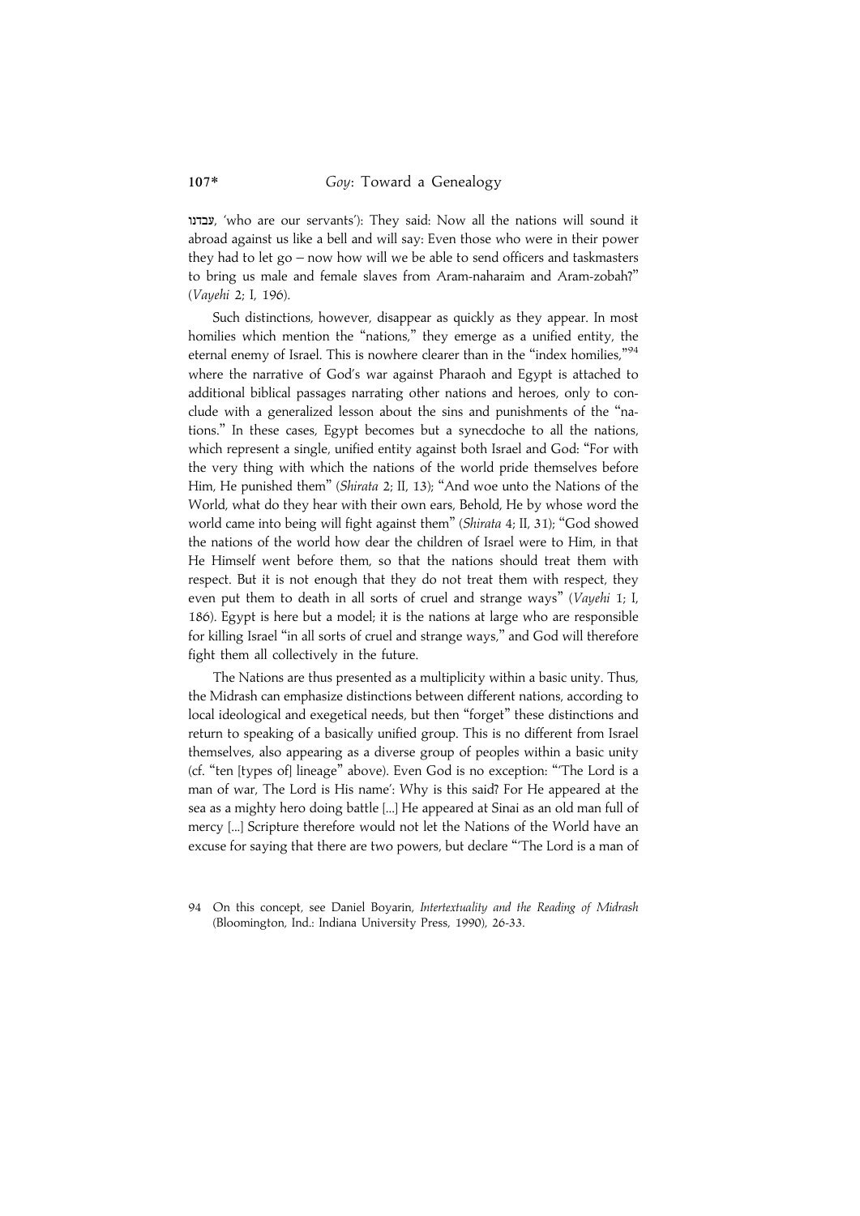עבדנו, 'who are our servants'): They said: Now all the nations will sound it abroad against us like a bell and will say: Even those who were in their power they had to let go – now how will we be able to send officers and taskmasters to bring us male and female slaves from Aram-naharaim and Aram-zobah?" (*Vayehi* 2; I, 196).

Such distinctions, however, disappear as quickly as they appear. In most homilies which mention the "nations," they emerge as a unified entity, the eternal enemy of Israel. This is nowhere clearer than in the "index homilies,"[94] where the narrative of God's war against Pharaoh and Egypt is attached to additional biblical passages narrating other nations and heroes, only to conclude with a generalized lesson about the sins and punishments of the "nations." In these cases, Egypt becomes but a synecdoche to all the nations, which represent a single, unified entity against both Israel and God: "For with the very thing with which the nations of the world pride themselves before Him, He punished them" (*Shirata* 2; II, 13); "And woe unto the Nations of the World, what do they hear with their own ears, Behold, He by whose word the world came into being will fight against them" (*Shirata* 4; II, 31); "God showed the nations of the world how dear the children of Israel were to Him, in that He Himself went before them, so that the nations should treat them with respect. But it is not enough that they do not treat them with respect, they even put them to death in all sorts of cruel and strange ways" (*Vayehi* 1; I, 186). Egypt is here but a model; it is the nations at large who are responsible for killing Israel "in all sorts of cruel and strange ways," and God will therefore fight them all collectively in the future.

The Nations are thus presented as a multiplicity within a basic unity. Thus, the Midrash can emphasize distinctions between different nations, according to local ideological and exegetical needs, but then "forget" these distinctions and return to speaking of a basically unified group. This is no different from Israel themselves, also appearing as a diverse group of peoples within a basic unity (cf. "ten [types of] lineage" above). Even God is no exception: "'The Lord is a man of war, The Lord is His name': Why is this said? For He appeared at the sea as a mighty hero doing battle [...] He appeared at Sinai as an old man full of mercy [...] Scripture therefore would not let the Nations of the World have an excuse for saying that there are two powers, but declare "'The Lord is a man of

94 On this concept, see Daniel Boyarin, *Intertextuality and the Reading of Midrash* (Bloomington, Ind.: Indiana University Press, 1990), 26-33.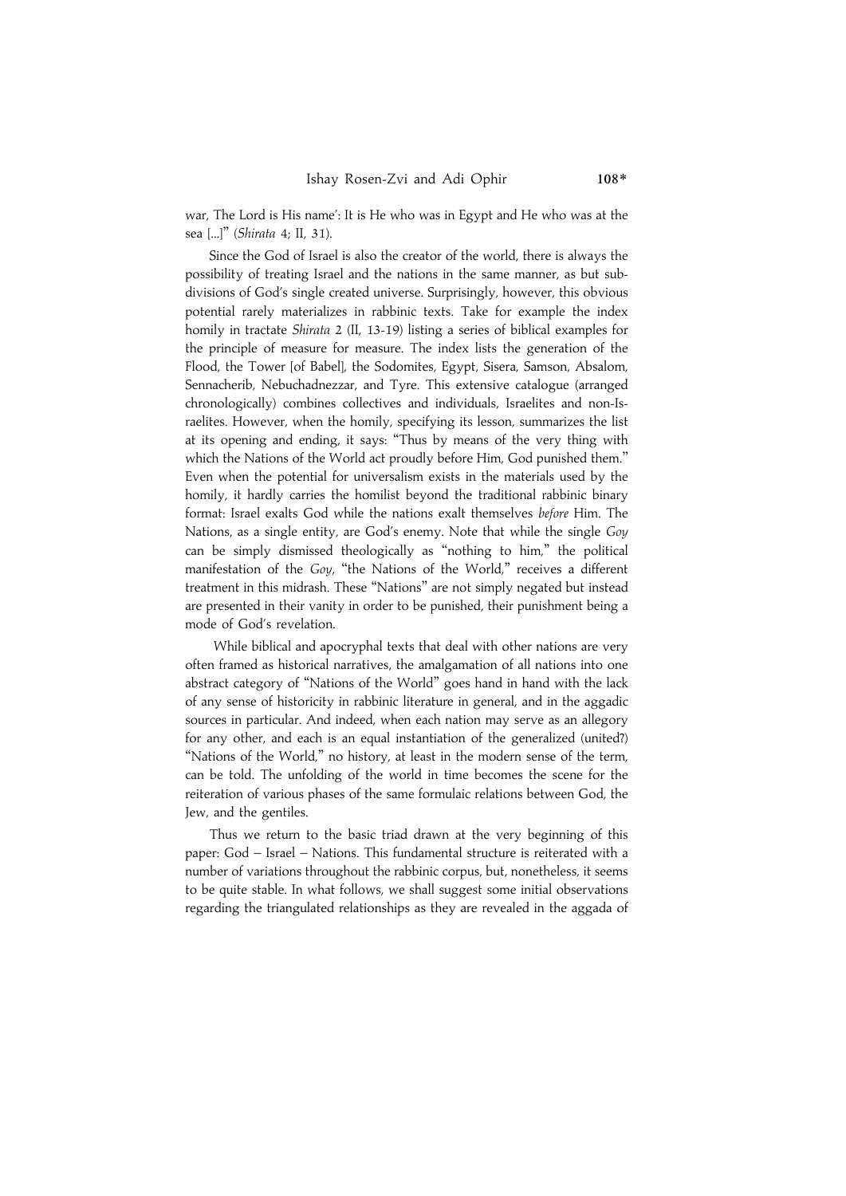war, The Lord is His name': It is He who was in Egypt and He who was at the sea [...]" (*Shirata* 4; II, 31).

Since the God of Israel is also the creator of the world, there is always the possibility of treating Israel and the nations in the same manner, as but subdivisions of God's single created universe. Surprisingly, however, this obvious potential rarely materializes in rabbinic texts. Take for example the index homily in tractate *Shirata* 2 (II, 13-19) listing a series of biblical examples for the principle of measure for measure. The index lists the generation of the Flood, the Tower [of Babel], the Sodomites, Egypt, Sisera, Samson, Absalom, Sennacherib, Nebuchadnezzar, and Tyre. This extensive catalogue (arranged chronologically) combines collectives and individuals, Israelites and non-Israelites. However, when the homily, specifying its lesson, summarizes the list at its opening and ending, it says: "Thus by means of the very thing with which the Nations of the World act proudly before Him, God punished them." Even when the potential for universalism exists in the materials used by the homily, it hardly carries the homilist beyond the traditional rabbinic binary format: Israel exalts God while the nations exalt themselves *before* Him. The Nations, as a single entity, are God's enemy. Note that while the single *Goy* can be simply dismissed theologically as "nothing to him," the political manifestation of the *Goy*, "the Nations of the World," receives a different treatment in this midrash. These "Nations" are not simply negated but instead are presented in their vanity in order to be punished, their punishment being a mode of God's revelation.

While biblical and apocryphal texts that deal with other nations are very often framed as historical narratives, the amalgamation of all nations into one abstract category of "Nations of the World" goes hand in hand with the lack of any sense of historicity in rabbinic literature in general, and in the aggadic sources in particular. And indeed, when each nation may serve as an allegory for any other, and each is an equal instantiation of the generalized (united?) "Nations of the World," no history, at least in the modern sense of the term, can be told. The unfolding of the world in time becomes the scene for the reiteration of various phases of the same formulaic relations between God, the Jew, and the gentiles.

Thus we return to the basic triad drawn at the very beginning of this paper: God – Israel – Nations. This fundamental structure is reiterated with a number of variations throughout the rabbinic corpus, but, nonetheless, it seems to be quite stable. In what follows, we shall suggest some initial observations regarding the triangulated relationships as they are revealed in the aggada of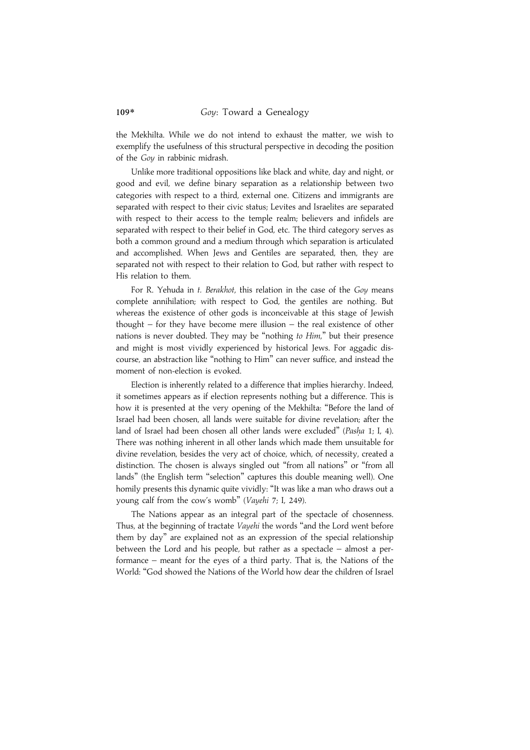the Mekhilta. While we do not intend to exhaust the matter, we wish to exemplify the usefulness of this structural perspective in decoding the position of the *Goy* in rabbinic midrash.

Unlike more traditional oppositions like black and white, day and night, or good and evil, we define binary separation as a relationship between two categories with respect to a third, external one. Citizens and immigrants are separated with respect to their civic status; Levites and Israelites are separated with respect to their access to the temple realm; believers and infidels are separated with respect to their belief in God, etc. The third category serves as both a common ground and a medium through which separation is articulated and accomplished. When Jews and Gentiles are separated, then, they are separated not with respect to their relation to God, but rather with respect to His relation to them.

For R. Yehuda in *t. Berakhot*, this relation in the case of the *Goy* means complete annihilation; with respect to God, the gentiles are nothing. But whereas the existence of other gods is inconceivable at this stage of Jewish thought – for they have become mere illusion – the real existence of other nations is never doubted. They may be "nothing *to Him*," but their presence and might is most vividly experienced by historical Jews. For aggadic discourse, an abstraction like "nothing to Him" can never suffice, and instead the moment of non-election is evoked.

Election is inherently related to a difference that implies hierarchy. Indeed, it sometimes appears as if election represents nothing but a difference. This is how it is presented at the very opening of the Mekhilta: "Before the land of Israel had been chosen, all lands were suitable for divine revelation; after the land of Israel had been chosen all other lands were excluded" (*Pasḥa* 1; I, 4). There was nothing inherent in all other lands which made them unsuitable for divine revelation, besides the very act of choice, which, of necessity, created a distinction. The chosen is always singled out "from all nations" or "from all lands" (the English term "selection" captures this double meaning well). One homily presents this dynamic quite vividly: "It was like a man who draws out a young calf from the cow's womb" (*Vayehi* 7; I, 249).

The Nations appear as an integral part of the spectacle of chosenness. Thus, at the beginning of tractate *Vayehi* the words "and the Lord went before them by day" are explained not as an expression of the special relationship between the Lord and his people, but rather as a spectacle – almost a performance – meant for the eyes of a third party. That is, the Nations of the World: "God showed the Nations of the World how dear the children of Israel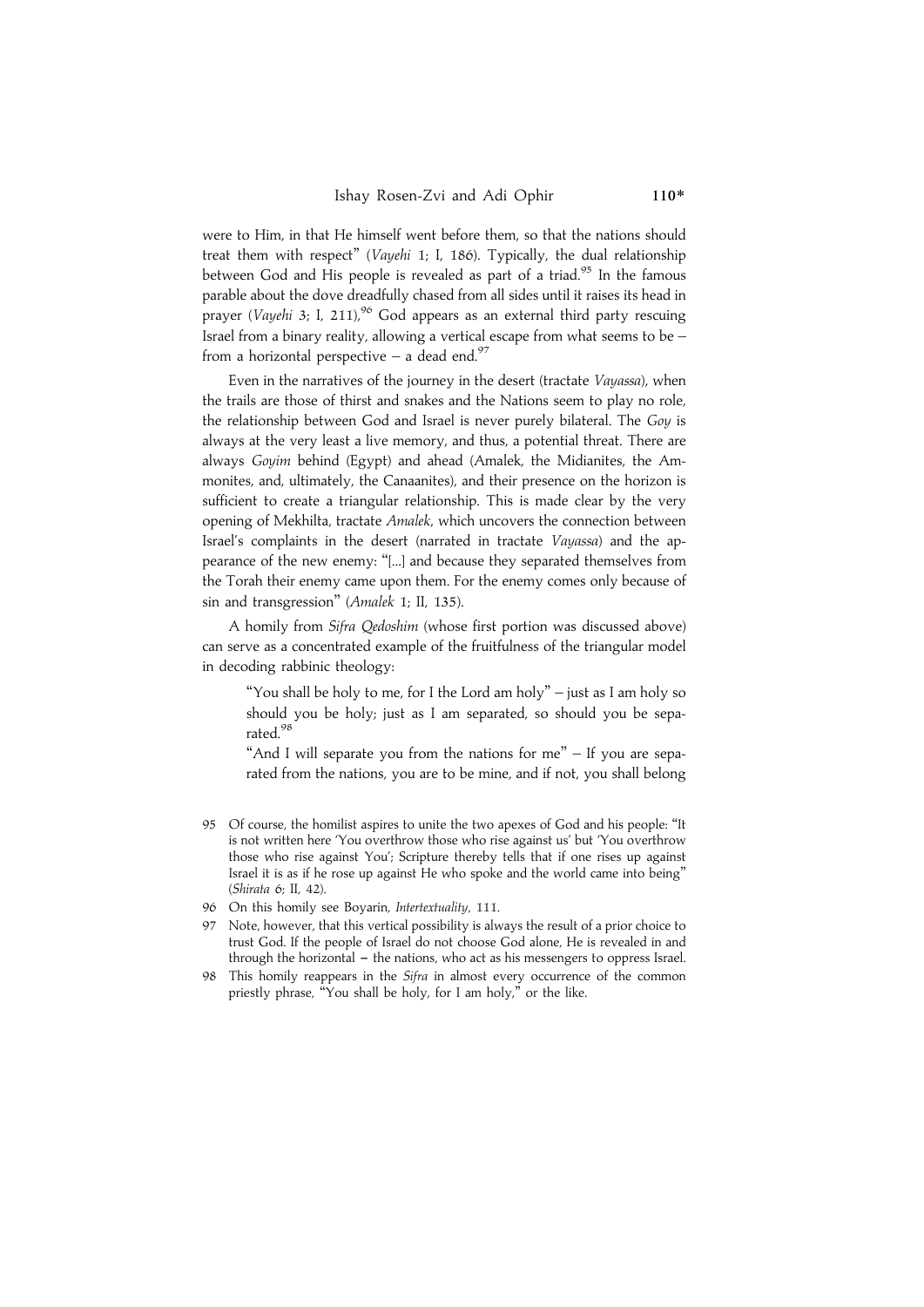were to Him, in that He himself went before them, so that the nations should treat them with respect" (*Vayehi* 1; I, 186). Typically, the dual relationship between God and His people is revealed as part of a triad.[95] In the famous parable about the dove dreadfully chased from all sides until it raises its head in prayer (*Vayehi* 3; I, 211),[96] God appears as an external third party rescuing Israel from a binary reality, allowing a vertical escape from what seems to be – from a horizontal perspective – a dead end.[97]

Even in the narratives of the journey in the desert (tractate *Vayassa*), when the trails are those of thirst and snakes and the Nations seem to play no role, the relationship between God and Israel is never purely bilateral. The *Goy* is always at the very least a live memory, and thus, a potential threat. There are always *Goyim* behind (Egypt) and ahead (Amalek, the Midianites, the Ammonites, and, ultimately, the Canaanites), and their presence on the horizon is sufficient to create a triangular relationship. This is made clear by the very opening of Mekhilta, tractate *Amalek*, which uncovers the connection between Israel's complaints in the desert (narrated in tractate *Vayassa*) and the appearance of the new enemy: "[...] and because they separated themselves from the Torah their enemy came upon them. For the enemy comes only because of sin and transgression" (*Amalek* 1; II, 135).

A homily from *Sifra Qedoshim* (whose first portion was discussed above) can serve as a concentrated example of the fruitfulness of the triangular model in decoding rabbinic theology:

> "You shall be holy to me, for I the Lord am holy" – just as I am holy so should you be holy; just as I am separated, so should you be separated.[98]
>
> "And I will separate you from the nations for me" – If you are separated from the nations, you are to be mine, and if not, you shall belong

---

95 Of course, the homilist aspires to unite the two apexes of God and his people: "It is not written here 'You overthrow those who rise against us' but 'You overthrow those who rise against You'; Scripture thereby tells that if one rises up against Israel it is as if he rose up against He who spoke and the world came into being" (*Shirata* 6; II, 42).

96 On this homily see Boyarin, *Intertextuality*, 111.

97 Note, however, that this vertical possibility is always the result of a prior choice to trust God. If the people of Israel do not choose God alone, He is revealed in and through the horizontal – the nations, who act as his messengers to oppress Israel.

98 This homily reappears in the *Sifra* in almost every occurrence of the common priestly phrase, "You shall be holy, for I am holy," or the like.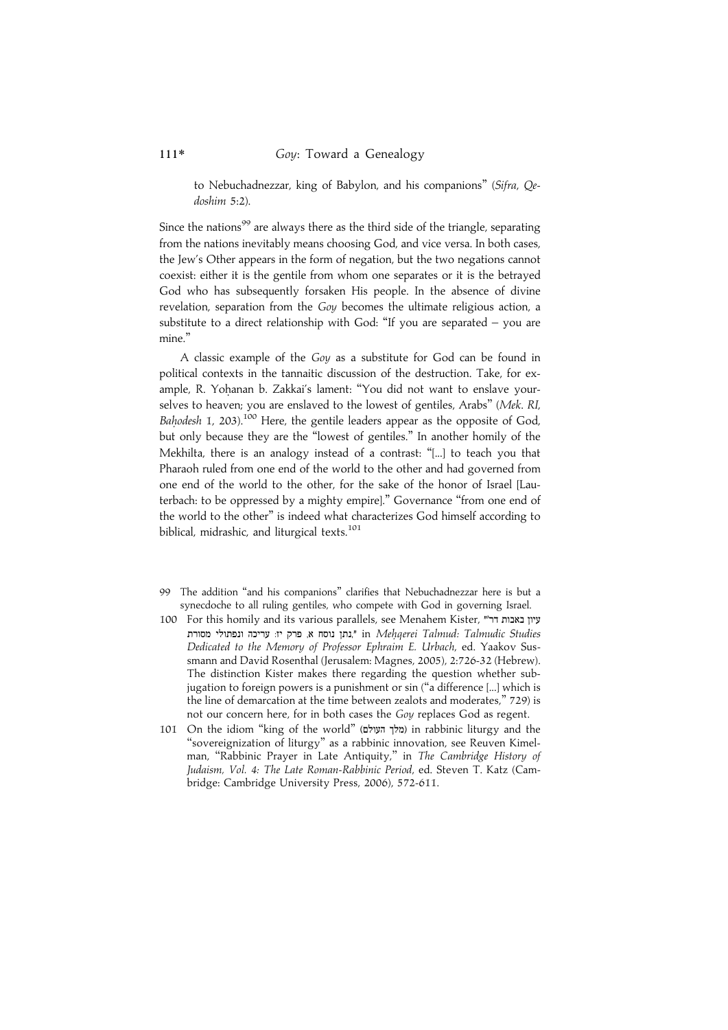to Nebuchadnezzar, king of Babylon, and his companions" (*Sifra*, *Qedoshim* 5:2).

Since the nations[99] are always there as the third side of the triangle, separating from the nations inevitably means choosing God, and vice versa. In both cases, the Jew's Other appears in the form of negation, but the two negations cannot coexist: either it is the gentile from whom one separates or it is the betrayed God who has subsequently forsaken His people. In the absence of divine revelation, separation from the *Goy* becomes the ultimate religious action, a substitute to a direct relationship with God: "If you are separated – you are mine."

A classic example of the *Goy* as a substitute for God can be found in political contexts in the tannaitic discussion of the destruction. Take, for example, R. Yoḥanan b. Zakkai's lament: "You did not want to enslave yourselves to heaven; you are enslaved to the lowest of gentiles, Arabs" (*Mek. RI*, *Baḥodesh* 1, 203).[100] Here, the gentile leaders appear as the opposite of God, but only because they are the "lowest of gentiles." In another homily of the Mekhilta, there is an analogy instead of a contrast: "[...] to teach you that Pharaoh ruled from one end of the world to the other and had governed from one end of the world to the other, for the sake of the honor of Israel [Lauterbach: to be oppressed by a mighty empire]." Governance "from one end of the world to the other" is indeed what characterizes God himself according to biblical, midrashic, and liturgical texts.[101]

99 The addition "and his companions" clarifies that Nebuchadnezzar here is but a synecdoche to all ruling gentiles, who compete with God in governing Israel.

100 For this homily and its various parallels, see Menahem Kister, "עיון באבות דר' נתן נוסח א, פרק יז: עריכה ונפתולי מסורת," in *Meḥqerei Talmud: Talmudic Studies Dedicated to the Memory of Professor Ephraim E. Urbach*, ed. Yaakov Sussmann and David Rosenthal (Jerusalem: Magnes, 2005), 2:726-32 (Hebrew). The distinction Kister makes there regarding the question whether subjugation to foreign powers is a punishment or sin ("a difference [...] which is the line of demarcation at the time between zealots and moderates," 729) is not our concern here, for in both cases the *Goy* replaces God as regent.

101 On the idiom "king of the world" (מלך העולם) in rabbinic liturgy and the "sovereignization of liturgy" as a rabbinic innovation, see Reuven Kimelman, "Rabbinic Prayer in Late Antiquity," in *The Cambridge History of Judaism, Vol. 4: The Late Roman-Rabbinic Period*, ed. Steven T. Katz (Cambridge: Cambridge University Press, 2006), 572-611.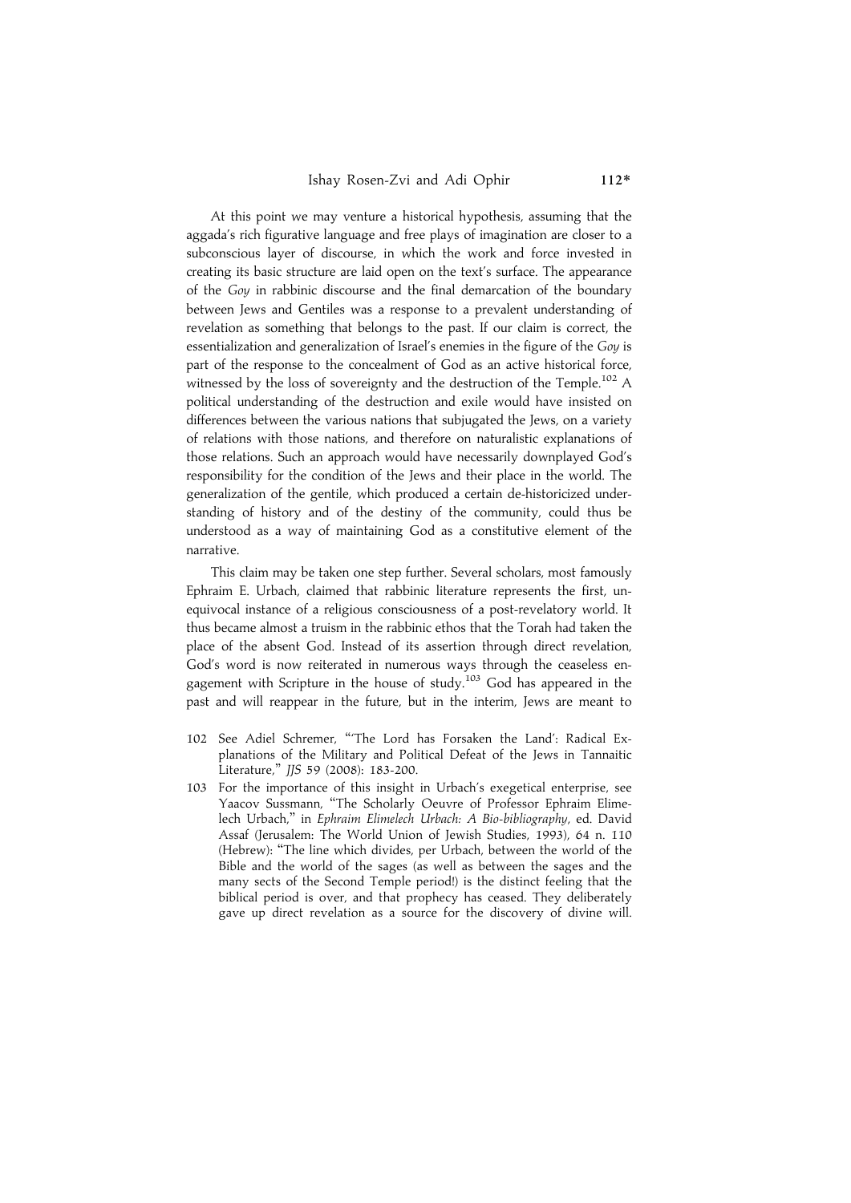At this point we may venture a historical hypothesis, assuming that the aggada's rich figurative language and free plays of imagination are closer to a subconscious layer of discourse, in which the work and force invested in creating its basic structure are laid open on the text's surface. The appearance of the *Goy* in rabbinic discourse and the final demarcation of the boundary between Jews and Gentiles was a response to a prevalent understanding of revelation as something that belongs to the past. If our claim is correct, the essentialization and generalization of Israel's enemies in the figure of the *Goy* is part of the response to the concealment of God as an active historical force, witnessed by the loss of sovereignty and the destruction of the Temple.[102] A political understanding of the destruction and exile would have insisted on differences between the various nations that subjugated the Jews, on a variety of relations with those nations, and therefore on naturalistic explanations of those relations. Such an approach would have necessarily downplayed God's responsibility for the condition of the Jews and their place in the world. The generalization of the gentile, which produced a certain de-historicized understanding of history and of the destiny of the community, could thus be understood as a way of maintaining God as a constitutive element of the narrative.

This claim may be taken one step further. Several scholars, most famously Ephraim E. Urbach, claimed that rabbinic literature represents the first, unequivocal instance of a religious consciousness of a post-revelatory world. It thus became almost a truism in the rabbinic ethos that the Torah had taken the place of the absent God. Instead of its assertion through direct revelation, God's word is now reiterated in numerous ways through the ceaseless engagement with Scripture in the house of study.[103] God has appeared in the past and will reappear in the future, but in the interim, Jews are meant to

102 See Adiel Schremer, "'The Lord has Forsaken the Land': Radical Explanations of the Military and Political Defeat of the Jews in Tannaitic Literature," *JJS* 59 (2008): 183-200.

103 For the importance of this insight in Urbach's exegetical enterprise, see Yaacov Sussmann, "The Scholarly Oeuvre of Professor Ephraim Elimelech Urbach," in *Ephraim Elimelech Urbach: A Bio-bibliography*, ed. David Assaf (Jerusalem: The World Union of Jewish Studies, 1993), 64 n. 110 (Hebrew): "The line which divides, per Urbach, between the world of the Bible and the world of the sages (as well as between the sages and the many sects of the Second Temple period!) is the distinct feeling that the biblical period is over, and that prophecy has ceased. They deliberately gave up direct revelation as a source for the discovery of divine will.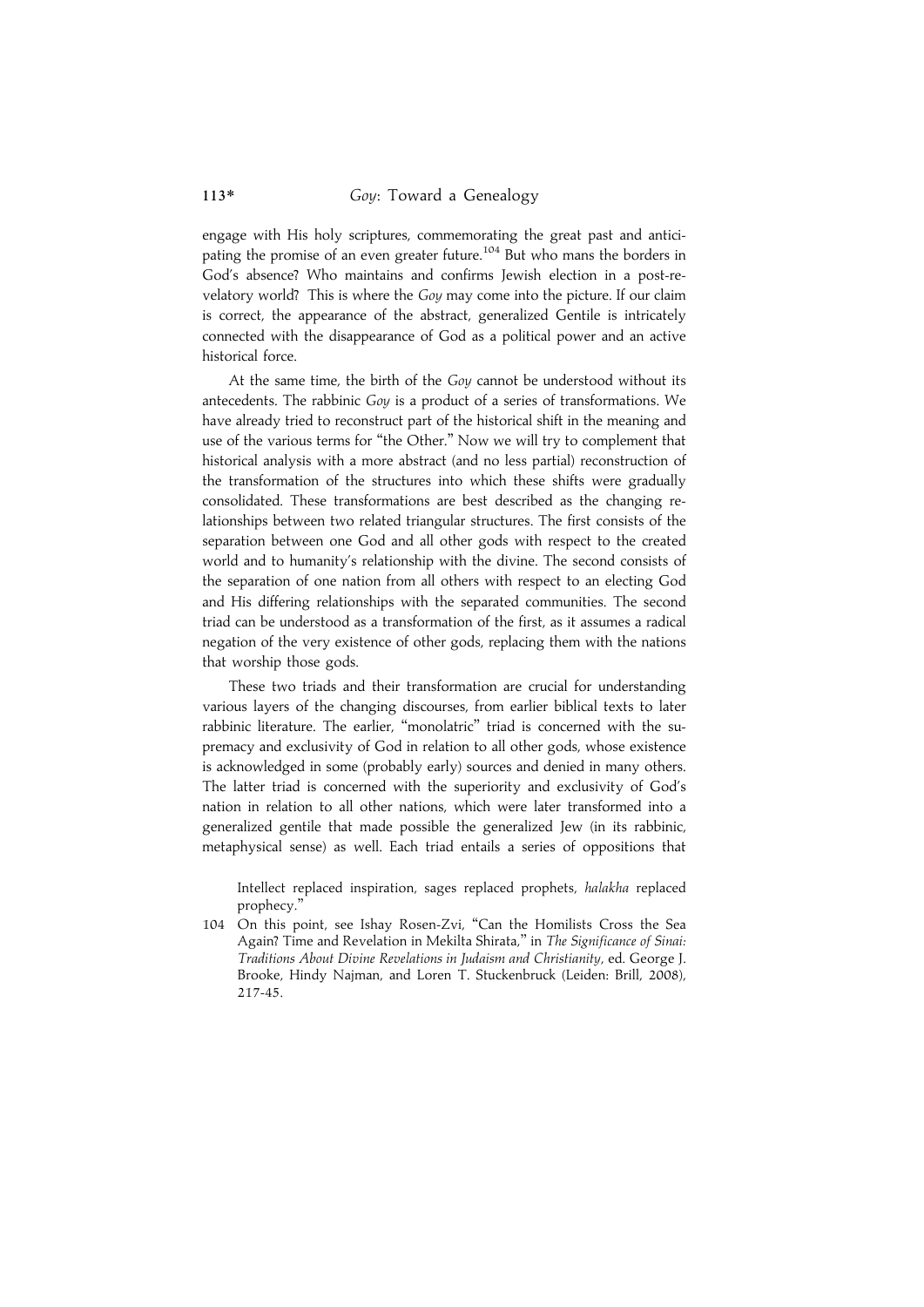engage with His holy scriptures, commemorating the great past and anticipating the promise of an even greater future.[104] But who mans the borders in God's absence? Who maintains and confirms Jewish election in a post-revelatory world? This is where the *Goy* may come into the picture. If our claim is correct, the appearance of the abstract, generalized Gentile is intricately connected with the disappearance of God as a political power and an active historical force.

At the same time, the birth of the *Goy* cannot be understood without its antecedents. The rabbinic *Goy* is a product of a series of transformations. We have already tried to reconstruct part of the historical shift in the meaning and use of the various terms for "the Other." Now we will try to complement that historical analysis with a more abstract (and no less partial) reconstruction of the transformation of the structures into which these shifts were gradually consolidated. These transformations are best described as the changing relationships between two related triangular structures. The first consists of the separation between one God and all other gods with respect to the created world and to humanity's relationship with the divine. The second consists of the separation of one nation from all others with respect to an electing God and His differing relationships with the separated communities. The second triad can be understood as a transformation of the first, as it assumes a radical negation of the very existence of other gods, replacing them with the nations that worship those gods.

These two triads and their transformation are crucial for understanding various layers of the changing discourses, from earlier biblical texts to later rabbinic literature. The earlier, "monolatric" triad is concerned with the supremacy and exclusivity of God in relation to all other gods, whose existence is acknowledged in some (probably early) sources and denied in many others. The latter triad is concerned with the superiority and exclusivity of God's nation in relation to all other nations, which were later transformed into a generalized gentile that made possible the generalized Jew (in its rabbinic, metaphysical sense) as well. Each triad entails a series of oppositions that

Intellect replaced inspiration, sages replaced prophets, *halakha* replaced prophecy."

104 On this point, see Ishay Rosen-Zvi, "Can the Homilists Cross the Sea Again? Time and Revelation in Mekilta Shirata," in *The Significance of Sinai: Traditions About Divine Revelations in Judaism and Christianity*, ed. George J. Brooke, Hindy Najman, and Loren T. Stuckenbruck (Leiden: Brill, 2008), 217-45.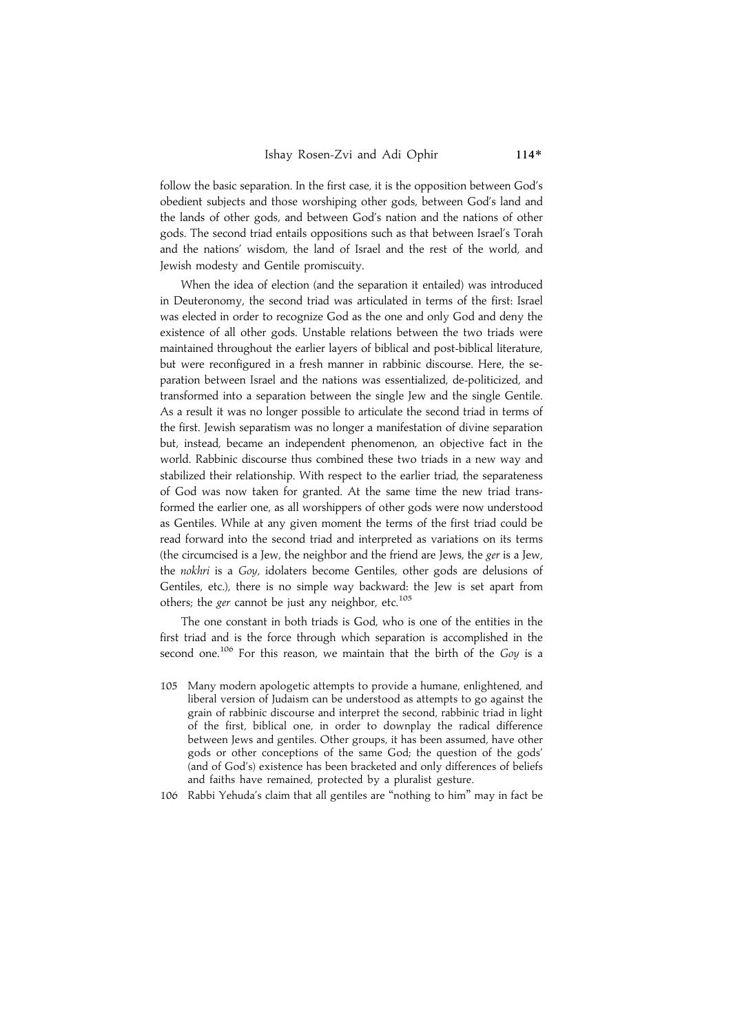follow the basic separation. In the first case, it is the opposition between God's obedient subjects and those worshiping other gods, between God's land and the lands of other gods, and between God's nation and the nations of other gods. The second triad entails oppositions such as that between Israel's Torah and the nations' wisdom, the land of Israel and the rest of the world, and Jewish modesty and Gentile promiscuity.

When the idea of election (and the separation it entailed) was introduced in Deuteronomy, the second triad was articulated in terms of the first: Israel was elected in order to recognize God as the one and only God and deny the existence of all other gods. Unstable relations between the two triads were maintained throughout the earlier layers of biblical and post-biblical literature, but were reconfigured in a fresh manner in rabbinic discourse. Here, the separation between Israel and the nations was essentialized, de-politicized, and transformed into a separation between the single Jew and the single Gentile. As a result it was no longer possible to articulate the second triad in terms of the first. Jewish separatism was no longer a manifestation of divine separation but, instead, became an independent phenomenon, an objective fact in the world. Rabbinic discourse thus combined these two triads in a new way and stabilized their relationship. With respect to the earlier triad, the separateness of God was now taken for granted. At the same time the new triad transformed the earlier one, as all worshippers of other gods were now understood as Gentiles. While at any given moment the terms of the first triad could be read forward into the second triad and interpreted as variations on its terms (the circumcised is a Jew, the neighbor and the friend are Jews, the *ger* is a Jew, the *nokhri* is a *Goy*, idolaters become Gentiles, other gods are delusions of Gentiles, etc.), there is no simple way backward: the Jew is set apart from others; the *ger* cannot be just any neighbor, etc.[105]

The one constant in both triads is God, who is one of the entities in the first triad and is the force through which separation is accomplished in the second one.[106] For this reason, we maintain that the birth of the *Goy* is a

105 Many modern apologetic attempts to provide a humane, enlightened, and liberal version of Judaism can be understood as attempts to go against the grain of rabbinic discourse and interpret the second, rabbinic triad in light of the first, biblical one, in order to downplay the radical difference between Jews and gentiles. Other groups, it has been assumed, have other gods or other conceptions of the same God; the question of the gods' (and of God's) existence has been bracketed and only differences of beliefs and faiths have remained, protected by a pluralist gesture.

106 Rabbi Yehuda's claim that all gentiles are "nothing to him" may in fact be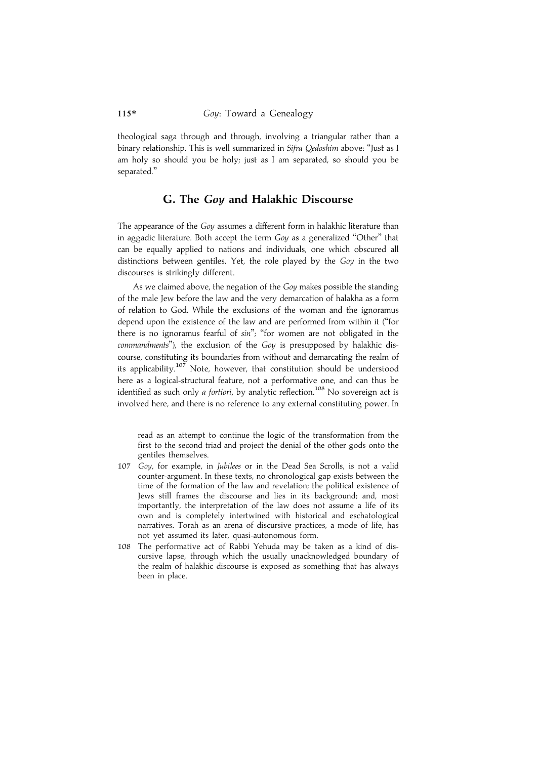theological saga through and through, involving a triangular rather than a binary relationship. This is well summarized in *Sifra Qedoshim* above: "Just as I am holy so should you be holy; just as I am separated, so should you be separated."

## G. The *Goy* and Halakhic Discourse

The appearance of the *Goy* assumes a different form in halakhic literature than in aggadic literature. Both accept the term *Goy* as a generalized "Other" that can be equally applied to nations and individuals, one which obscured all distinctions between gentiles. Yet, the role played by the *Goy* in the two discourses is strikingly different.

As we claimed above, the negation of the *Goy* makes possible the standing of the male Jew before the law and the very demarcation of halakha as a form of relation to God. While the exclusions of the woman and the ignoramus depend upon the existence of the law and are performed from within it ("for there is no ignoramus fearful of *sin*"; "for women are not obligated in the *commandments*"), the exclusion of the *Goy* is presupposed by halakhic discourse, constituting its boundaries from without and demarcating the realm of its applicability.[107] Note, however, that constitution should be understood here as a logical-structural feature, not a performative one, and can thus be identified as such only *a fortiori*, by analytic reflection.[108] No sovereign act is involved here, and there is no reference to any external constituting power. In

read as an attempt to continue the logic of the transformation from the first to the second triad and project the denial of the other gods onto the gentiles themselves.

107 *Goy*, for example, in *Jubilees* or in the Dead Sea Scrolls, is not a valid counter-argument. In these texts, no chronological gap exists between the time of the formation of the law and revelation; the political existence of Jews still frames the discourse and lies in its background; and, most importantly, the interpretation of the law does not assume a life of its own and is completely intertwined with historical and eschatological narratives. Torah as an arena of discursive practices, a mode of life, has not yet assumed its later, quasi-autonomous form.

108 The performative act of Rabbi Yehuda may be taken as a kind of discursive lapse, through which the usually unacknowledged boundary of the realm of halakhic discourse is exposed as something that has always been in place.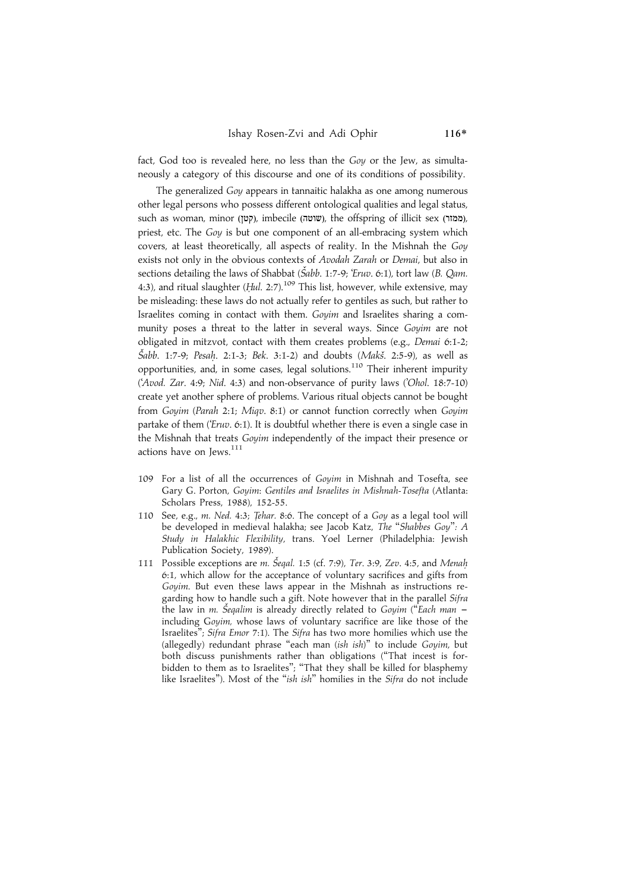fact, God too is revealed here, no less than the *Goy* or the Jew, as simultaneously a category of this discourse and one of its conditions of possibility.

The generalized *Goy* appears in tannaitic halakha as one among numerous other legal persons who possess different ontological qualities and legal status, such as woman, minor (קטן), imbecile (שוטה), the offspring of illicit sex (ממזר), priest, etc. The *Goy* is but one component of an all-embracing system which covers, at least theoretically, all aspects of reality. In the Mishnah the *Goy* exists not only in the obvious contexts of *Avodah Zarah* or *Demai*, but also in sections detailing the laws of Shabbat (*Šabb*. 1:7-9; *'Eruv*. 6:1), tort law (*B. Qam.* 4:3), and ritual slaughter (*Ḥul*. 2:7).[109] This list, however, while extensive, may be misleading: these laws do not actually refer to gentiles as such, but rather to Israelites coming in contact with them. *Goyim* and Israelites sharing a community poses a threat to the latter in several ways. Since *Goyim* are not obligated in mitzvot, contact with them creates problems (e.g., *Demai* 6:1-2; *Šabb*. 1:7-9; *Pesaḥ*. 2:1-3; *Bek*. 3:1-2) and doubts (*Makš*. 2:5-9), as well as opportunities, and, in some cases, legal solutions.[110] Their inherent impurity (*'Avod. Zar*. 4:9; *Nid*. 4:3) and non-observance of purity laws (*'Ohol*. 18:7-10) create yet another sphere of problems. Various ritual objects cannot be bought from *Goyim* (*Parah* 2:1; *Miqv*. 8:1) or cannot function correctly when *Goyim* partake of them (*'Eruv*. 6:1). It is doubtful whether there is even a single case in the Mishnah that treats *Goyim* independently of the impact their presence or actions have on Jews.[111]

109 For a list of all the occurrences of *Goyim* in Mishnah and Tosefta, see Gary G. Porton, *Goyim*: *Gentiles and Israelites in Mishnah-Tosefta* (Atlanta: Scholars Press, 1988), 152-55.

110 See, e.g., *m. Ned.* 4:3; *Ṭehar*. 8:6. The concept of a *Goy* as a legal tool will be developed in medieval halakha; see Jacob Katz, *The "Shabbes Goy": A Study in Halakhic Flexibility*, trans. Yoel Lerner (Philadelphia: Jewish Publication Society, 1989).

111 Possible exceptions are *m. Šeqal.* 1:5 (cf. 7:9), *Ter*. 3:9, *Zev*. 4:5, and *Menaḥ* 6:1, which allow for the acceptance of voluntary sacrifices and gifts from *Goyim*. But even these laws appear in the Mishnah as instructions regarding how to handle such a gift. Note however that in the parallel *Sifra* the law in *m. Šeqalim* is already directly related to *Goyim* ("*Each man* – including G*oyim,* whose laws of voluntary sacrifice are like those of the Israelites"; *Sifra Emor* 7:1). The *Sifra* has two more homilies which use the (allegedly) redundant phrase "each man (*ish ish*)" to include *Goyim*, but both discuss punishments rather than obligations ("That incest is forbidden to them as to Israelites"; "That they shall be killed for blasphemy like Israelites"). Most of the "*ish ish*" homilies in the *Sifra* do not include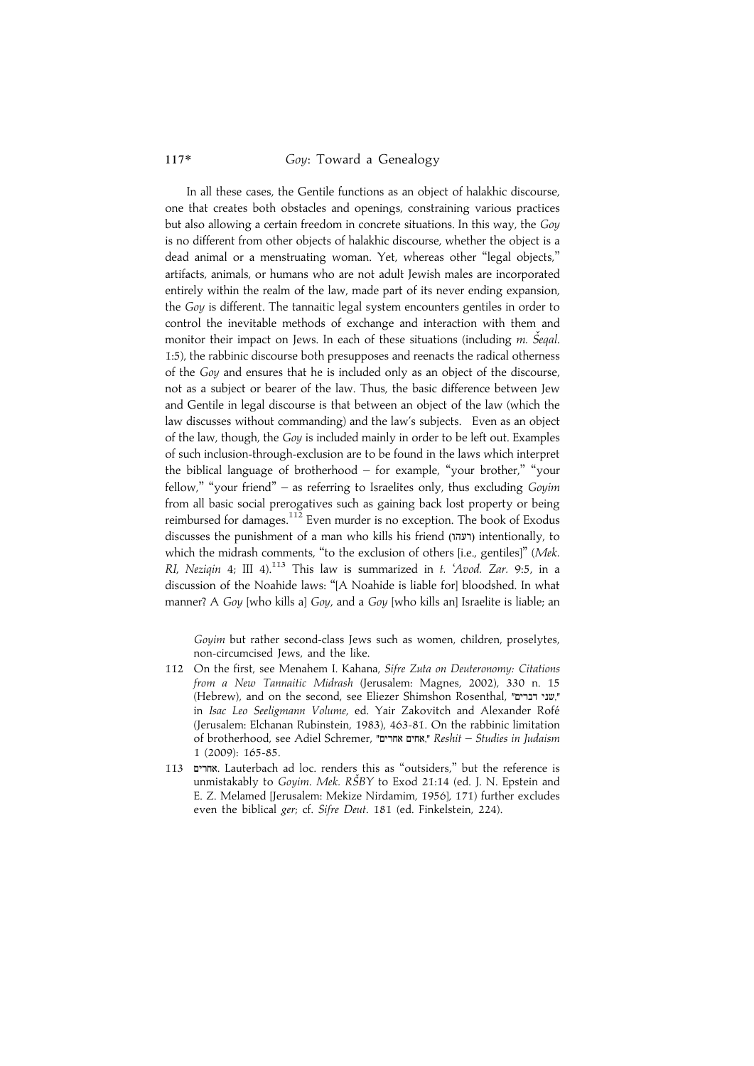In all these cases, the Gentile functions as an object of halakhic discourse, one that creates both obstacles and openings, constraining various practices but also allowing a certain freedom in concrete situations. In this way, the *Goy* is no different from other objects of halakhic discourse, whether the object is a dead animal or a menstruating woman. Yet, whereas other "legal objects," artifacts, animals, or humans who are not adult Jewish males are incorporated entirely within the realm of the law, made part of its never ending expansion, the *Goy* is different. The tannaitic legal system encounters gentiles in order to control the inevitable methods of exchange and interaction with them and monitor their impact on Jews. In each of these situations (including *m. Šeqal.* 1:5), the rabbinic discourse both presupposes and reenacts the radical otherness of the *Goy* and ensures that he is included only as an object of the discourse, not as a subject or bearer of the law. Thus, the basic difference between Jew and Gentile in legal discourse is that between an object of the law (which the law discusses without commanding) and the law's subjects. Even as an object of the law, though, the *Goy* is included mainly in order to be left out. Examples of such inclusion-through-exclusion are to be found in the laws which interpret the biblical language of brotherhood – for example, "your brother," "your fellow," "your friend" – as referring to Israelites only, thus excluding *Goyim* from all basic social prerogatives such as gaining back lost property or being reimbursed for damages.[112] Even murder is no exception. The book of Exodus discusses the punishment of a man who kills his friend (רעהו) intentionally, to which the midrash comments, "to the exclusion of others [i.e., gentiles]" (*Mek. RI, Neziqin* 4; III 4).[113] This law is summarized in *t. ʿAvod. Zar.* 9:5, in a discussion of the Noahide laws: "[A Noahide is liable for] bloodshed. In what manner? A *Goy* [who kills a] *Goy*, and a *Goy* [who kills an] Israelite is liable; an

*Goyim* but rather second-class Jews such as women, children, proselytes, non-circumcised Jews, and the like.

112 On the first, see Menahem I. Kahana, *Sifre Zuta on Deuteronomy: Citations from a New Tannaitic Midrash* (Jerusalem: Magnes, 2002), 330 n. 15 (Hebrew), and on the second, see Eliezer Shimshon Rosenthal, "שני דברים," in *Isac Leo Seeligmann Volume*, ed. Yair Zakovitch and Alexander Rofé (Jerusalem: Elchanan Rubinstein, 1983), 463-81. On the rabbinic limitation of brotherhood, see Adiel Schremer, "אחים אחרים," *Reshit – Studies in Judaism* 1 (2009): 165-85.

113 אחרים. Lauterbach ad loc. renders this as "outsiders," but the reference is unmistakably to *Goyim*. *Mek. RŠBY* to Exod 21:14 (ed. J. N. Epstein and E. Z. Melamed [Jerusalem: Mekize Nirdamim, 1956], 171) further excludes even the biblical *ger*; cf. *Sifre Deut*. 181 (ed. Finkelstein, 224).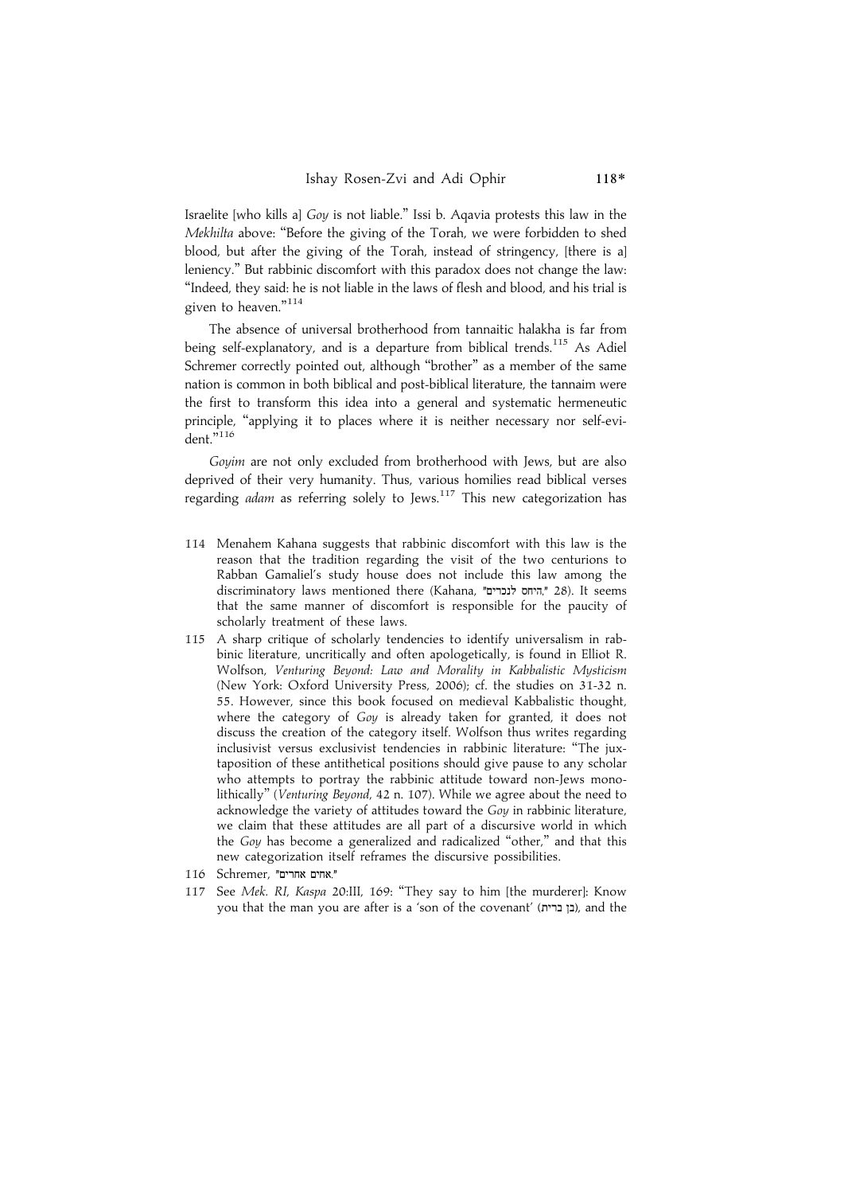Israelite [who kills a] *Goy* is not liable." Issi b. Aqavia protests this law in the *Mekhilta* above: "Before the giving of the Torah, we were forbidden to shed blood, but after the giving of the Torah, instead of stringency, [there is a] leniency." But rabbinic discomfort with this paradox does not change the law: "Indeed, they said: he is not liable in the laws of flesh and blood, and his trial is given to heaven."[114]

The absence of universal brotherhood from tannaitic halakha is far from being self-explanatory, and is a departure from biblical trends.[115] As Adiel Schremer correctly pointed out, although "brother" as a member of the same nation is common in both biblical and post-biblical literature, the tannaim were the first to transform this idea into a general and systematic hermeneutic principle, "applying it to places where it is neither necessary nor self-evident."[116]

*Goyim* are not only excluded from brotherhood with Jews, but are also deprived of their very humanity. Thus, various homilies read biblical verses regarding *adam* as referring solely to Jews.[117] This new categorization has

114 Menahem Kahana suggests that rabbinic discomfort with this law is the reason that the tradition regarding the visit of the two centurions to Rabban Gamaliel's study house does not include this law among the discriminatory laws mentioned there (Kahana, "היחס לנכרים," 28). It seems that the same manner of discomfort is responsible for the paucity of scholarly treatment of these laws.

115 A sharp critique of scholarly tendencies to identify universalism in rabbinic literature, uncritically and often apologetically, is found in Elliot R. Wolfson, *Venturing Beyond: Law and Morality in Kabbalistic Mysticism* (New York: Oxford University Press, 2006); cf. the studies on 31-32 n. 55. However, since this book focused on medieval Kabbalistic thought, where the category of *Goy* is already taken for granted, it does not discuss the creation of the category itself. Wolfson thus writes regarding inclusivist versus exclusivist tendencies in rabbinic literature: "The juxtaposition of these antithetical positions should give pause to any scholar who attempts to portray the rabbinic attitude toward non-Jews monolithically" (*Venturing Beyond*, 42 n. 107). While we agree about the need to acknowledge the variety of attitudes toward the *Goy* in rabbinic literature, we claim that these attitudes are all part of a discursive world in which the *Goy* has become a generalized and radicalized "other," and that this new categorization itself reframes the discursive possibilities.

116 Schremer, "אחים אחרים."

117 See *Mek. RI, Kaspa* 20:III, 169: "They say to him [the murderer]: Know you that the man you are after is a 'son of the covenant' (בן ברית), and the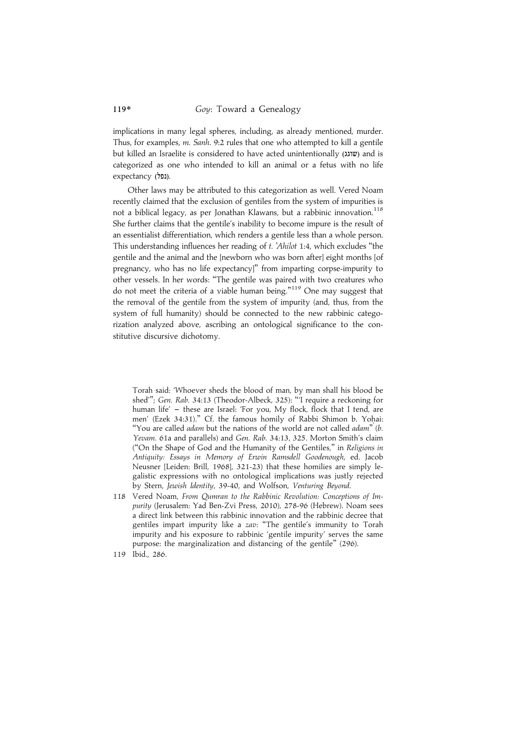implications in many legal spheres, including, as already mentioned, murder. Thus, for examples, *m. Sanh.* 9:2 rules that one who attempted to kill a gentile but killed an Israelite is considered to have acted unintentionally (שוגג) and is categorized as one who intended to kill an animal or a fetus with no life expectancy (נפל).

Other laws may be attributed to this categorization as well. Vered Noam recently claimed that the exclusion of gentiles from the system of impurities is not a biblical legacy, as per Jonathan Klawans, but a rabbinic innovation.[118] She further claims that the gentile's inability to become impure is the result of an essentialist differentiation, which renders a gentile less than a whole person. This understanding influences her reading of *t. 'Ahilot* 1:4, which excludes "the gentile and the animal and the [newborn who was born after] eight months [of pregnancy, who has no life expectancy]" from imparting corpse-impurity to other vessels. In her words: "The gentile was paired with two creatures who do not meet the criteria of a viable human being."[119] One may suggest that the removal of the gentile from the system of impurity (and, thus, from the system of full humanity) should be connected to the new rabbinic categorization analyzed above, ascribing an ontological significance to the constitutive discursive dichotomy.

---

Torah said: 'Whoever sheds the blood of man, by man shall his blood be shed'"; *Gen. Rab.* 34:13 (Theodor-Albeck, 325): "'I require a reckoning for human life' – these are Israel: 'For you, My flock, flock that I tend, are men' (Ezek 34:31)." Cf. the famous homily of Rabbi Shimon b. Yoḥai: "You are called *adam* but the nations of the world are not called *adam*" (*b. Yevam.* 61a and parallels) and *Gen. Rab.* 34:13, 325. Morton Smith's claim ("On the Shape of God and the Humanity of the Gentiles," in *Religions in Antiquity: Essays in Memory of Erwin Ramsdell Goodenough*, ed. Jacob Neusner [Leiden: Brill, 1968], 321-23) that these homilies are simply legalistic expressions with no ontological implications was justly rejected by Stern, *Jewish Identity*, 39-40, and Wolfson, *Venturing Beyond*.

118 Vered Noam, *From Qumran to the Rabbinic Revolution: Conceptions of Impurity* (Jerusalem: Yad Ben-Zvi Press, 2010), 278-96 (Hebrew). Noam sees a direct link between this rabbinic innovation and the rabbinic decree that gentiles impart impurity like a *zav*: "The gentile's immunity to Torah impurity and his exposure to rabbinic 'gentile impurity' serves the same purpose: the marginalization and distancing of the gentile" (296).

119 Ibid., 286.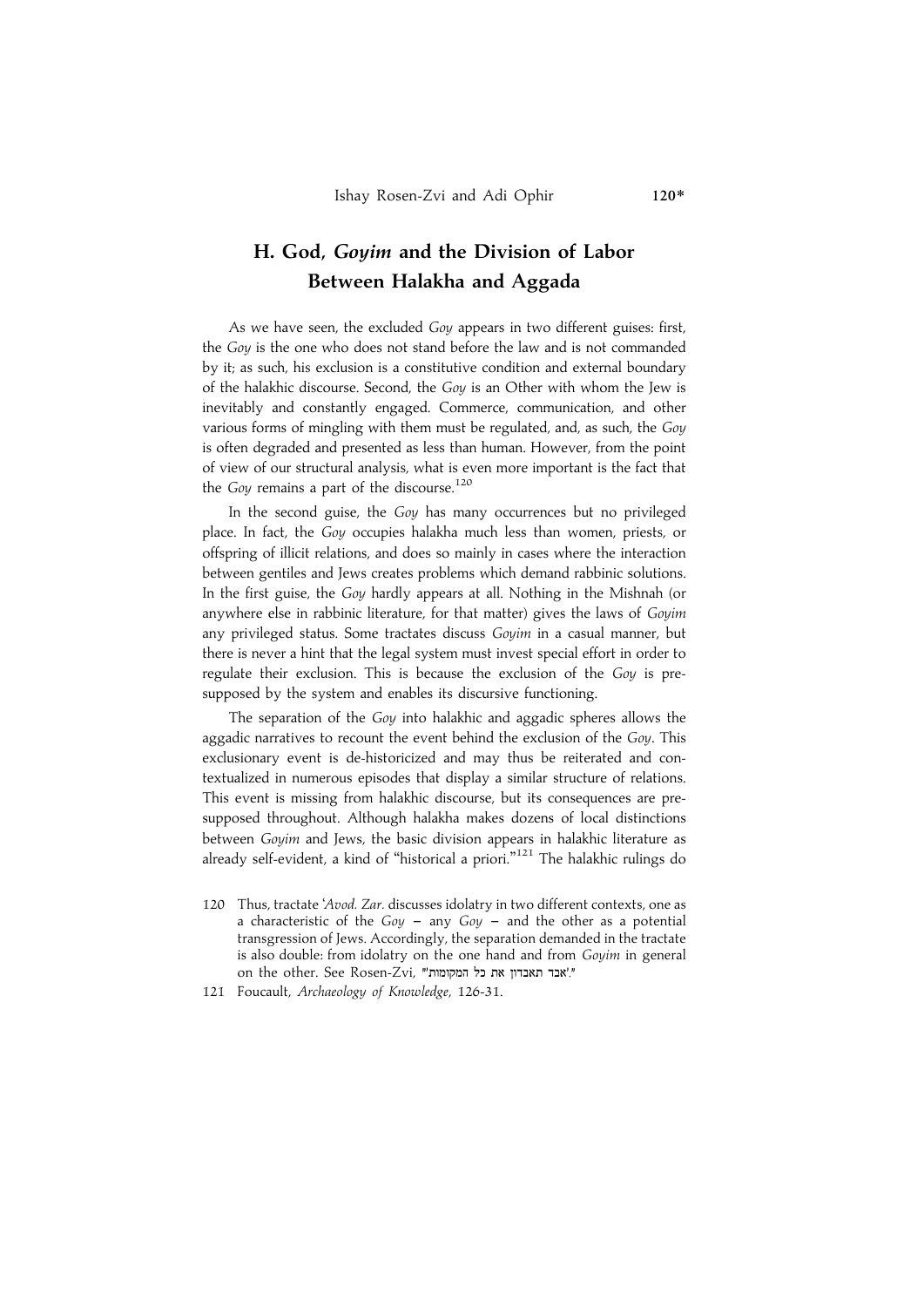## H. God, *Goyim* and the Division of Labor Between Halakha and Aggada

As we have seen, the excluded *Goy* appears in two different guises: first, the *Goy* is the one who does not stand before the law and is not commanded by it; as such, his exclusion is a constitutive condition and external boundary of the halakhic discourse. Second, the *Goy* is an Other with whom the Jew is inevitably and constantly engaged. Commerce, communication, and other various forms of mingling with them must be regulated, and, as such, the *Goy* is often degraded and presented as less than human. However, from the point of view of our structural analysis, what is even more important is the fact that the *Goy* remains a part of the discourse.[120]

In the second guise, the *Goy* has many occurrences but no privileged place. In fact, the *Goy* occupies halakha much less than women, priests, or offspring of illicit relations, and does so mainly in cases where the interaction between gentiles and Jews creates problems which demand rabbinic solutions. In the first guise, the *Goy* hardly appears at all. Nothing in the Mishnah (or anywhere else in rabbinic literature, for that matter) gives the laws of *Goyim* any privileged status. Some tractates discuss *Goyim* in a casual manner, but there is never a hint that the legal system must invest special effort in order to regulate their exclusion. This is because the exclusion of the *Goy* is presupposed by the system and enables its discursive functioning.

The separation of the *Goy* into halakhic and aggadic spheres allows the aggadic narratives to recount the event behind the exclusion of the *Goy*. This exclusionary event is de-historicized and may thus be reiterated and contextualized in numerous episodes that display a similar structure of relations. This event is missing from halakhic discourse, but its consequences are presupposed throughout. Although halakha makes dozens of local distinctions between *Goyim* and Jews, the basic division appears in halakhic literature as already self-evident, a kind of "historical a priori."[121] The halakhic rulings do

120 Thus, tractate *'Avod. Zar.* discusses idolatry in two different contexts, one as a characteristic of the *Goy* – any *Goy* – and the other as a potential transgression of Jews. Accordingly, the separation demanded in the tractate is also double: from idolatry on the one hand and from *Goyim* in general on the other. See Rosen-Zvi, "'אבד תאבדון את כל המקומות'."

121 Foucault, *Archaeology of Knowledge*, 126-31.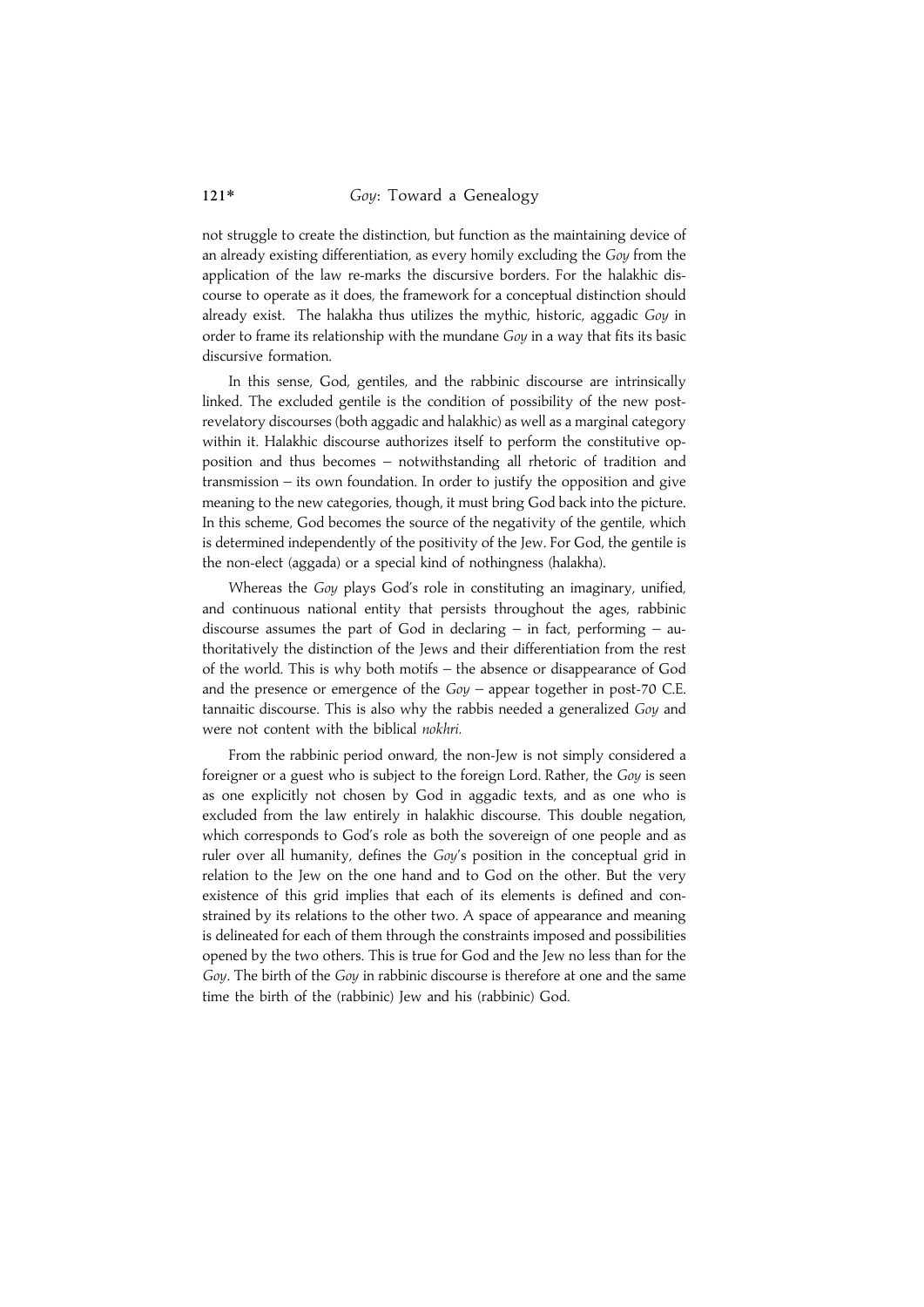not struggle to create the distinction, but function as the maintaining device of an already existing differentiation, as every homily excluding the *Goy* from the application of the law re-marks the discursive borders. For the halakhic discourse to operate as it does, the framework for a conceptual distinction should already exist. The halakha thus utilizes the mythic, historic, aggadic *Goy* in order to frame its relationship with the mundane *Goy* in a way that fits its basic discursive formation.

In this sense, God, gentiles, and the rabbinic discourse are intrinsically linked. The excluded gentile is the condition of possibility of the new post-revelatory discourses (both aggadic and halakhic) as well as a marginal category within it. Halakhic discourse authorizes itself to perform the constitutive opposition and thus becomes – notwithstanding all rhetoric of tradition and transmission – its own foundation. In order to justify the opposition and give meaning to the new categories, though, it must bring God back into the picture. In this scheme, God becomes the source of the negativity of the gentile, which is determined independently of the positivity of the Jew. For God, the gentile is the non-elect (aggada) or a special kind of nothingness (halakha).

Whereas the *Goy* plays God's role in constituting an imaginary, unified, and continuous national entity that persists throughout the ages, rabbinic discourse assumes the part of God in declaring – in fact, performing – authoritatively the distinction of the Jews and their differentiation from the rest of the world. This is why both motifs – the absence or disappearance of God and the presence or emergence of the *Goy* – appear together in post-70 C.E. tannaitic discourse. This is also why the rabbis needed a generalized *Goy* and were not content with the biblical *nokhri*.

From the rabbinic period onward, the non-Jew is not simply considered a foreigner or a guest who is subject to the foreign Lord. Rather, the *Goy* is seen as one explicitly not chosen by God in aggadic texts, and as one who is excluded from the law entirely in halakhic discourse. This double negation, which corresponds to God's role as both the sovereign of one people and as ruler over all humanity, defines the *Goy*'s position in the conceptual grid in relation to the Jew on the one hand and to God on the other. But the very existence of this grid implies that each of its elements is defined and constrained by its relations to the other two. A space of appearance and meaning is delineated for each of them through the constraints imposed and possibilities opened by the two others. This is true for God and the Jew no less than for the *Goy*. The birth of the *Goy* in rabbinic discourse is therefore at one and the same time the birth of the (rabbinic) Jew and his (rabbinic) God.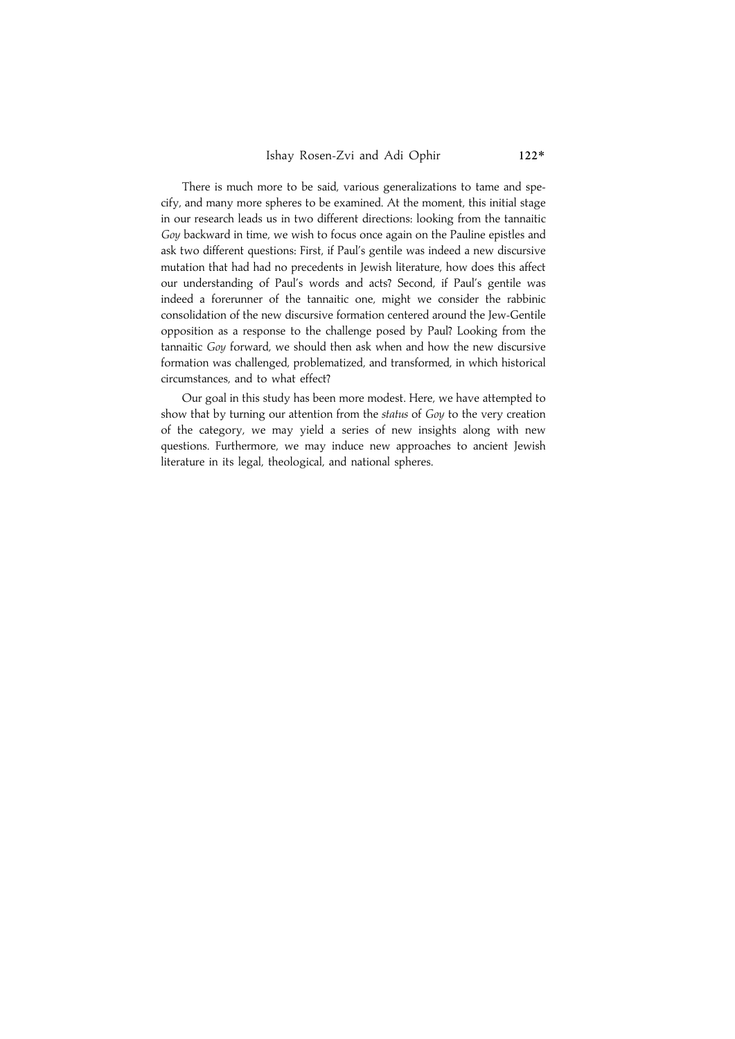There is much more to be said, various generalizations to tame and specify, and many more spheres to be examined. At the moment, this initial stage in our research leads us in two different directions: looking from the tannaitic *Goy* backward in time, we wish to focus once again on the Pauline epistles and ask two different questions: First, if Paul's gentile was indeed a new discursive mutation that had had no precedents in Jewish literature, how does this affect our understanding of Paul's words and acts? Second, if Paul's gentile was indeed a forerunner of the tannaitic one, might we consider the rabbinic consolidation of the new discursive formation centered around the Jew-Gentile opposition as a response to the challenge posed by Paul? Looking from the tannaitic *Goy* forward, we should then ask when and how the new discursive formation was challenged, problematized, and transformed, in which historical circumstances, and to what effect?

Our goal in this study has been more modest. Here, we have attempted to show that by turning our attention from the *status* of *Goy* to the very creation of the category, we may yield a series of new insights along with new questions. Furthermore, we may induce new approaches to ancient Jewish literature in its legal, theological, and national spheres.